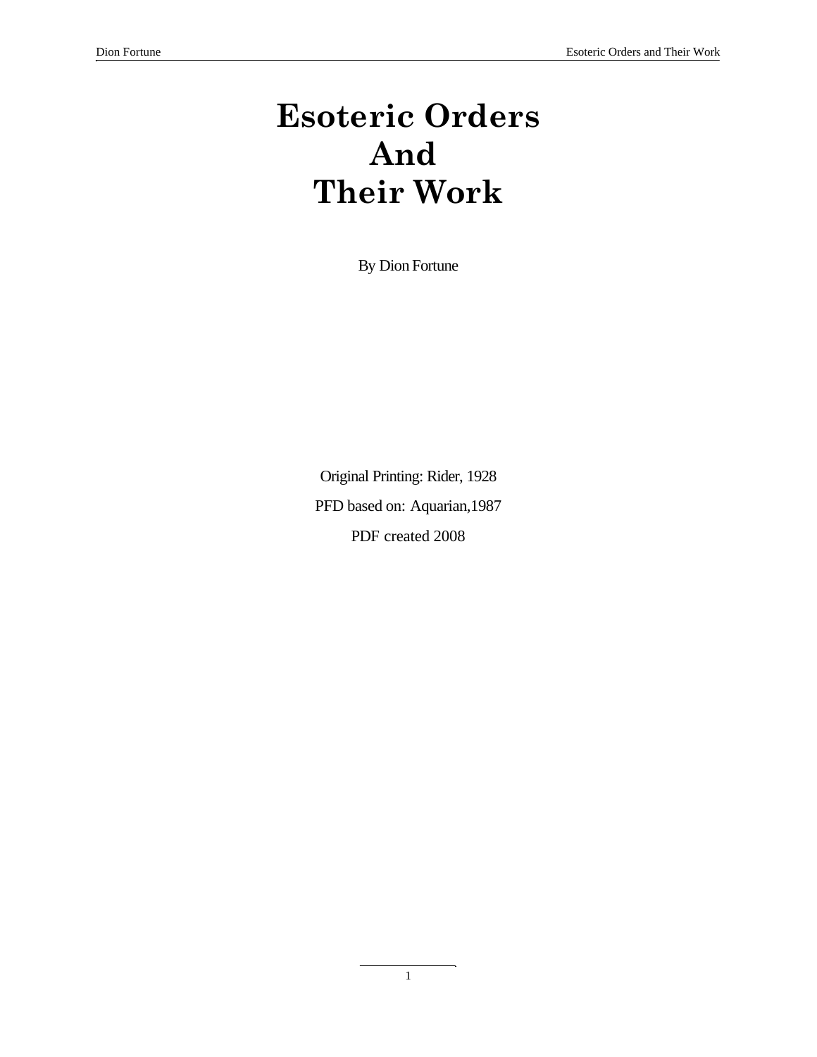# Esoteric Orders And Their Work

By Dion Fortune

Original Printing: Rider, 1928

PFD based on: Aquarian,1987

PDF created 2008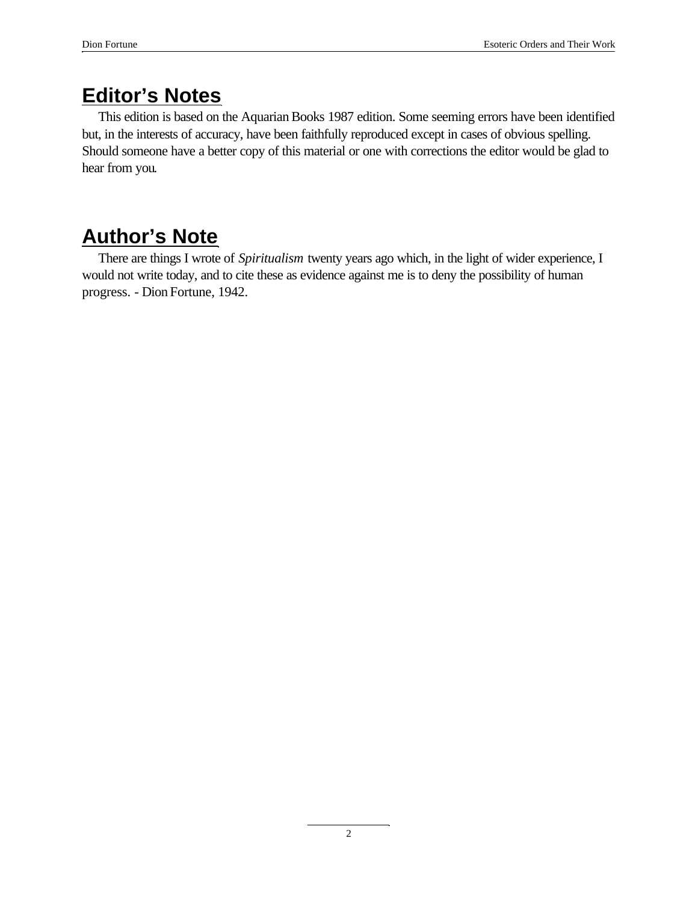## Editor's Notes

This edition is based on the Aquarian Books 1987 edition. Some seeming errors have been identified but, in the interests of accuracy, have been faithfully reproduced except in cases of obvious spelling. Should someone have a better copy of this material or one with corrections the editor would be glad to hear from you.

## Author's Note

There are things I wrote of *Spiritualism* twenty years ago which, in the light of wider experience, I would not write today, and to cite these as evidence against me is to deny the possibility of human progress. - Dion Fortune, 1942.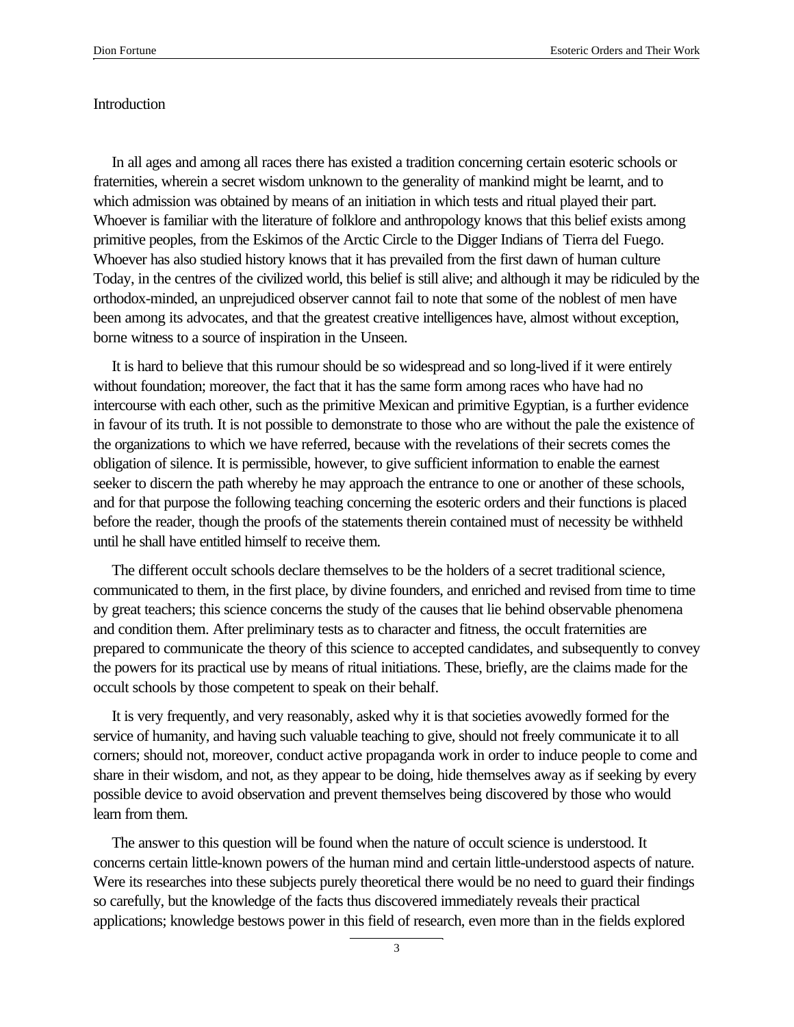# Introduction

In all ages and among all races there has existed a tradition concerning certain esoteric schools or fraternities, wherein a secret wisdom unknown to the generality of mankind might be learnt, and to which admission was obtained by means of an initiation in which tests and ritual played their part. Whoever is familiar with the literature of folklore and anthropology knows that this belief exists among primitive peoples, from the Eskimos of the Arctic Circle to the Digger Indians of Tierra del Fuego. Whoever has also studied history knows that it has prevailed from the first dawn of human culture Today, in the centres of the civilized world, this belief is still alive; and although it may be ridiculed by the orthodox-minded, an unprejudiced observer cannot fail to note that some of the noblest of men have been among its advocates, and that the greatest creative intelligences have, almost without exception, borne witness to a source of inspiration in the Unseen.

It is hard to believe that this rumour should be so widespread and so long-lived if it were entirely without foundation; moreover, the fact that it has the same form among races who have had no intercourse with each other, such as the primitive Mexican and primitive Egyptian, is a further evidence in favour of its truth. It is not possible to demonstrate to those who are without the pale the existence of the organizations to which we have referred, because with the revelations of their secrets comes the obligation of silence. It is permissible, however, to give sufficient information to enable the earnest seeker to discern the path whereby he may approach the entrance to one or another of these schools, and for that purpose the following teaching concerning the esoteric orders and their functions is placed before the reader, though the proofs of the statements therein contained must of necessity be withheld until he shall have entitled himself to receive them.

The different occult schools declare themselves to be the holders of a secret traditional science, communicated to them, in the first place, by divine founders, and enriched and revised from time to time by great teachers; this science concerns the study of the causes that lie behind observable phenomena and condition them. After preliminary tests as to character and fitness, the occult fraternities are prepared to communicate the theory of this science to accepted candidates, and subsequently to convey the powers for its practical use by means of ritual initiations. These, briefly, are the claims made for the occult schools by those competent to speak on their behalf.

It is very frequently, and very reasonably, asked why it is that societies avowedly formed for the service of humanity, and having such valuable teaching to give, should not freely communicate it to all corners; should not, moreover, conduct active propaganda work in order to induce people to come and share in their wisdom, and not, as they appear to be doing, hide themselves away as if seeking by every possible device to avoid observation and prevent themselves being discovered by those who would learn from them.

The answer to this question will be found when the nature of occult science is understood. It concerns certain little-known powers of the human mind and certain little-understood aspects of nature. Were its researches into these subjects purely theoretical there would be no need to guard their findings so carefully, but the knowledge of the facts thus discovered immediately reveals their practical applications; knowledge bestows power in this field of research, even more than in the fields explored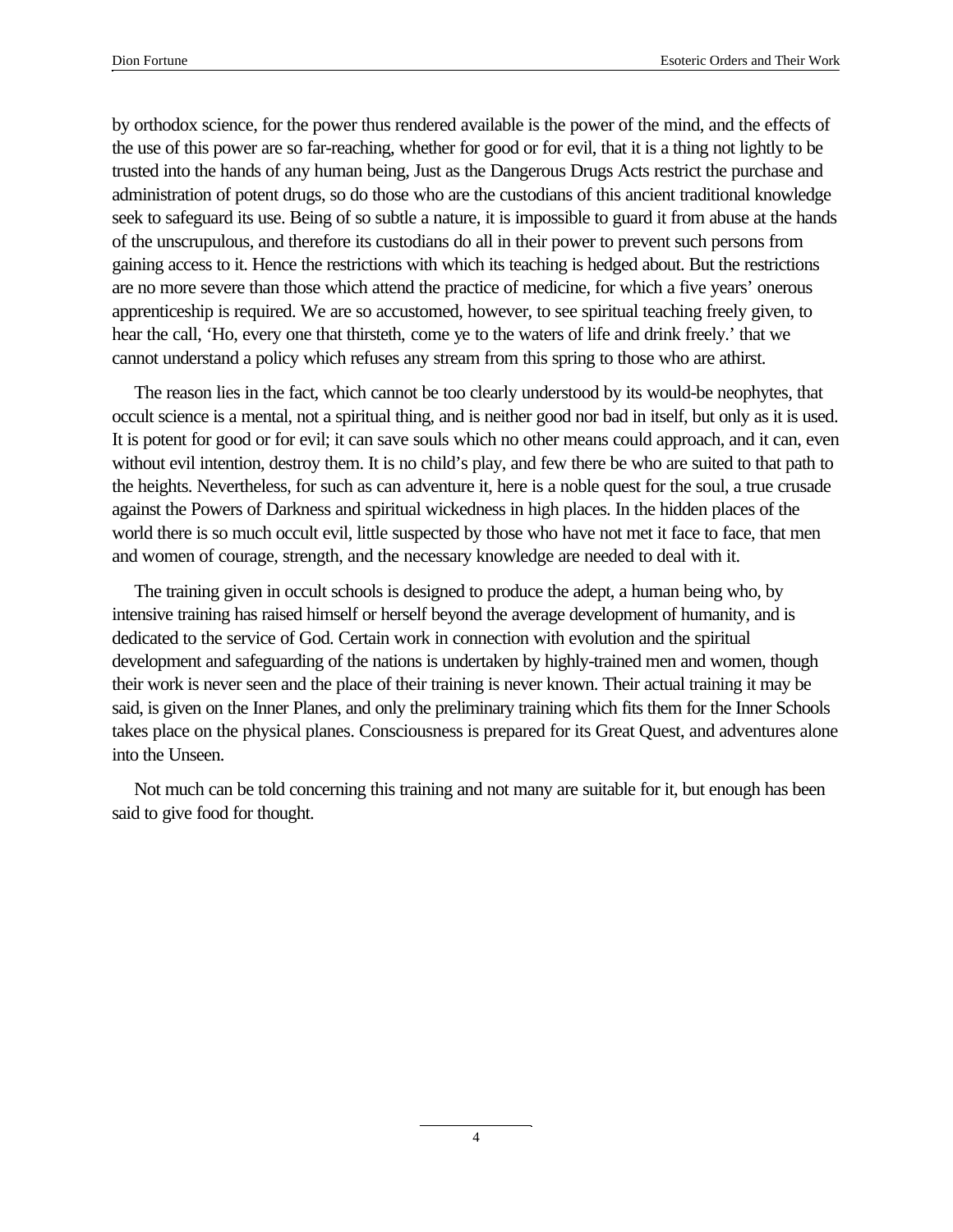by orthodox science, for the power thus rendered available is the power of the mind, and the effects of the use of this power are so far-reaching, whether for good or for evil, that it is a thing not lightly to be trusted into the hands of any human being, Just as the Dangerous Drugs Acts restrict the purchase and administration of potent drugs, so do those who are the custodians of this ancient traditional knowledge seek to safeguard its use. Being of so subtle a nature, it is impossible to guard it from abuse at the hands of the unscrupulous, and therefore its custodians do all in their power to prevent such persons from gaining access to it. Hence the restrictions with which its teaching is hedged about. But the restrictions are no more severe than those which attend the practice of medicine, for which a five years' onerous apprenticeship is required. We are so accustomed, however, to see spiritual teaching freely given, to hear the call, 'Ho, every one that thirsteth, come ye to the waters of life and drink freely.' that we cannot understand a policy which refuses any stream from this spring to those who are athirst.

The reason lies in the fact, which cannot be too clearly understood by its would-be neophytes, that occult science is a mental, not a spiritual thing, and is neither good nor bad in itself, but only as it is used. It is potent for good or for evil; it can save souls which no other means could approach, and it can, even without evil intention, destroy them. It is no child's play, and few there be who are suited to that path to the heights. Nevertheless, for such as can adventure it, here is a noble quest for the soul, a true crusade against the Powers of Darkness and spiritual wickedness in high places. In the hidden places of the world there is so much occult evil, little suspected by those who have not met it face to face, that men and women of courage, strength, and the necessary knowledge are needed to deal with it.

The training given in occult schools is designed to produce the adept, a human being who, by intensive training has raised himself or herself beyond the average development of humanity, and is dedicated to the service of God. Certain work in connection with evolution and the spiritual development and safeguarding of the nations is undertaken by highly-trained men and women, though their work is never seen and the place of their training is never known. Their actual training it may be said, is given on the Inner Planes, and only the preliminary training which fits them for the Inner Schools takes place on the physical planes. Consciousness is prepared for its Great Quest, and adventures alone into the Unseen.

Not much can be told concerning this training and not many are suitable for it, but enough has been said to give food for thought.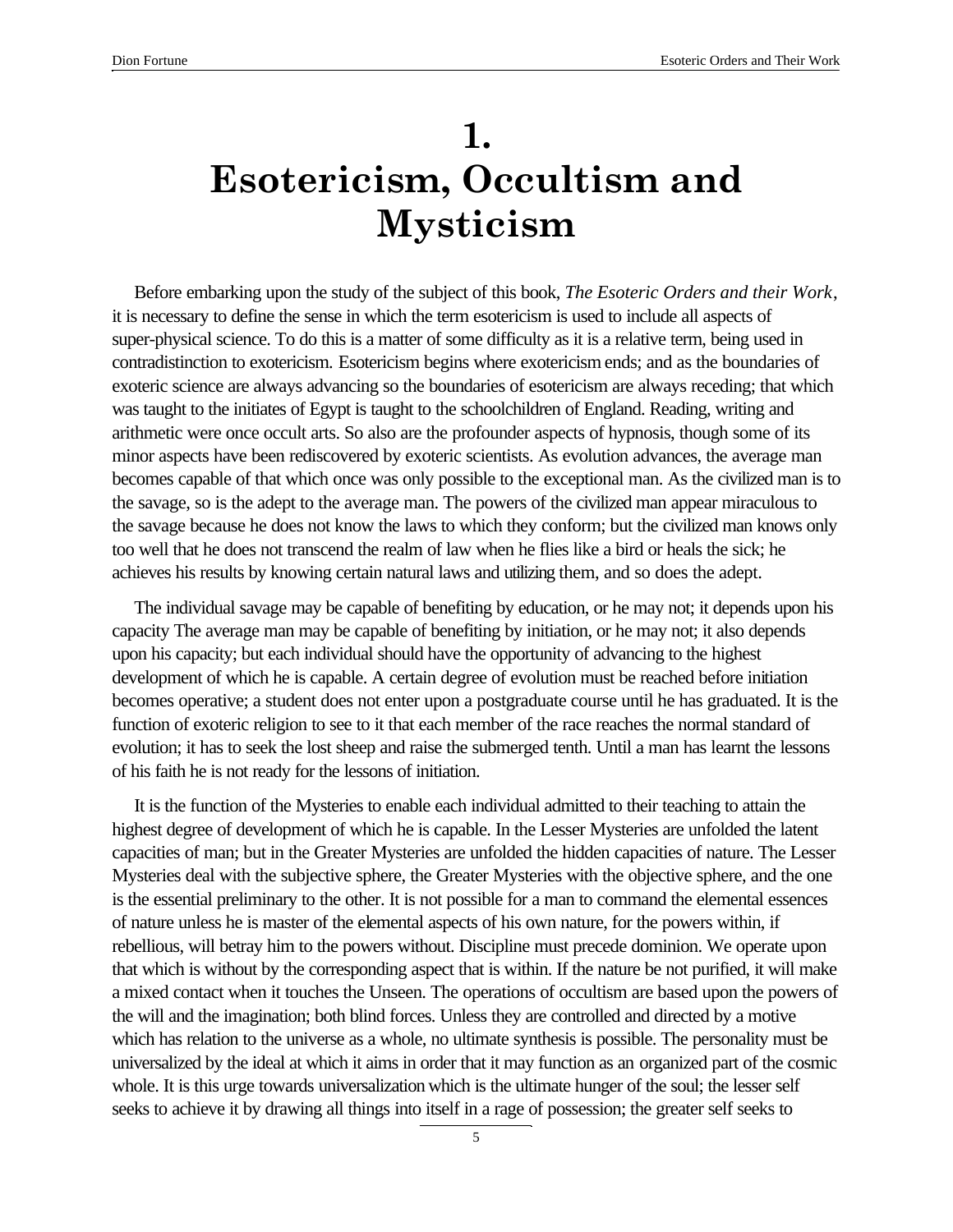# 1. Esotericism, Occultism and Mysticism

Before embarking upon the study of the subject of this book, *The Esoteric Orders and their Work*, it is necessary to define the sense in which the term esotericism is used to include all aspects of super-physical science. To do this is a matter of some difficulty as it is a relative term, being used in contradistinction to exotericism. Esotericism begins where exotericism ends; and as the boundaries of exoteric science are always advancing so the boundaries of esotericism are always receding; that which was taught to the initiates of Egypt is taught to the schoolchildren of England. Reading, writing and arithmetic were once occult arts. So also are the profounder aspects of hypnosis, though some of its minor aspects have been rediscovered by exoteric scientists. As evolution advances, the average man becomes capable of that which once was only possible to the exceptional man. As the civilized man is to the savage, so is the adept to the average man. The powers of the civilized man appear miraculous to the savage because he does not know the laws to which they conform; but the civilized man knows only too well that he does not transcend the realm of law when he flies like a bird or heals the sick; he achieves his results by knowing certain natural laws and utilizing them, and so does the adept.

The individual savage may be capable of benefiting by education, or he may not; it depends upon his capacity The average man may be capable of benefiting by initiation, or he may not; it also depends upon his capacity; but each individual should have the opportunity of advancing to the highest development of which he is capable. A certain degree of evolution must be reached before initiation becomes operative; a student does not enter upon a postgraduate course until he has graduated. It is the function of exoteric religion to see to it that each member of the race reaches the normal standard of evolution; it has to seek the lost sheep and raise the submerged tenth. Until a man has learnt the lessons of his faith he is not ready for the lessons of initiation.

It is the function of the Mysteries to enable each individual admitted to their teaching to attain the highest degree of development of which he is capable. In the Lesser Mysteries are unfolded the latent capacities of man; but in the Greater Mysteries are unfolded the hidden capacities of nature. The Lesser Mysteries deal with the subjective sphere, the Greater Mysteries with the objective sphere, and the one is the essential preliminary to the other. It is not possible for a man to command the elemental essences of nature unless he is master of the elemental aspects of his own nature, for the powers within, if rebellious, will betray him to the powers without. Discipline must precede dominion. We operate upon that which is without by the corresponding aspect that is within. If the nature be not purified, it will make a mixed contact when it touches the Unseen. The operations of occultism are based upon the powers of the will and the imagination; both blind forces. Unless they are controlled and directed by a motive which has relation to the universe as a whole, no ultimate synthesis is possible. The personality must be universalized by the ideal at which it aims in order that it may function as an organized part of the cosmic whole. It is this urge towards universalization which is the ultimate hunger of the soul; the lesser self seeks to achieve it by drawing all things into itself in a rage of possession; the greater self seeks to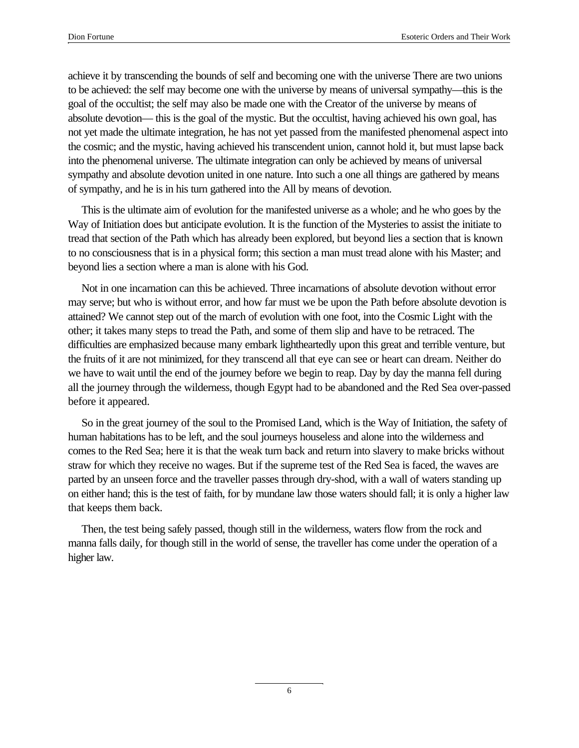achieve it by transcending the bounds of self and becoming one with the universe There are two unions to be achieved: the self may become one with the universe by means of universal sympathy—this is the goal of the occultist; the self may also be made one with the Creator of the universe by means of absolute devotion— this is the goal of the mystic. But the occultist, having achieved his own goal, has not yet made the ultimate integration, he has not yet passed from the manifested phenomenal aspect into the cosmic; and the mystic, having achieved his transcendent union, cannot hold it, but must lapse back into the phenomenal universe. The ultimate integration can only be achieved by means of universal sympathy and absolute devotion united in one nature. Into such a one all things are gathered by means of sympathy, and he is in his turn gathered into the All by means of devotion.

This is the ultimate aim of evolution for the manifested universe as a whole; and he who goes by the Way of Initiation does but anticipate evolution. It is the function of the Mysteries to assist the initiate to tread that section of the Path which has already been explored, but beyond lies a section that is known to no consciousness that is in a physical form; this section a man must tread alone with his Master; and beyond lies a section where a man is alone with his God.

Not in one incarnation can this be achieved. Three incarnations of absolute devotion without error may serve; but who is without error, and how far must we be upon the Path before absolute devotion is attained? We cannot step out of the march of evolution with one foot, into the Cosmic Light with the other; it takes many steps to tread the Path, and some of them slip and have to be retraced. The difficulties are emphasized because many embark lightheartedly upon this great and terrible venture, but the fruits of it are not minimized, for they transcend all that eye can see or heart can dream. Neither do we have to wait until the end of the journey before we begin to reap. Day by day the manna fell during all the journey through the wilderness, though Egypt had to be abandoned and the Red Sea over-passed before it appeared.

So in the great journey of the soul to the Promised Land, which is the Way of Initiation, the safety of human habitations has to be left, and the soul journeys houseless and alone into the wilderness and comes to the Red Sea; here it is that the weak turn back and return into slavery to make bricks without straw for which they receive no wages. But if the supreme test of the Red Sea is faced, the waves are parted by an unseen force and the traveller passes through dry-shod, with a wall of waters standing up on either hand; this is the test of faith, for by mundane law those waters should fall; it is only a higher law that keeps them back.

Then, the test being safely passed, though still in the wilderness, waters flow from the rock and manna falls daily, for though still in the world of sense, the traveller has come under the operation of a higher law.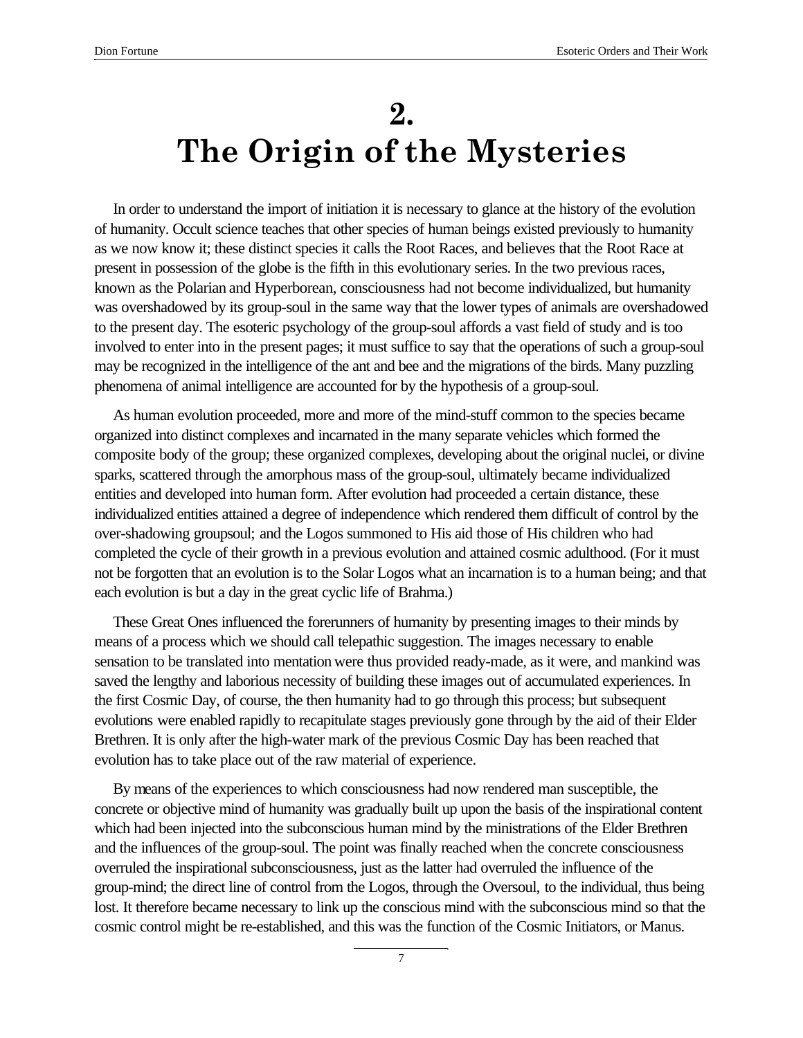# 2.
# The Origin of the Mysteries

In order to understand the import of initiation it is necessary to glance at the history of the evolution of humanity. Occult science teaches that other species of human beings existed previously to humanity as we now know it; these distinct species it calls the Root Races, and believes that the Root Race at present in possession of the globe is the fifth in this evolutionary series. In the two previous races, known as the Polarian and Hyperborean, consciousness had not become individualized, but humanity was overshadowed by its group-soul in the same way that the lower types of animals are overshadowed to the present day. The esoteric psychology of the group-soul affords a vast field of study and is too involved to enter into in the present pages; it must suffice to say that the operations of such a group-soul may be recognized in the intelligence of the ant and bee and the migrations of the birds. Many puzzling phenomena of animal intelligence are accounted for by the hypothesis of a group-soul.

As human evolution proceeded, more and more of the mind-stuff common to the species became organized into distinct complexes and incarnated in the many separate vehicles which formed the composite body of the group; these organized complexes, developing about the original nuclei, or divine sparks, scattered through the amorphous mass of the group-soul, ultimately became individualized entities and developed into human form. After evolution had proceeded a certain distance, these individualized entities attained a degree of independence which rendered them difficult of control by the over-shadowing groupsoul; and the Logos summoned to His aid those of His children who had completed the cycle of their growth in a previous evolution and attained cosmic adulthood. (For it must not be forgotten that an evolution is to the Solar Logos what an incarnation is to a human being; and that each evolution is but a day in the great cyclic life of Brahma.)

These Great Ones influenced the forerunners of humanity by presenting images to their minds by means of a process which we should call telepathic suggestion. The images necessary to enable sensation to be translated into mentation were thus provided ready-made, as it were, and mankind was saved the lengthy and laborious necessity of building these images out of accumulated experiences. In the first Cosmic Day, of course, the then humanity had to go through this process; but subsequent evolutions were enabled rapidly to recapitulate stages previously gone through by the aid of their Elder Brethren. It is only after the high-water mark of the previous Cosmic Day has been reached that evolution has to take place out of the raw material of experience.

By means of the experiences to which consciousness had now rendered man susceptible, the concrete or objective mind of humanity was gradually built up upon the basis of the inspirational content which had been injected into the subconscious human mind by the ministrations of the Elder Brethren and the influences of the group-soul. The point was finally reached when the concrete consciousness overruled the inspirational subconsciousness, just as the latter had overruled the influence of the group-mind; the direct line of control from the Logos, through the Oversoul, to the individual, thus being lost. It therefore became necessary to link up the conscious mind with the subconscious mind so that the cosmic control might be re-established, and this was the function of the Cosmic Initiators, or Manus.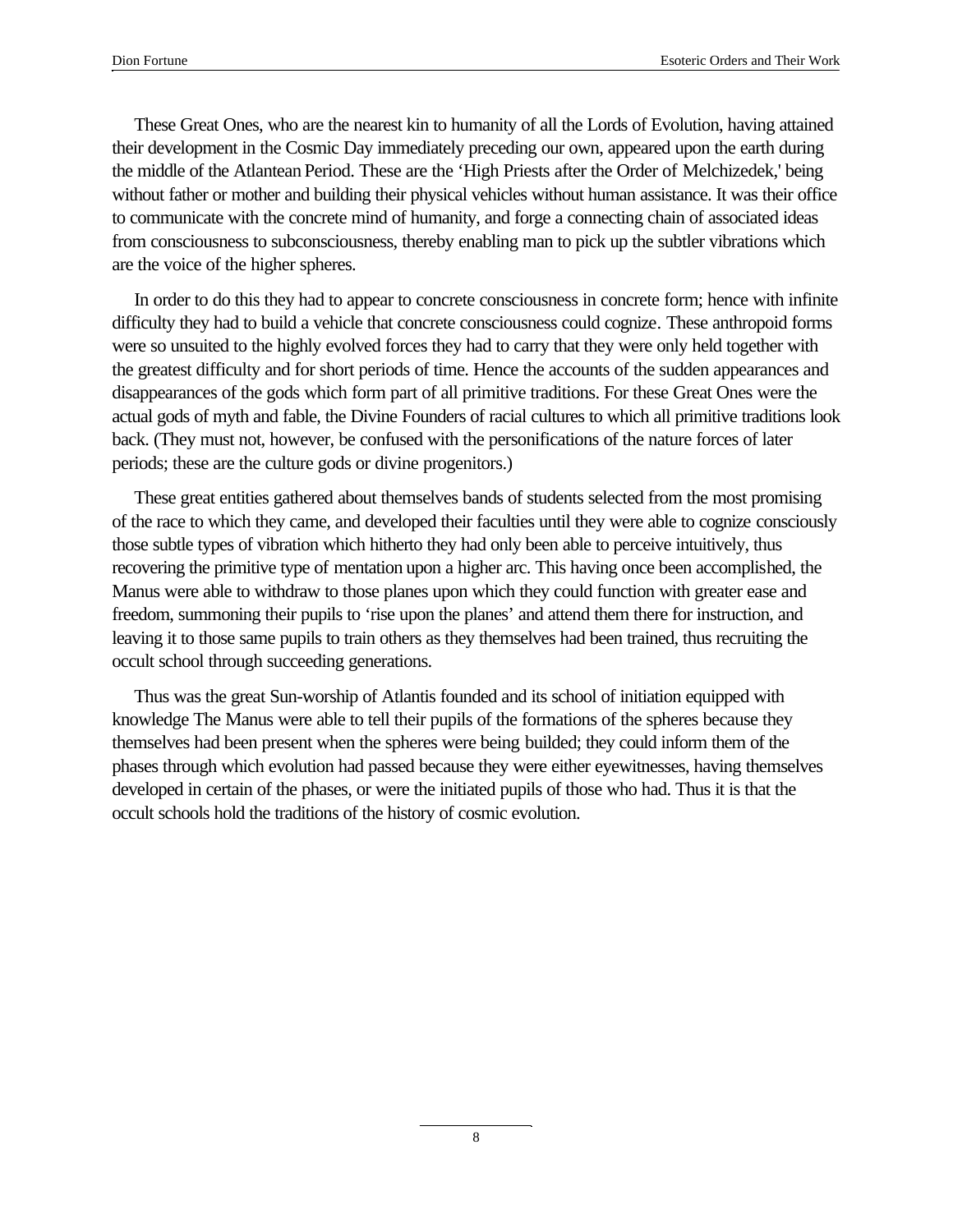These Great Ones, who are the nearest kin to humanity of all the Lords of Evolution, having attained their development in the Cosmic Day immediately preceding our own, appeared upon the earth during the middle of the Atlantean Period. These are the 'High Priests after the Order of Melchizedek,' being without father or mother and building their physical vehicles without human assistance. It was their office to communicate with the concrete mind of humanity, and forge a connecting chain of associated ideas from consciousness to subconsciousness, thereby enabling man to pick up the subtler vibrations which are the voice of the higher spheres.

In order to do this they had to appear to concrete consciousness in concrete form; hence with infinite difficulty they had to build a vehicle that concrete consciousness could cognize. These anthropoid forms were so unsuited to the highly evolved forces they had to carry that they were only held together with the greatest difficulty and for short periods of time. Hence the accounts of the sudden appearances and disappearances of the gods which form part of all primitive traditions. For these Great Ones were the actual gods of myth and fable, the Divine Founders of racial cultures to which all primitive traditions look back. (They must not, however, be confused with the personifications of the nature forces of later periods; these are the culture gods or divine progenitors.)

These great entities gathered about themselves bands of students selected from the most promising of the race to which they came, and developed their faculties until they were able to cognize consciously those subtle types of vibration which hitherto they had only been able to perceive intuitively, thus recovering the primitive type of mentation upon a higher arc. This having once been accomplished, the Manus were able to withdraw to those planes upon which they could function with greater ease and freedom, summoning their pupils to 'rise upon the planes' and attend them there for instruction, and leaving it to those same pupils to train others as they themselves had been trained, thus recruiting the occult school through succeeding generations.

Thus was the great Sun-worship of Atlantis founded and its school of initiation equipped with knowledge The Manus were able to tell their pupils of the formations of the spheres because they themselves had been present when the spheres were being builded; they could inform them of the phases through which evolution had passed because they were either eyewitnesses, having themselves developed in certain of the phases, or were the initiated pupils of those who had. Thus it is that the occult schools hold the traditions of the history of cosmic evolution.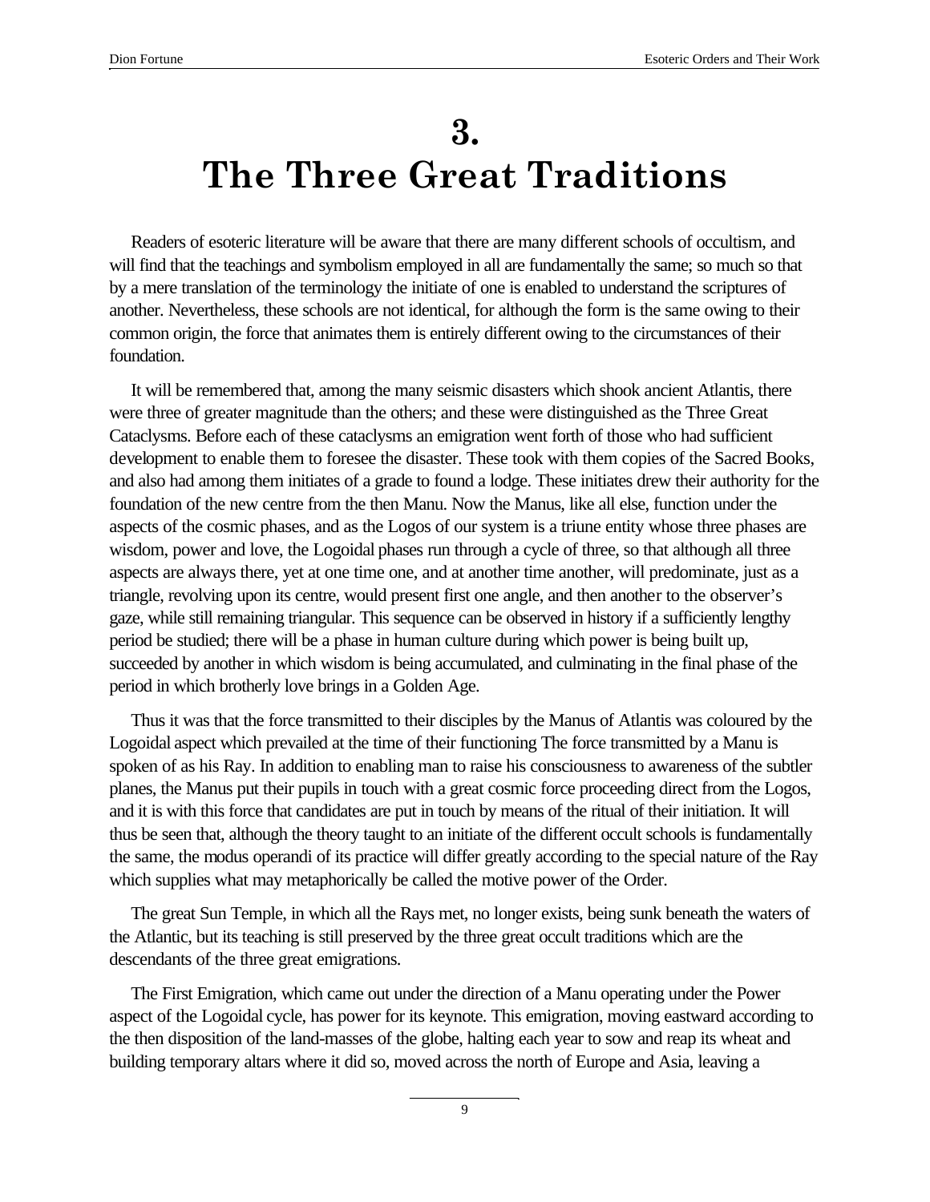# 3.
# The Three Great Traditions

Readers of esoteric literature will be aware that there are many different schools of occultism, and will find that the teachings and symbolism employed in all are fundamentally the same; so much so that by a mere translation of the terminology the initiate of one is enabled to understand the scriptures of another. Nevertheless, these schools are not identical, for although the form is the same owing to their common origin, the force that animates them is entirely different owing to the circumstances of their foundation.

It will be remembered that, among the many seismic disasters which shook ancient Atlantis, there were three of greater magnitude than the others; and these were distinguished as the Three Great Cataclysms. Before each of these cataclysms an emigration went forth of those who had sufficient development to enable them to foresee the disaster. These took with them copies of the Sacred Books, and also had among them initiates of a grade to found a lodge. These initiates drew their authority for the foundation of the new centre from the then Manu. Now the Manus, like all else, function under the aspects of the cosmic phases, and as the Logos of our system is a triune entity whose three phases are wisdom, power and love, the Logoidal phases run through a cycle of three, so that although all three aspects are always there, yet at one time one, and at another time another, will predominate, just as a triangle, revolving upon its centre, would present first one angle, and then another to the observer's gaze, while still remaining triangular. This sequence can be observed in history if a sufficiently lengthy period be studied; there will be a phase in human culture during which power is being built up, succeeded by another in which wisdom is being accumulated, and culminating in the final phase of the period in which brotherly love brings in a Golden Age.

Thus it was that the force transmitted to their disciples by the Manus of Atlantis was coloured by the Logoidal aspect which prevailed at the time of their functioning The force transmitted by a Manu is spoken of as his Ray. In addition to enabling man to raise his consciousness to awareness of the subtler planes, the Manus put their pupils in touch with a great cosmic force proceeding direct from the Logos, and it is with this force that candidates are put in touch by means of the ritual of their initiation. It will thus be seen that, although the theory taught to an initiate of the different occult schools is fundamentally the same, the modus operandi of its practice will differ greatly according to the special nature of the Ray which supplies what may metaphorically be called the motive power of the Order.

The great Sun Temple, in which all the Rays met, no longer exists, being sunk beneath the waters of the Atlantic, but its teaching is still preserved by the three great occult traditions which are the descendants of the three great emigrations.

The First Emigration, which came out under the direction of a Manu operating under the Power aspect of the Logoidal cycle, has power for its keynote. This emigration, moving eastward according to the then disposition of the land-masses of the globe, halting each year to sow and reap its wheat and building temporary altars where it did so, moved across the north of Europe and Asia, leaving a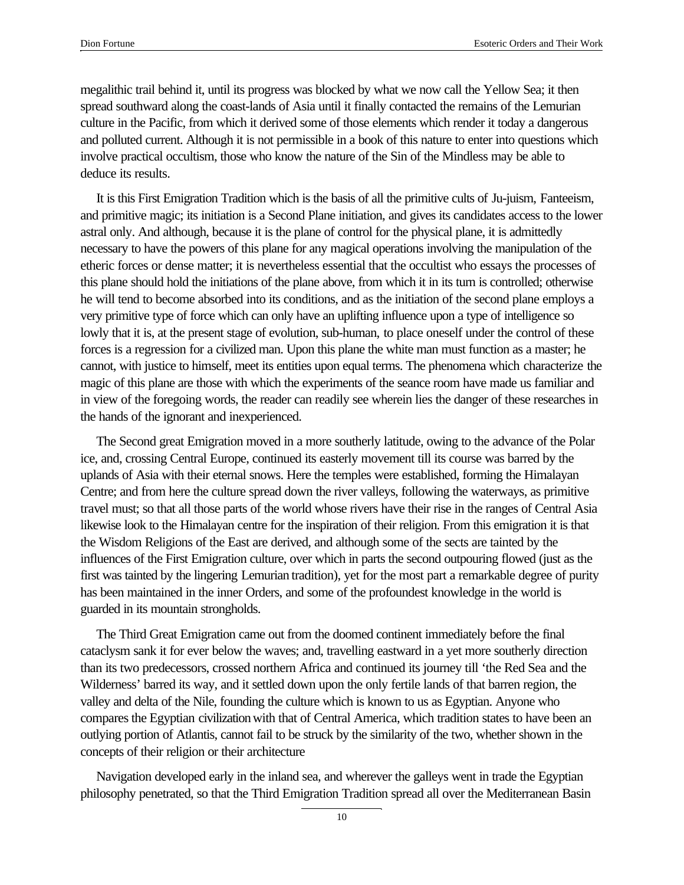megalithic trail behind it, until its progress was blocked by what we now call the Yellow Sea; it then spread southward along the coast-lands of Asia until it finally contacted the remains of the Lemurian culture in the Pacific, from which it derived some of those elements which render it today a dangerous and polluted current. Although it is not permissible in a book of this nature to enter into questions which involve practical occultism, those who know the nature of the Sin of the Mindless may be able to deduce its results.

It is this First Emigration Tradition which is the basis of all the primitive cults of Ju-juism, Fanteeism, and primitive magic; its initiation is a Second Plane initiation, and gives its candidates access to the lower astral only. And although, because it is the plane of control for the physical plane, it is admittedly necessary to have the powers of this plane for any magical operations involving the manipulation of the etheric forces or dense matter; it is nevertheless essential that the occultist who essays the processes of this plane should hold the initiations of the plane above, from which it in its turn is controlled; otherwise he will tend to become absorbed into its conditions, and as the initiation of the second plane employs a very primitive type of force which can only have an uplifting influence upon a type of intelligence so lowly that it is, at the present stage of evolution, sub-human, to place oneself under the control of these forces is a regression for a civilized man. Upon this plane the white man must function as a master; he cannot, with justice to himself, meet its entities upon equal terms. The phenomena which characterize the magic of this plane are those with which the experiments of the seance room have made us familiar and in view of the foregoing words, the reader can readily see wherein lies the danger of these researches in the hands of the ignorant and inexperienced.

The Second great Emigration moved in a more southerly latitude, owing to the advance of the Polar ice, and, crossing Central Europe, continued its easterly movement till its course was barred by the uplands of Asia with their eternal snows. Here the temples were established, forming the Himalayan Centre; and from here the culture spread down the river valleys, following the waterways, as primitive travel must; so that all those parts of the world whose rivers have their rise in the ranges of Central Asia likewise look to the Himalayan centre for the inspiration of their religion. From this emigration it is that the Wisdom Religions of the East are derived, and although some of the sects are tainted by the influences of the First Emigration culture, over which in parts the second outpouring flowed (just as the first was tainted by the lingering Lemurian tradition), yet for the most part a remarkable degree of purity has been maintained in the inner Orders, and some of the profoundest knowledge in the world is guarded in its mountain strongholds.

The Third Great Emigration came out from the doomed continent immediately before the final cataclysm sank it for ever below the waves; and, travelling eastward in a yet more southerly direction than its two predecessors, crossed northern Africa and continued its journey till 'the Red Sea and the Wilderness' barred its way, and it settled down upon the only fertile lands of that barren region, the valley and delta of the Nile, founding the culture which is known to us as Egyptian. Anyone who compares the Egyptian civilization with that of Central America, which tradition states to have been an outlying portion of Atlantis, cannot fail to be struck by the similarity of the two, whether shown in the concepts of their religion or their architecture

Navigation developed early in the inland sea, and wherever the galleys went in trade the Egyptian philosophy penetrated, so that the Third Emigration Tradition spread all over the Mediterranean Basin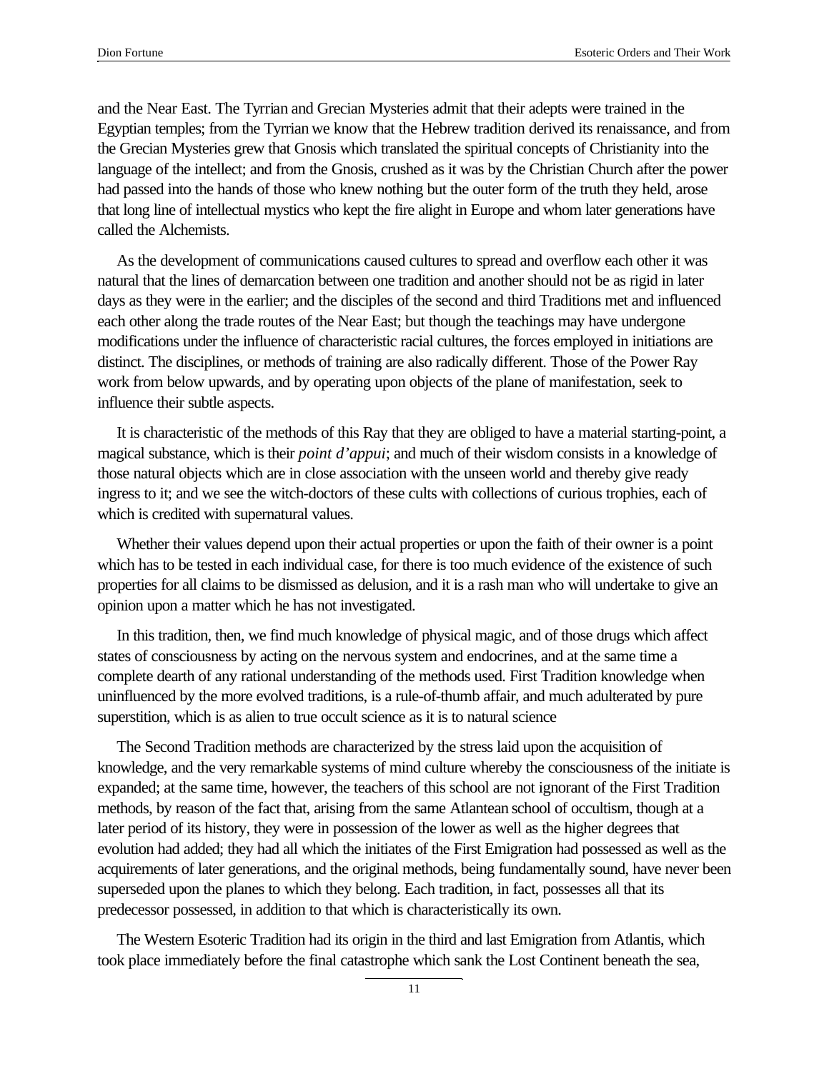and the Near East. The Tyrrian and Grecian Mysteries admit that their adepts were trained in the Egyptian temples; from the Tyrrian we know that the Hebrew tradition derived its renaissance, and from the Grecian Mysteries grew that Gnosis which translated the spiritual concepts of Christianity into the language of the intellect; and from the Gnosis, crushed as it was by the Christian Church after the power had passed into the hands of those who knew nothing but the outer form of the truth they held, arose that long line of intellectual mystics who kept the fire alight in Europe and whom later generations have called the Alchemists.

As the development of communications caused cultures to spread and overflow each other it was natural that the lines of demarcation between one tradition and another should not be as rigid in later days as they were in the earlier; and the disciples of the second and third Traditions met and influenced each other along the trade routes of the Near East; but though the teachings may have undergone modifications under the influence of characteristic racial cultures, the forces employed in initiations are distinct. The disciplines, or methods of training are also radically different. Those of the Power Ray work from below upwards, and by operating upon objects of the plane of manifestation, seek to influence their subtle aspects.

It is characteristic of the methods of this Ray that they are obliged to have a material starting-point, a magical substance, which is their *point d'appui*; and much of their wisdom consists in a knowledge of those natural objects which are in close association with the unseen world and thereby give ready ingress to it; and we see the witch-doctors of these cults with collections of curious trophies, each of which is credited with supernatural values.

Whether their values depend upon their actual properties or upon the faith of their owner is a point which has to be tested in each individual case, for there is too much evidence of the existence of such properties for all claims to be dismissed as delusion, and it is a rash man who will undertake to give an opinion upon a matter which he has not investigated.

In this tradition, then, we find much knowledge of physical magic, and of those drugs which affect states of consciousness by acting on the nervous system and endocrines, and at the same time a complete dearth of any rational understanding of the methods used. First Tradition knowledge when uninfluenced by the more evolved traditions, is a rule-of-thumb affair, and much adulterated by pure superstition, which is as alien to true occult science as it is to natural science

The Second Tradition methods are characterized by the stress laid upon the acquisition of knowledge, and the very remarkable systems of mind culture whereby the consciousness of the initiate is expanded; at the same time, however, the teachers of this school are not ignorant of the First Tradition methods, by reason of the fact that, arising from the same Atlantean school of occultism, though at a later period of its history, they were in possession of the lower as well as the higher degrees that evolution had added; they had all which the initiates of the First Emigration had possessed as well as the acquirements of later generations, and the original methods, being fundamentally sound, have never been superseded upon the planes to which they belong. Each tradition, in fact, possesses all that its predecessor possessed, in addition to that which is characteristically its own.

The Western Esoteric Tradition had its origin in the third and last Emigration from Atlantis, which took place immediately before the final catastrophe which sank the Lost Continent beneath the sea,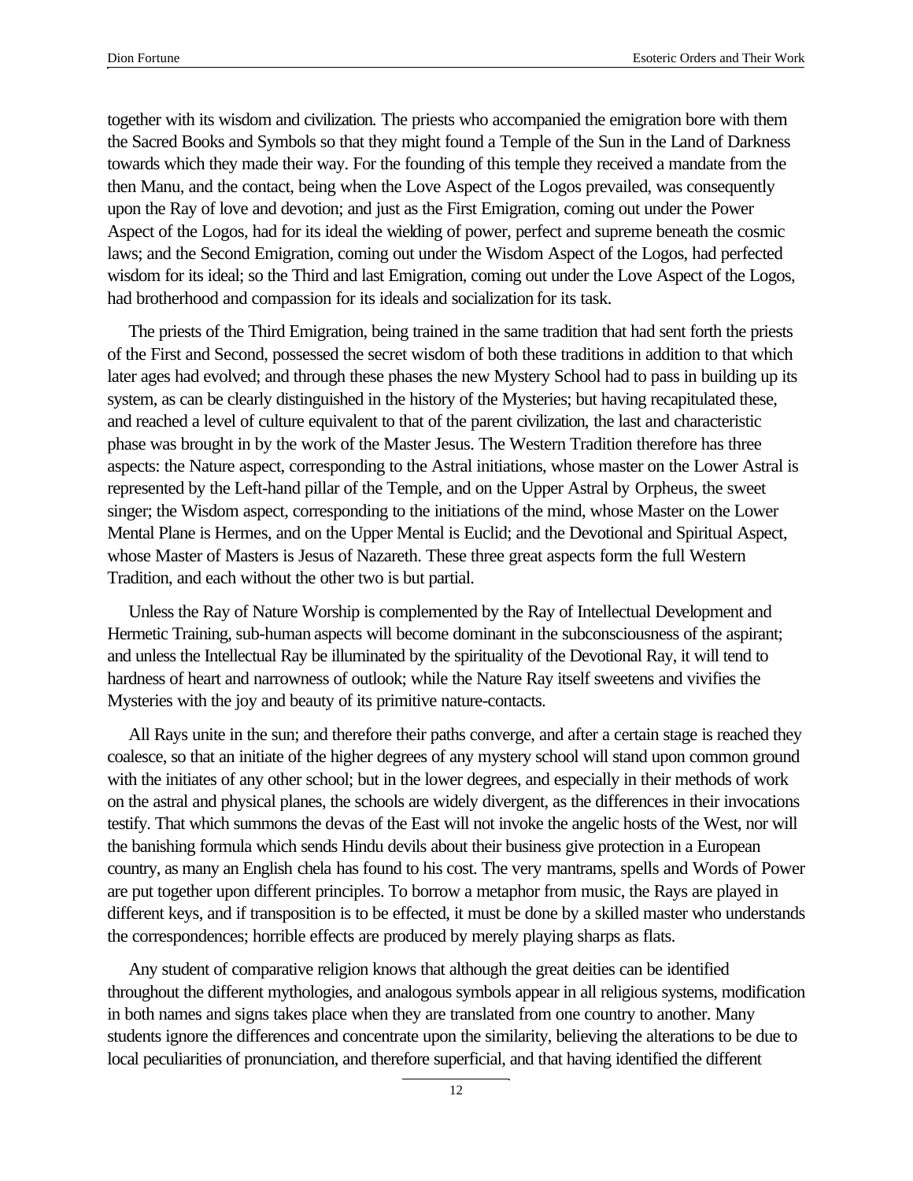together with its wisdom and civilization. The priests who accompanied the emigration bore with them the Sacred Books and Symbols so that they might found a Temple of the Sun in the Land of Darkness towards which they made their way. For the founding of this temple they received a mandate from the then Manu, and the contact, being when the Love Aspect of the Logos prevailed, was consequently upon the Ray of love and devotion; and just as the First Emigration, coming out under the Power Aspect of the Logos, had for its ideal the wielding of power, perfect and supreme beneath the cosmic laws; and the Second Emigration, coming out under the Wisdom Aspect of the Logos, had perfected wisdom for its ideal; so the Third and last Emigration, coming out under the Love Aspect of the Logos, had brotherhood and compassion for its ideals and socialization for its task.

The priests of the Third Emigration, being trained in the same tradition that had sent forth the priests of the First and Second, possessed the secret wisdom of both these traditions in addition to that which later ages had evolved; and through these phases the new Mystery School had to pass in building up its system, as can be clearly distinguished in the history of the Mysteries; but having recapitulated these, and reached a level of culture equivalent to that of the parent civilization, the last and characteristic phase was brought in by the work of the Master Jesus. The Western Tradition therefore has three aspects: the Nature aspect, corresponding to the Astral initiations, whose master on the Lower Astral is represented by the Left-hand pillar of the Temple, and on the Upper Astral by Orpheus, the sweet singer; the Wisdom aspect, corresponding to the initiations of the mind, whose Master on the Lower Mental Plane is Hermes, and on the Upper Mental is Euclid; and the Devotional and Spiritual Aspect, whose Master of Masters is Jesus of Nazareth. These three great aspects form the full Western Tradition, and each without the other two is but partial.

Unless the Ray of Nature Worship is complemented by the Ray of Intellectual Development and Hermetic Training, sub-human aspects will become dominant in the subconsciousness of the aspirant; and unless the Intellectual Ray be illuminated by the spirituality of the Devotional Ray, it will tend to hardness of heart and narrowness of outlook; while the Nature Ray itself sweetens and vivifies the Mysteries with the joy and beauty of its primitive nature-contacts.

All Rays unite in the sun; and therefore their paths converge, and after a certain stage is reached they coalesce, so that an initiate of the higher degrees of any mystery school will stand upon common ground with the initiates of any other school; but in the lower degrees, and especially in their methods of work on the astral and physical planes, the schools are widely divergent, as the differences in their invocations testify. That which summons the devas of the East will not invoke the angelic hosts of the West, nor will the banishing formula which sends Hindu devils about their business give protection in a European country, as many an English chela has found to his cost. The very mantrams, spells and Words of Power are put together upon different principles. To borrow a metaphor from music, the Rays are played in different keys, and if transposition is to be effected, it must be done by a skilled master who understands the correspondences; horrible effects are produced by merely playing sharps as flats.

Any student of comparative religion knows that although the great deities can be identified throughout the different mythologies, and analogous symbols appear in all religious systems, modification in both names and signs takes place when they are translated from one country to another. Many students ignore the differences and concentrate upon the similarity, believing the alterations to be due to local peculiarities of pronunciation, and therefore superficial, and that having identified the different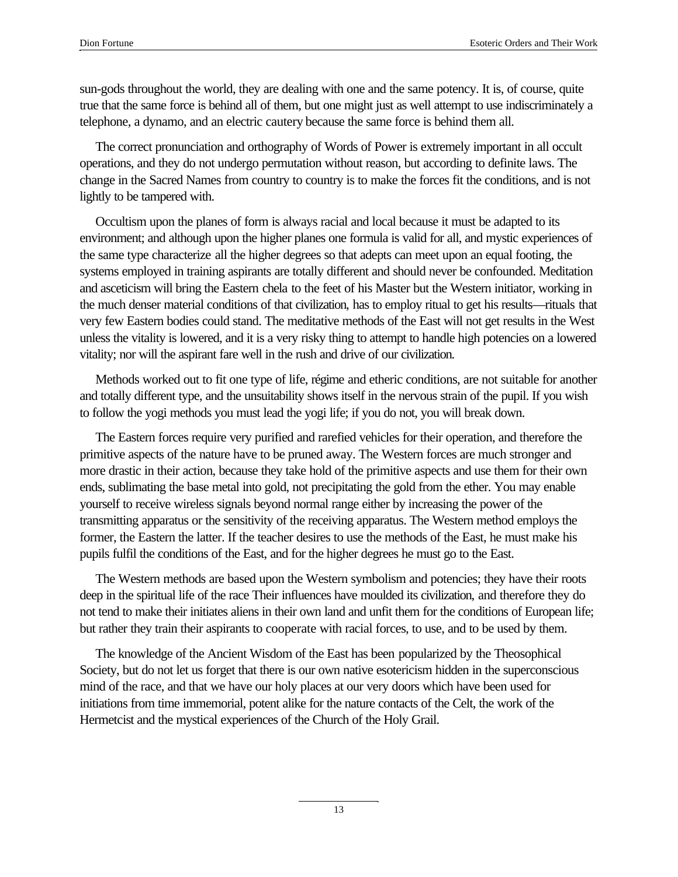sun-gods throughout the world, they are dealing with one and the same potency. It is, of course, quite true that the same force is behind all of them, but one might just as well attempt to use indiscriminately a telephone, a dynamo, and an electric cautery because the same force is behind them all.

The correct pronunciation and orthography of Words of Power is extremely important in all occult operations, and they do not undergo permutation without reason, but according to definite laws. The change in the Sacred Names from country to country is to make the forces fit the conditions, and is not lightly to be tampered with.

Occultism upon the planes of form is always racial and local because it must be adapted to its environment; and although upon the higher planes one formula is valid for all, and mystic experiences of the same type characterize all the higher degrees so that adepts can meet upon an equal footing, the systems employed in training aspirants are totally different and should never be confounded. Meditation and asceticism will bring the Eastern chela to the feet of his Master but the Western initiator, working in the much denser material conditions of that civilization, has to employ ritual to get his results—rituals that very few Eastern bodies could stand. The meditative methods of the East will not get results in the West unless the vitality is lowered, and it is a very risky thing to attempt to handle high potencies on a lowered vitality; nor will the aspirant fare well in the rush and drive of our civilization.

Methods worked out to fit one type of life, régime and etheric conditions, are not suitable for another and totally different type, and the unsuitability shows itself in the nervous strain of the pupil. If you wish to follow the yogi methods you must lead the yogi life; if you do not, you will break down.

The Eastern forces require very purified and rarefied vehicles for their operation, and therefore the primitive aspects of the nature have to be pruned away. The Western forces are much stronger and more drastic in their action, because they take hold of the primitive aspects and use them for their own ends, sublimating the base metal into gold, not precipitating the gold from the ether. You may enable yourself to receive wireless signals beyond normal range either by increasing the power of the transmitting apparatus or the sensitivity of the receiving apparatus. The Western method employs the former, the Eastern the latter. If the teacher desires to use the methods of the East, he must make his pupils fulfil the conditions of the East, and for the higher degrees he must go to the East.

The Western methods are based upon the Western symbolism and potencies; they have their roots deep in the spiritual life of the race Their influences have moulded its civilization, and therefore they do not tend to make their initiates aliens in their own land and unfit them for the conditions of European life; but rather they train their aspirants to cooperate with racial forces, to use, and to be used by them.

The knowledge of the Ancient Wisdom of the East has been popularized by the Theosophical Society, but do not let us forget that there is our own native esotericism hidden in the superconscious mind of the race, and that we have our holy places at our very doors which have been used for initiations from time immemorial, potent alike for the nature contacts of the Celt, the work of the Hermetcist and the mystical experiences of the Church of the Holy Grail.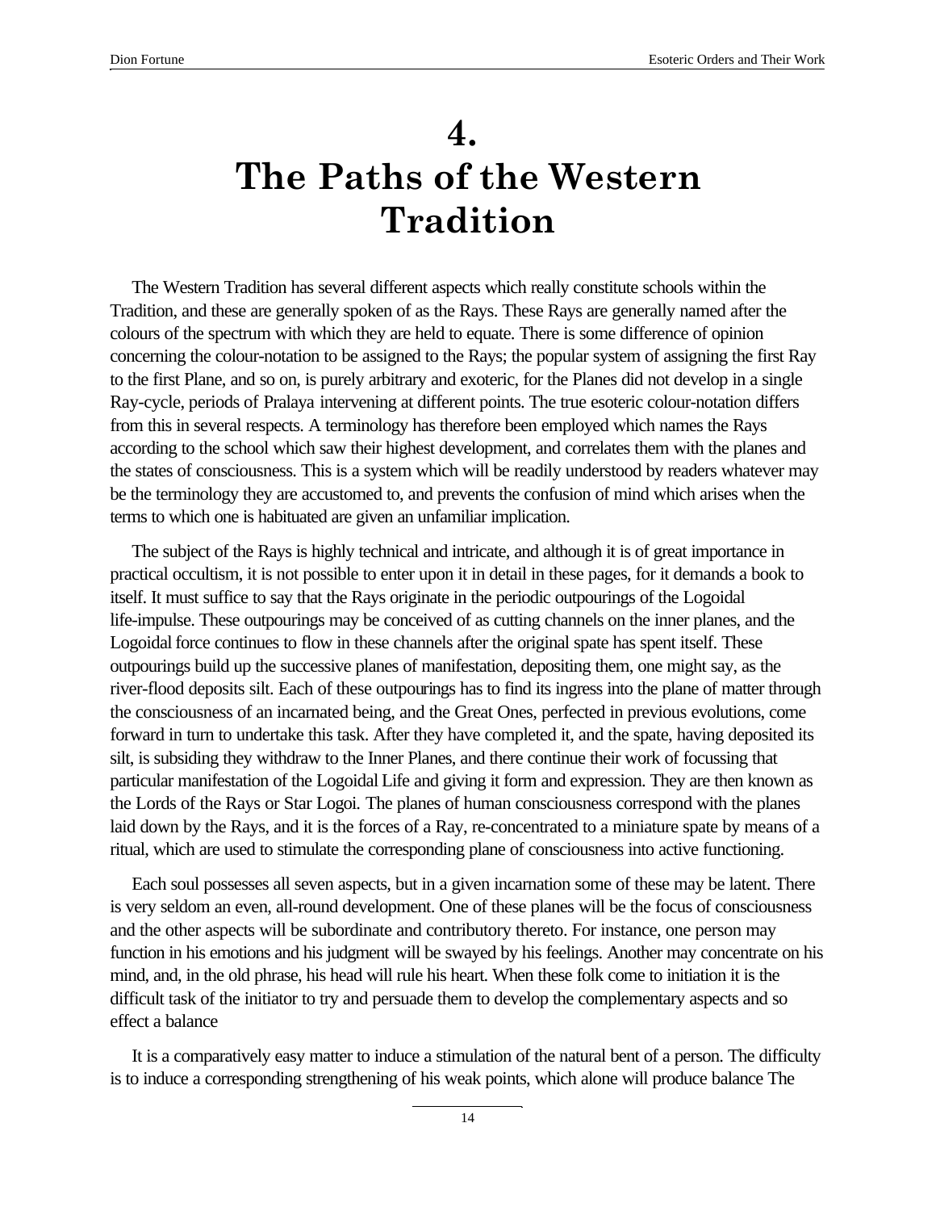# 4. The Paths of the Western Tradition

The Western Tradition has several different aspects which really constitute schools within the Tradition, and these are generally spoken of as the Rays. These Rays are generally named after the colours of the spectrum with which they are held to equate. There is some difference of opinion concerning the colour-notation to be assigned to the Rays; the popular system of assigning the first Ray to the first Plane, and so on, is purely arbitrary and exoteric, for the Planes did not develop in a single Ray-cycle, periods of Pralaya intervening at different points. The true esoteric colour-notation differs from this in several respects. A terminology has therefore been employed which names the Rays according to the school which saw their highest development, and correlates them with the planes and the states of consciousness. This is a system which will be readily understood by readers whatever may be the terminology they are accustomed to, and prevents the confusion of mind which arises when the terms to which one is habituated are given an unfamiliar implication.

The subject of the Rays is highly technical and intricate, and although it is of great importance in practical occultism, it is not possible to enter upon it in detail in these pages, for it demands a book to itself. It must suffice to say that the Rays originate in the periodic outpourings of the Logoidal life-impulse. These outpourings may be conceived of as cutting channels on the inner planes, and the Logoidal force continues to flow in these channels after the original spate has spent itself. These outpourings build up the successive planes of manifestation, depositing them, one might say, as the river-flood deposits silt. Each of these outpourings has to find its ingress into the plane of matter through the consciousness of an incarnated being, and the Great Ones, perfected in previous evolutions, come forward in turn to undertake this task. After they have completed it, and the spate, having deposited its silt, is subsiding they withdraw to the Inner Planes, and there continue their work of focussing that particular manifestation of the Logoidal Life and giving it form and expression. They are then known as the Lords of the Rays or Star Logoi. The planes of human consciousness correspond with the planes laid down by the Rays, and it is the forces of a Ray, re-concentrated to a miniature spate by means of a ritual, which are used to stimulate the corresponding plane of consciousness into active functioning.

Each soul possesses all seven aspects, but in a given incarnation some of these may be latent. There is very seldom an even, all-round development. One of these planes will be the focus of consciousness and the other aspects will be subordinate and contributory thereto. For instance, one person may function in his emotions and his judgment will be swayed by his feelings. Another may concentrate on his mind, and, in the old phrase, his head will rule his heart. When these folk come to initiation it is the difficult task of the initiator to try and persuade them to develop the complementary aspects and so effect a balance

It is a comparatively easy matter to induce a stimulation of the natural bent of a person. The difficulty is to induce a corresponding strengthening of his weak points, which alone will produce balance The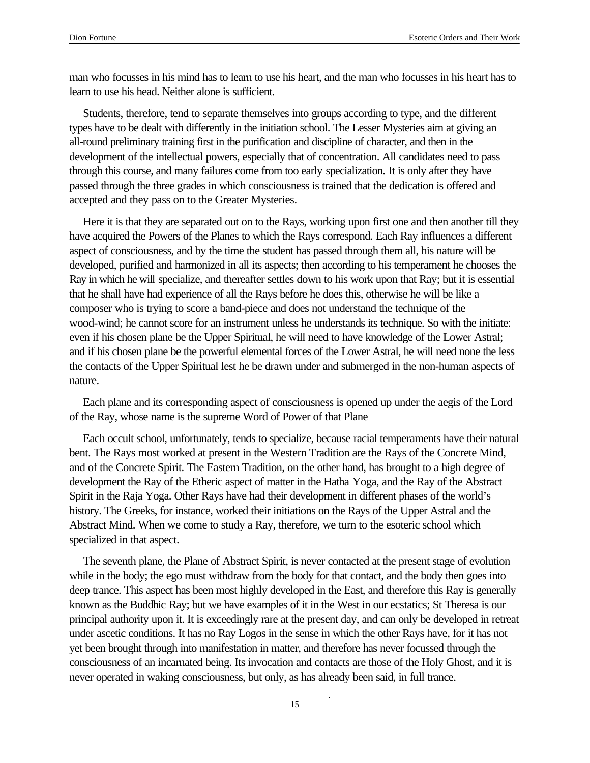man who focusses in his mind has to learn to use his heart, and the man who focusses in his heart has to learn to use his head. Neither alone is sufficient.

Students, therefore, tend to separate themselves into groups according to type, and the different types have to be dealt with differently in the initiation school. The Lesser Mysteries aim at giving an all-round preliminary training first in the purification and discipline of character, and then in the development of the intellectual powers, especially that of concentration. All candidates need to pass through this course, and many failures come from too early specialization. It is only after they have passed through the three grades in which consciousness is trained that the dedication is offered and accepted and they pass on to the Greater Mysteries.

Here it is that they are separated out on to the Rays, working upon first one and then another till they have acquired the Powers of the Planes to which the Rays correspond. Each Ray influences a different aspect of consciousness, and by the time the student has passed through them all, his nature will be developed, purified and harmonized in all its aspects; then according to his temperament he chooses the Ray in which he will specialize, and thereafter settles down to his work upon that Ray; but it is essential that he shall have had experience of all the Rays before he does this, otherwise he will be like a composer who is trying to score a band-piece and does not understand the technique of the wood-wind; he cannot score for an instrument unless he understands its technique. So with the initiate: even if his chosen plane be the Upper Spiritual, he will need to have knowledge of the Lower Astral; and if his chosen plane be the powerful elemental forces of the Lower Astral, he will need none the less the contacts of the Upper Spiritual lest he be drawn under and submerged in the non-human aspects of nature.

Each plane and its corresponding aspect of consciousness is opened up under the aegis of the Lord of the Ray, whose name is the supreme Word of Power of that Plane

Each occult school, unfortunately, tends to specialize, because racial temperaments have their natural bent. The Rays most worked at present in the Western Tradition are the Rays of the Concrete Mind, and of the Concrete Spirit. The Eastern Tradition, on the other hand, has brought to a high degree of development the Ray of the Etheric aspect of matter in the Hatha Yoga, and the Ray of the Abstract Spirit in the Raja Yoga. Other Rays have had their development in different phases of the world's history. The Greeks, for instance, worked their initiations on the Rays of the Upper Astral and the Abstract Mind. When we come to study a Ray, therefore, we turn to the esoteric school which specialized in that aspect.

The seventh plane, the Plane of Abstract Spirit, is never contacted at the present stage of evolution while in the body; the ego must withdraw from the body for that contact, and the body then goes into deep trance. This aspect has been most highly developed in the East, and therefore this Ray is generally known as the Buddhic Ray; but we have examples of it in the West in our ecstatics; St Theresa is our principal authority upon it. It is exceedingly rare at the present day, and can only be developed in retreat under ascetic conditions. It has no Ray Logos in the sense in which the other Rays have, for it has not yet been brought through into manifestation in matter, and therefore has never focussed through the consciousness of an incarnated being. Its invocation and contacts are those of the Holy Ghost, and it is never operated in waking consciousness, but only, as has already been said, in full trance.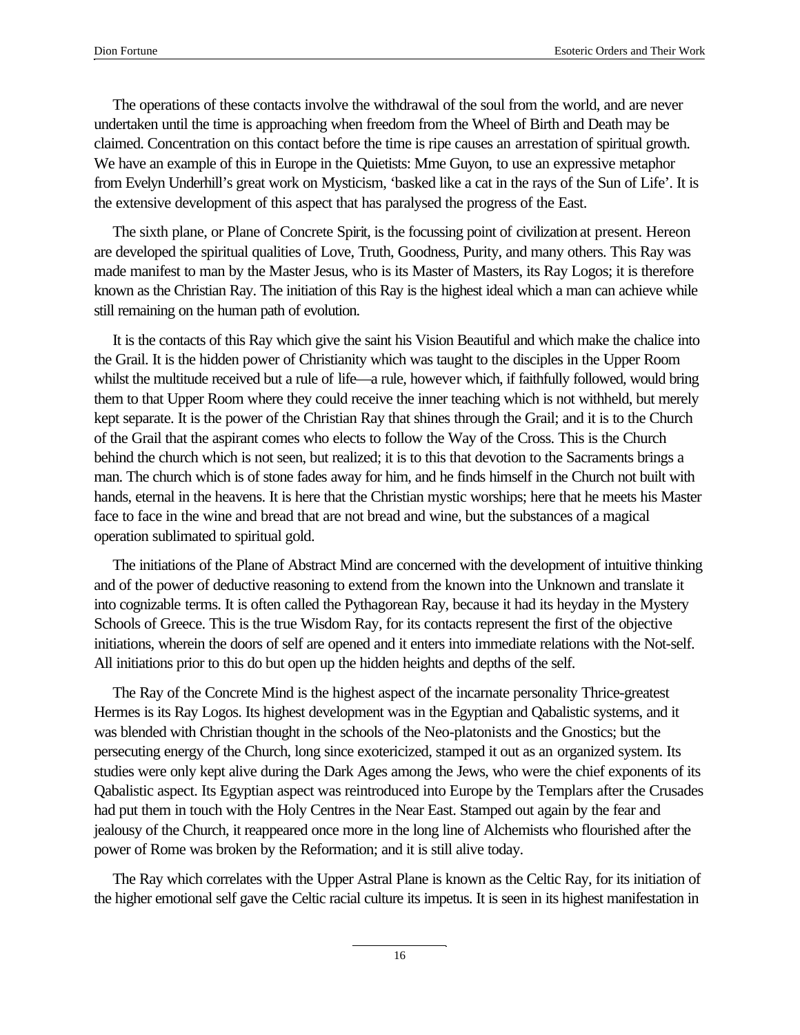The operations of these contacts involve the withdrawal of the soul from the world, and are never undertaken until the time is approaching when freedom from the Wheel of Birth and Death may be claimed. Concentration on this contact before the time is ripe causes an arrestation of spiritual growth. We have an example of this in Europe in the Quietists: Mme Guyon, to use an expressive metaphor from Evelyn Underhill's great work on Mysticism, 'basked like a cat in the rays of the Sun of Life'. It is the extensive development of this aspect that has paralysed the progress of the East.

The sixth plane, or Plane of Concrete Spirit, is the focussing point of civilization at present. Hereon are developed the spiritual qualities of Love, Truth, Goodness, Purity, and many others. This Ray was made manifest to man by the Master Jesus, who is its Master of Masters, its Ray Logos; it is therefore known as the Christian Ray. The initiation of this Ray is the highest ideal which a man can achieve while still remaining on the human path of evolution.

It is the contacts of this Ray which give the saint his Vision Beautiful and which make the chalice into the Grail. It is the hidden power of Christianity which was taught to the disciples in the Upper Room whilst the multitude received but a rule of life—a rule, however which, if faithfully followed, would bring them to that Upper Room where they could receive the inner teaching which is not withheld, but merely kept separate. It is the power of the Christian Ray that shines through the Grail; and it is to the Church of the Grail that the aspirant comes who elects to follow the Way of the Cross. This is the Church behind the church which is not seen, but realized; it is to this that devotion to the Sacraments brings a man. The church which is of stone fades away for him, and he finds himself in the Church not built with hands, eternal in the heavens. It is here that the Christian mystic worships; here that he meets his Master face to face in the wine and bread that are not bread and wine, but the substances of a magical operation sublimated to spiritual gold.

The initiations of the Plane of Abstract Mind are concerned with the development of intuitive thinking and of the power of deductive reasoning to extend from the known into the Unknown and translate it into cognizable terms. It is often called the Pythagorean Ray, because it had its heyday in the Mystery Schools of Greece. This is the true Wisdom Ray, for its contacts represent the first of the objective initiations, wherein the doors of self are opened and it enters into immediate relations with the Not-self. All initiations prior to this do but open up the hidden heights and depths of the self.

The Ray of the Concrete Mind is the highest aspect of the incarnate personality Thrice-greatest Hermes is its Ray Logos. Its highest development was in the Egyptian and Qabalistic systems, and it was blended with Christian thought in the schools of the Neo-platonists and the Gnostics; but the persecuting energy of the Church, long since exotericized, stamped it out as an organized system. Its studies were only kept alive during the Dark Ages among the Jews, who were the chief exponents of its Qabalistic aspect. Its Egyptian aspect was reintroduced into Europe by the Templars after the Crusades had put them in touch with the Holy Centres in the Near East. Stamped out again by the fear and jealousy of the Church, it reappeared once more in the long line of Alchemists who flourished after the power of Rome was broken by the Reformation; and it is still alive today.

The Ray which correlates with the Upper Astral Plane is known as the Celtic Ray, for its initiation of the higher emotional self gave the Celtic racial culture its impetus. It is seen in its highest manifestation in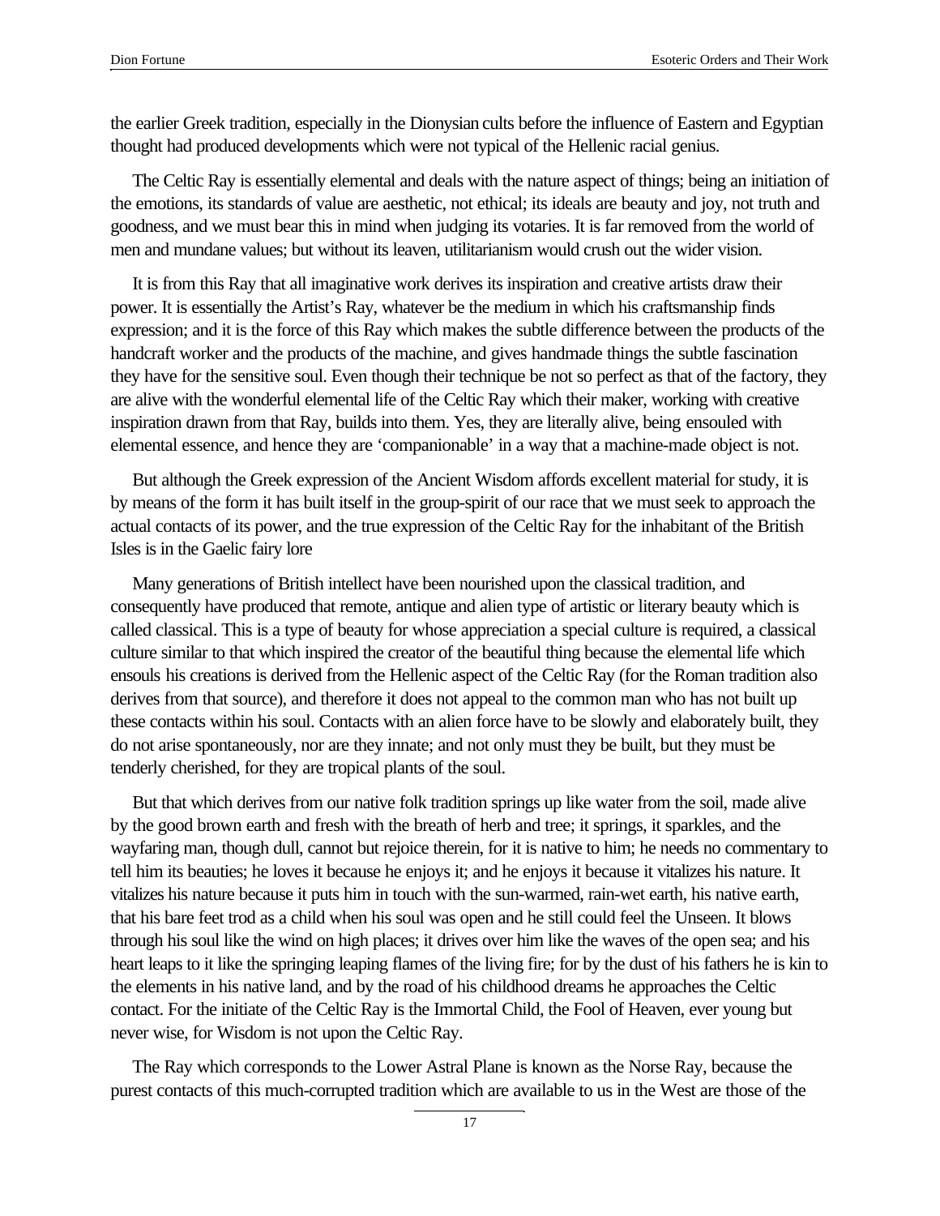the earlier Greek tradition, especially in the Dionysian cults before the influence of Eastern and Egyptian thought had produced developments which were not typical of the Hellenic racial genius.

The Celtic Ray is essentially elemental and deals with the nature aspect of things; being an initiation of the emotions, its standards of value are aesthetic, not ethical; its ideals are beauty and joy, not truth and goodness, and we must bear this in mind when judging its votaries. It is far removed from the world of men and mundane values; but without its leaven, utilitarianism would crush out the wider vision.

It is from this Ray that all imaginative work derives its inspiration and creative artists draw their power. It is essentially the Artist's Ray, whatever be the medium in which his craftsmanship finds expression; and it is the force of this Ray which makes the subtle difference between the products of the handcraft worker and the products of the machine, and gives handmade things the subtle fascination they have for the sensitive soul. Even though their technique be not so perfect as that of the factory, they are alive with the wonderful elemental life of the Celtic Ray which their maker, working with creative inspiration drawn from that Ray, builds into them. Yes, they are literally alive, being ensouled with elemental essence, and hence they are 'companionable' in a way that a machine-made object is not.

But although the Greek expression of the Ancient Wisdom affords excellent material for study, it is by means of the form it has built itself in the group-spirit of our race that we must seek to approach the actual contacts of its power, and the true expression of the Celtic Ray for the inhabitant of the British Isles is in the Gaelic fairy lore

Many generations of British intellect have been nourished upon the classical tradition, and consequently have produced that remote, antique and alien type of artistic or literary beauty which is called classical. This is a type of beauty for whose appreciation a special culture is required, a classical culture similar to that which inspired the creator of the beautiful thing because the elemental life which ensouls his creations is derived from the Hellenic aspect of the Celtic Ray (for the Roman tradition also derives from that source), and therefore it does not appeal to the common man who has not built up these contacts within his soul. Contacts with an alien force have to be slowly and elaborately built, they do not arise spontaneously, nor are they innate; and not only must they be built, but they must be tenderly cherished, for they are tropical plants of the soul.

But that which derives from our native folk tradition springs up like water from the soil, made alive by the good brown earth and fresh with the breath of herb and tree; it springs, it sparkles, and the wayfaring man, though dull, cannot but rejoice therein, for it is native to him; he needs no commentary to tell him its beauties; he loves it because he enjoys it; and he enjoys it because it vitalizes his nature. It vitalizes his nature because it puts him in touch with the sun-warmed, rain-wet earth, his native earth, that his bare feet trod as a child when his soul was open and he still could feel the Unseen. It blows through his soul like the wind on high places; it drives over him like the waves of the open sea; and his heart leaps to it like the springing leaping flames of the living fire; for by the dust of his fathers he is kin to the elements in his native land, and by the road of his childhood dreams he approaches the Celtic contact. For the initiate of the Celtic Ray is the Immortal Child, the Fool of Heaven, ever young but never wise, for Wisdom is not upon the Celtic Ray.

The Ray which corresponds to the Lower Astral Plane is known as the Norse Ray, because the purest contacts of this much-corrupted tradition which are available to us in the West are those of the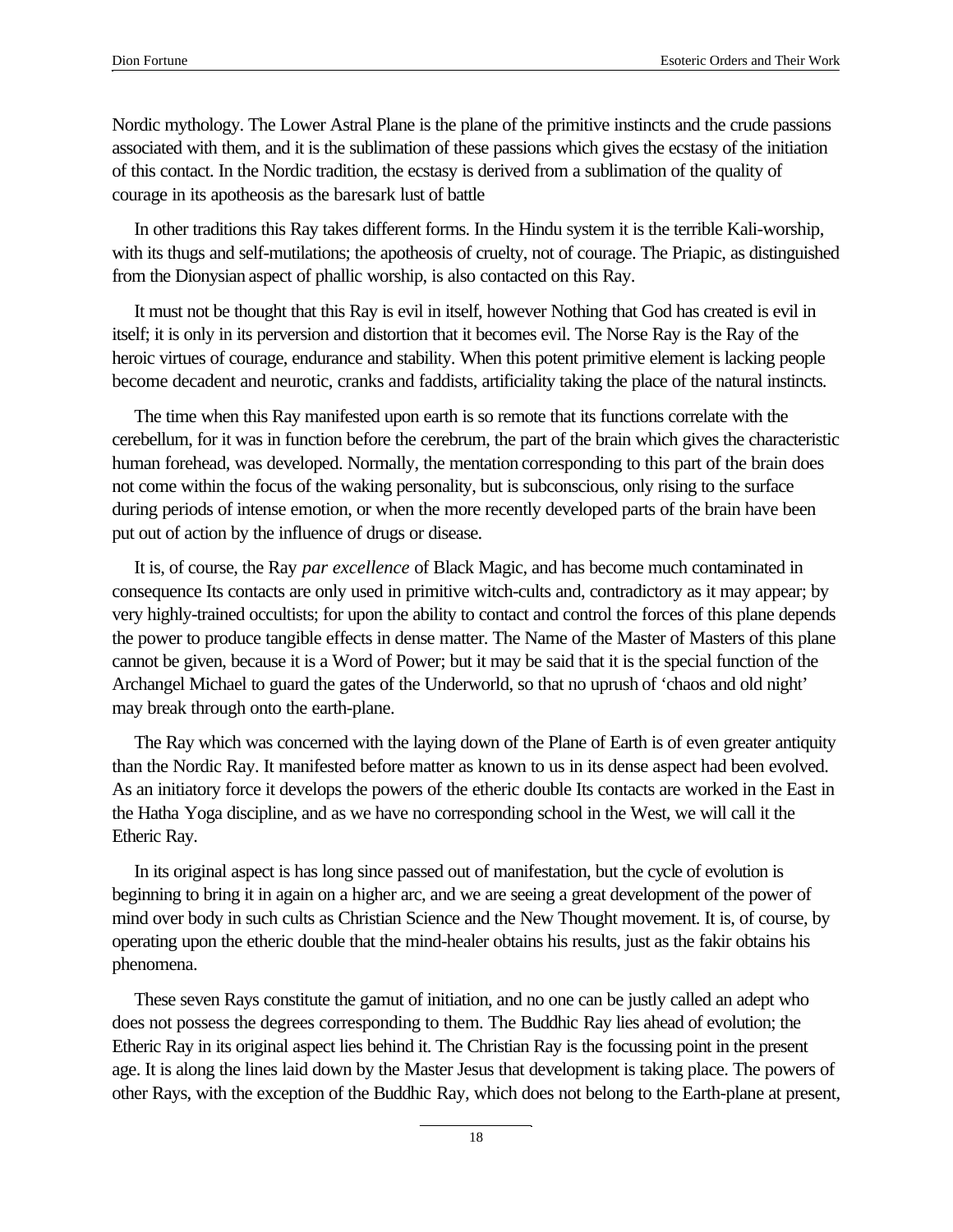Nordic mythology. The Lower Astral Plane is the plane of the primitive instincts and the crude passions associated with them, and it is the sublimation of these passions which gives the ecstasy of the initiation of this contact. In the Nordic tradition, the ecstasy is derived from a sublimation of the quality of courage in its apotheosis as the baresark lust of battle

In other traditions this Ray takes different forms. In the Hindu system it is the terrible Kali-worship, with its thugs and self-mutilations; the apotheosis of cruelty, not of courage. The Priapic, as distinguished from the Dionysian aspect of phallic worship, is also contacted on this Ray.

It must not be thought that this Ray is evil in itself, however Nothing that God has created is evil in itself; it is only in its perversion and distortion that it becomes evil. The Norse Ray is the Ray of the heroic virtues of courage, endurance and stability. When this potent primitive element is lacking people become decadent and neurotic, cranks and faddists, artificiality taking the place of the natural instincts.

The time when this Ray manifested upon earth is so remote that its functions correlate with the cerebellum, for it was in function before the cerebrum, the part of the brain which gives the characteristic human forehead, was developed. Normally, the mentation corresponding to this part of the brain does not come within the focus of the waking personality, but is subconscious, only rising to the surface during periods of intense emotion, or when the more recently developed parts of the brain have been put out of action by the influence of drugs or disease.

It is, of course, the Ray *par excellence* of Black Magic, and has become much contaminated in consequence Its contacts are only used in primitive witch-cults and, contradictory as it may appear; by very highly-trained occultists; for upon the ability to contact and control the forces of this plane depends the power to produce tangible effects in dense matter. The Name of the Master of Masters of this plane cannot be given, because it is a Word of Power; but it may be said that it is the special function of the Archangel Michael to guard the gates of the Underworld, so that no uprush of 'chaos and old night' may break through onto the earth-plane.

The Ray which was concerned with the laying down of the Plane of Earth is of even greater antiquity than the Nordic Ray. It manifested before matter as known to us in its dense aspect had been evolved. As an initiatory force it develops the powers of the etheric double Its contacts are worked in the East in the Hatha Yoga discipline, and as we have no corresponding school in the West, we will call it the Etheric Ray.

In its original aspect is has long since passed out of manifestation, but the cycle of evolution is beginning to bring it in again on a higher arc, and we are seeing a great development of the power of mind over body in such cults as Christian Science and the New Thought movement. It is, of course, by operating upon the etheric double that the mind-healer obtains his results, just as the fakir obtains his phenomena.

These seven Rays constitute the gamut of initiation, and no one can be justly called an adept who does not possess the degrees corresponding to them. The Buddhic Ray lies ahead of evolution; the Etheric Ray in its original aspect lies behind it. The Christian Ray is the focussing point in the present age. It is along the lines laid down by the Master Jesus that development is taking place. The powers of other Rays, with the exception of the Buddhic Ray, which does not belong to the Earth-plane at present,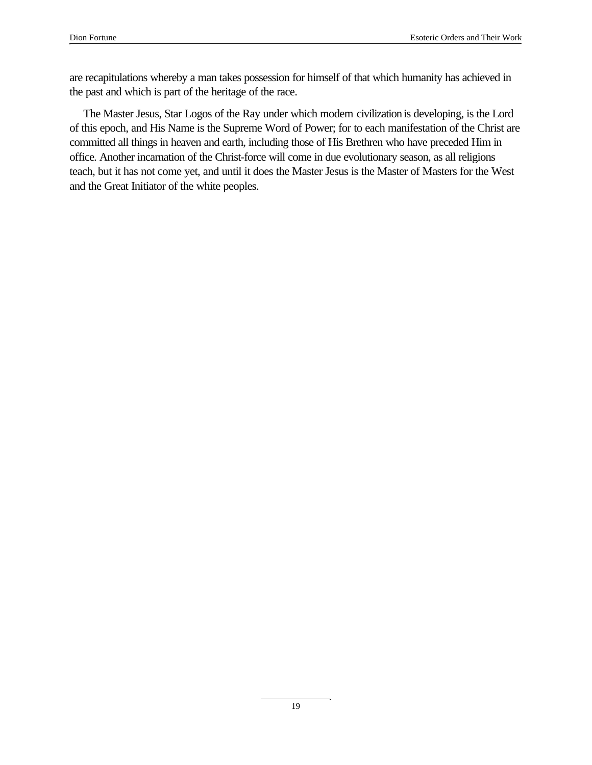are recapitulations whereby a man takes possession for himself of that which humanity has achieved in the past and which is part of the heritage of the race.

The Master Jesus, Star Logos of the Ray under which modern civilization is developing, is the Lord of this epoch, and His Name is the Supreme Word of Power; for to each manifestation of the Christ are committed all things in heaven and earth, including those of His Brethren who have preceded Him in office. Another incarnation of the Christ-force will come in due evolutionary season, as all religions teach, but it has not come yet, and until it does the Master Jesus is the Master of Masters for the West and the Great Initiator of the white peoples.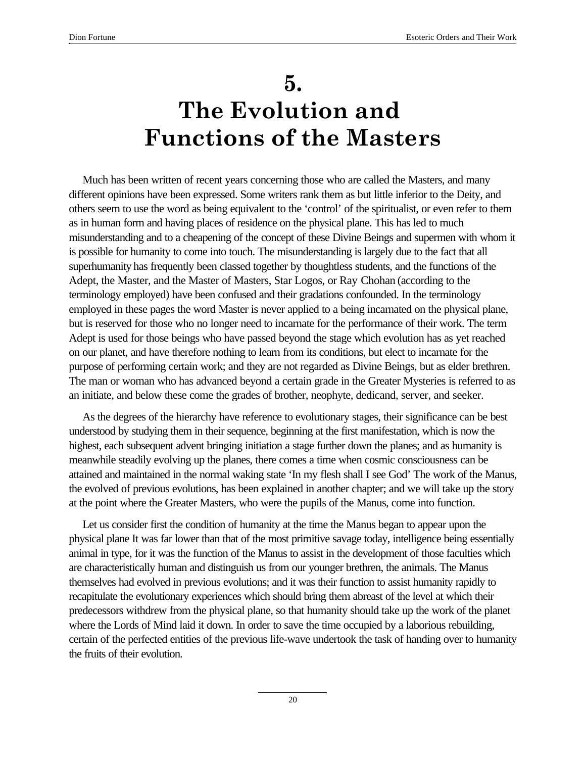# 5.
# The Evolution and Functions of the Masters

Much has been written of recent years concerning those who are called the Masters, and many different opinions have been expressed. Some writers rank them as but little inferior to the Deity, and others seem to use the word as being equivalent to the 'control' of the spiritualist, or even refer to them as in human form and having places of residence on the physical plane. This has led to much misunderstanding and to a cheapening of the concept of these Divine Beings and supermen with whom it is possible for humanity to come into touch. The misunderstanding is largely due to the fact that all superhumanity has frequently been classed together by thoughtless students, and the functions of the Adept, the Master, and the Master of Masters, Star Logos, or Ray Chohan (according to the terminology employed) have been confused and their gradations confounded. In the terminology employed in these pages the word Master is never applied to a being incarnated on the physical plane, but is reserved for those who no longer need to incarnate for the performance of their work. The term Adept is used for those beings who have passed beyond the stage which evolution has as yet reached on our planet, and have therefore nothing to learn from its conditions, but elect to incarnate for the purpose of performing certain work; and they are not regarded as Divine Beings, but as elder brethren. The man or woman who has advanced beyond a certain grade in the Greater Mysteries is referred to as an initiate, and below these come the grades of brother, neophyte, dedicand, server, and seeker.

As the degrees of the hierarchy have reference to evolutionary stages, their significance can be best understood by studying them in their sequence, beginning at the first manifestation, which is now the highest, each subsequent advent bringing initiation a stage further down the planes; and as humanity is meanwhile steadily evolving up the planes, there comes a time when cosmic consciousness can be attained and maintained in the normal waking state 'In my flesh shall I see God' The work of the Manus, the evolved of previous evolutions, has been explained in another chapter; and we will take up the story at the point where the Greater Masters, who were the pupils of the Manus, come into function.

Let us consider first the condition of humanity at the time the Manus began to appear upon the physical plane It was far lower than that of the most primitive savage today, intelligence being essentially animal in type, for it was the function of the Manus to assist in the development of those faculties which are characteristically human and distinguish us from our younger brethren, the animals. The Manus themselves had evolved in previous evolutions; and it was their function to assist humanity rapidly to recapitulate the evolutionary experiences which should bring them abreast of the level at which their predecessors withdrew from the physical plane, so that humanity should take up the work of the planet where the Lords of Mind laid it down. In order to save the time occupied by a laborious rebuilding, certain of the perfected entities of the previous life-wave undertook the task of handing over to humanity the fruits of their evolution.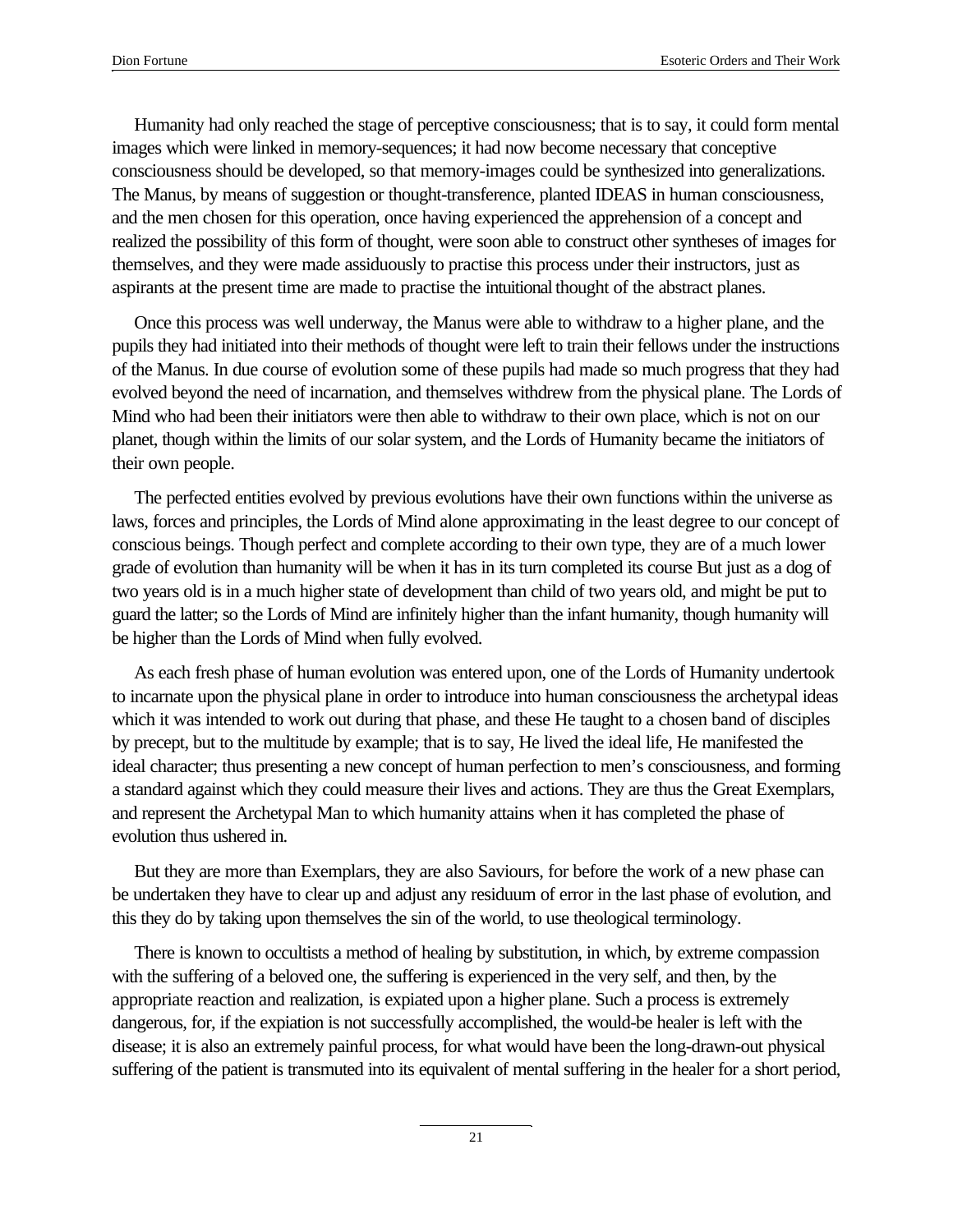Humanity had only reached the stage of perceptive consciousness; that is to say, it could form mental images which were linked in memory-sequences; it had now become necessary that conceptive consciousness should be developed, so that memory-images could be synthesized into generalizations. The Manus, by means of suggestion or thought-transference, planted IDEAS in human consciousness, and the men chosen for this operation, once having experienced the apprehension of a concept and realized the possibility of this form of thought, were soon able to construct other syntheses of images for themselves, and they were made assiduously to practise this process under their instructors, just as aspirants at the present time are made to practise the intuitional thought of the abstract planes.

Once this process was well underway, the Manus were able to withdraw to a higher plane, and the pupils they had initiated into their methods of thought were left to train their fellows under the instructions of the Manus. In due course of evolution some of these pupils had made so much progress that they had evolved beyond the need of incarnation, and themselves withdrew from the physical plane. The Lords of Mind who had been their initiators were then able to withdraw to their own place, which is not on our planet, though within the limits of our solar system, and the Lords of Humanity became the initiators of their own people.

The perfected entities evolved by previous evolutions have their own functions within the universe as laws, forces and principles, the Lords of Mind alone approximating in the least degree to our concept of conscious beings. Though perfect and complete according to their own type, they are of a much lower grade of evolution than humanity will be when it has in its turn completed its course But just as a dog of two years old is in a much higher state of development than child of two years old, and might be put to guard the latter; so the Lords of Mind are infinitely higher than the infant humanity, though humanity will be higher than the Lords of Mind when fully evolved.

As each fresh phase of human evolution was entered upon, one of the Lords of Humanity undertook to incarnate upon the physical plane in order to introduce into human consciousness the archetypal ideas which it was intended to work out during that phase, and these He taught to a chosen band of disciples by precept, but to the multitude by example; that is to say, He lived the ideal life, He manifested the ideal character; thus presenting a new concept of human perfection to men's consciousness, and forming a standard against which they could measure their lives and actions. They are thus the Great Exemplars, and represent the Archetypal Man to which humanity attains when it has completed the phase of evolution thus ushered in.

But they are more than Exemplars, they are also Saviours, for before the work of a new phase can be undertaken they have to clear up and adjust any residuum of error in the last phase of evolution, and this they do by taking upon themselves the sin of the world, to use theological terminology.

There is known to occultists a method of healing by substitution, in which, by extreme compassion with the suffering of a beloved one, the suffering is experienced in the very self, and then, by the appropriate reaction and realization, is expiated upon a higher plane. Such a process is extremely dangerous, for, if the expiation is not successfully accomplished, the would-be healer is left with the disease; it is also an extremely painful process, for what would have been the long-drawn-out physical suffering of the patient is transmuted into its equivalent of mental suffering in the healer for a short period,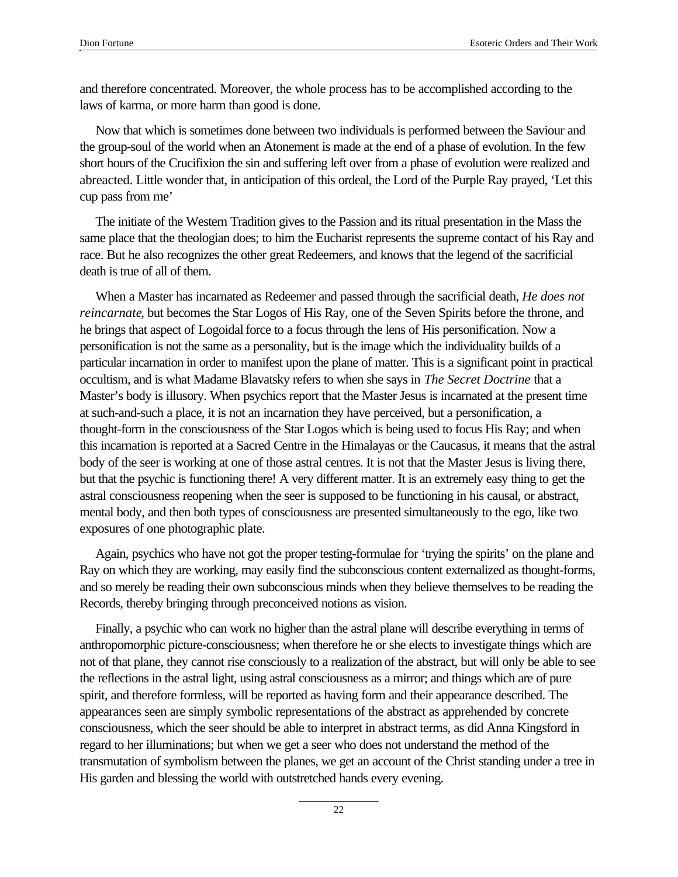and therefore concentrated. Moreover, the whole process has to be accomplished according to the laws of karma, or more harm than good is done.

Now that which is sometimes done between two individuals is performed between the Saviour and the group-soul of the world when an Atonement is made at the end of a phase of evolution. In the few short hours of the Crucifixion the sin and suffering left over from a phase of evolution were realized and abreacted. Little wonder that, in anticipation of this ordeal, the Lord of the Purple Ray prayed, 'Let this cup pass from me'

The initiate of the Western Tradition gives to the Passion and its ritual presentation in the Mass the same place that the theologian does; to him the Eucharist represents the supreme contact of his Ray and race. But he also recognizes the other great Redeemers, and knows that the legend of the sacrificial death is true of all of them.

When a Master has incarnated as Redeemer and passed through the sacrificial death, *He does not reincarnate*, but becomes the Star Logos of His Ray, one of the Seven Spirits before the throne, and he brings that aspect of Logoidal force to a focus through the lens of His personification. Now a personification is not the same as a personality, but is the image which the individuality builds of a particular incarnation in order to manifest upon the plane of matter. This is a significant point in practical occultism, and is what Madame Blavatsky refers to when she says in *The Secret Doctrine* that a Master's body is illusory. When psychics report that the Master Jesus is incarnated at the present time at such-and-such a place, it is not an incarnation they have perceived, but a personification, a thought-form in the consciousness of the Star Logos which is being used to focus His Ray; and when this incarnation is reported at a Sacred Centre in the Himalayas or the Caucasus, it means that the astral body of the seer is working at one of those astral centres. It is not that the Master Jesus is living there, but that the psychic is functioning there! A very different matter. It is an extremely easy thing to get the astral consciousness reopening when the seer is supposed to be functioning in his causal, or abstract, mental body, and then both types of consciousness are presented simultaneously to the ego, like two exposures of one photographic plate.

Again, psychics who have not got the proper testing-formulae for 'trying the spirits' on the plane and Ray on which they are working, may easily find the subconscious content externalized as thought-forms, and so merely be reading their own subconscious minds when they believe themselves to be reading the Records, thereby bringing through preconceived notions as vision.

Finally, a psychic who can work no higher than the astral plane will describe everything in terms of anthropomorphic picture-consciousness; when therefore he or she elects to investigate things which are not of that plane, they cannot rise consciously to a realization of the abstract, but will only be able to see the reflections in the astral light, using astral consciousness as a mirror; and things which are of pure spirit, and therefore formless, will be reported as having form and their appearance described. The appearances seen are simply symbolic representations of the abstract as apprehended by concrete consciousness, which the seer should be able to interpret in abstract terms, as did Anna Kingsford in regard to her illuminations; but when we get a seer who does not understand the method of the transmutation of symbolism between the planes, we get an account of the Christ standing under a tree in His garden and blessing the world with outstretched hands every evening.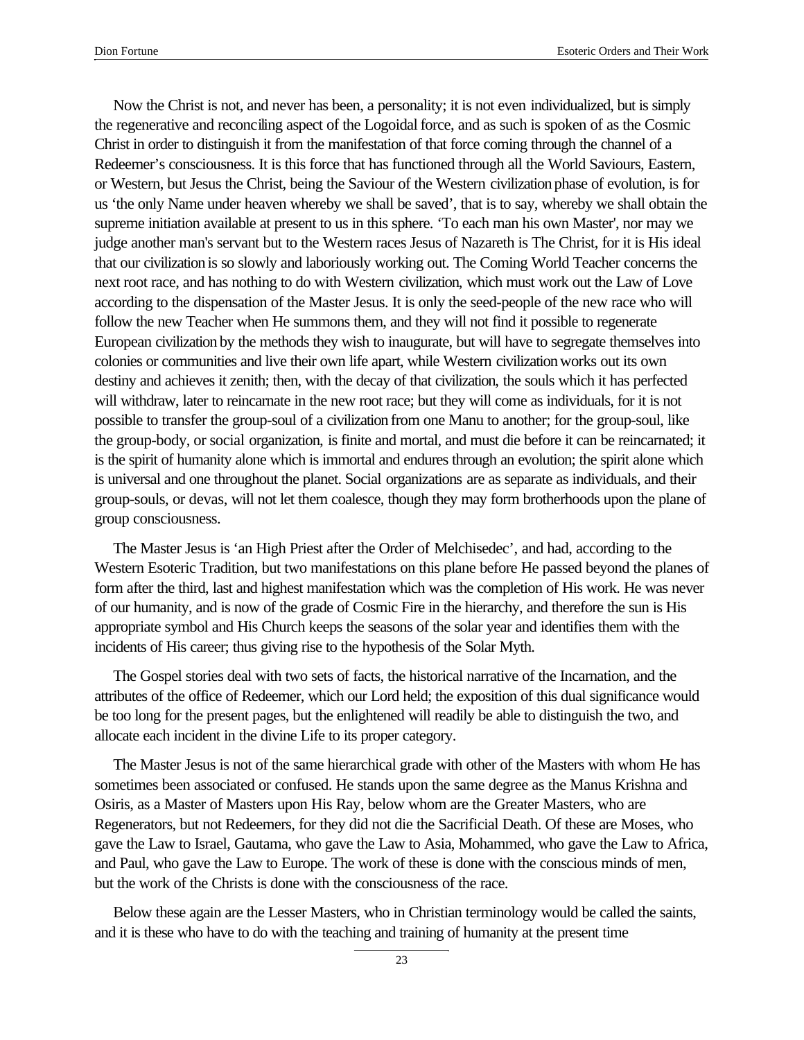Now the Christ is not, and never has been, a personality; it is not even individualized, but is simply the regenerative and reconciling aspect of the Logoidal force, and as such is spoken of as the Cosmic Christ in order to distinguish it from the manifestation of that force coming through the channel of a Redeemer's consciousness. It is this force that has functioned through all the World Saviours, Eastern, or Western, but Jesus the Christ, being the Saviour of the Western civilization phase of evolution, is for us 'the only Name under heaven whereby we shall be saved', that is to say, whereby we shall obtain the supreme initiation available at present to us in this sphere. 'To each man his own Master', nor may we judge another man's servant but to the Western races Jesus of Nazareth is The Christ, for it is His ideal that our civilization is so slowly and laboriously working out. The Coming World Teacher concerns the next root race, and has nothing to do with Western civilization, which must work out the Law of Love according to the dispensation of the Master Jesus. It is only the seed-people of the new race who will follow the new Teacher when He summons them, and they will not find it possible to regenerate European civilization by the methods they wish to inaugurate, but will have to segregate themselves into colonies or communities and live their own life apart, while Western civilization works out its own destiny and achieves it zenith; then, with the decay of that civilization, the souls which it has perfected will withdraw, later to reincarnate in the new root race; but they will come as individuals, for it is not possible to transfer the group-soul of a civilization from one Manu to another; for the group-soul, like the group-body, or social organization, is finite and mortal, and must die before it can be reincarnated; it is the spirit of humanity alone which is immortal and endures through an evolution; the spirit alone which is universal and one throughout the planet. Social organizations are as separate as individuals, and their group-souls, or devas, will not let them coalesce, though they may form brotherhoods upon the plane of group consciousness.

The Master Jesus is 'an High Priest after the Order of Melchisedec', and had, according to the Western Esoteric Tradition, but two manifestations on this plane before He passed beyond the planes of form after the third, last and highest manifestation which was the completion of His work. He was never of our humanity, and is now of the grade of Cosmic Fire in the hierarchy, and therefore the sun is His appropriate symbol and His Church keeps the seasons of the solar year and identifies them with the incidents of His career; thus giving rise to the hypothesis of the Solar Myth.

The Gospel stories deal with two sets of facts, the historical narrative of the Incarnation, and the attributes of the office of Redeemer, which our Lord held; the exposition of this dual significance would be too long for the present pages, but the enlightened will readily be able to distinguish the two, and allocate each incident in the divine Life to its proper category.

The Master Jesus is not of the same hierarchical grade with other of the Masters with whom He has sometimes been associated or confused. He stands upon the same degree as the Manus Krishna and Osiris, as a Master of Masters upon His Ray, below whom are the Greater Masters, who are Regenerators, but not Redeemers, for they did not die the Sacrificial Death. Of these are Moses, who gave the Law to Israel, Gautama, who gave the Law to Asia, Mohammed, who gave the Law to Africa, and Paul, who gave the Law to Europe. The work of these is done with the conscious minds of men, but the work of the Christs is done with the consciousness of the race.

Below these again are the Lesser Masters, who in Christian terminology would be called the saints, and it is these who have to do with the teaching and training of humanity at the present time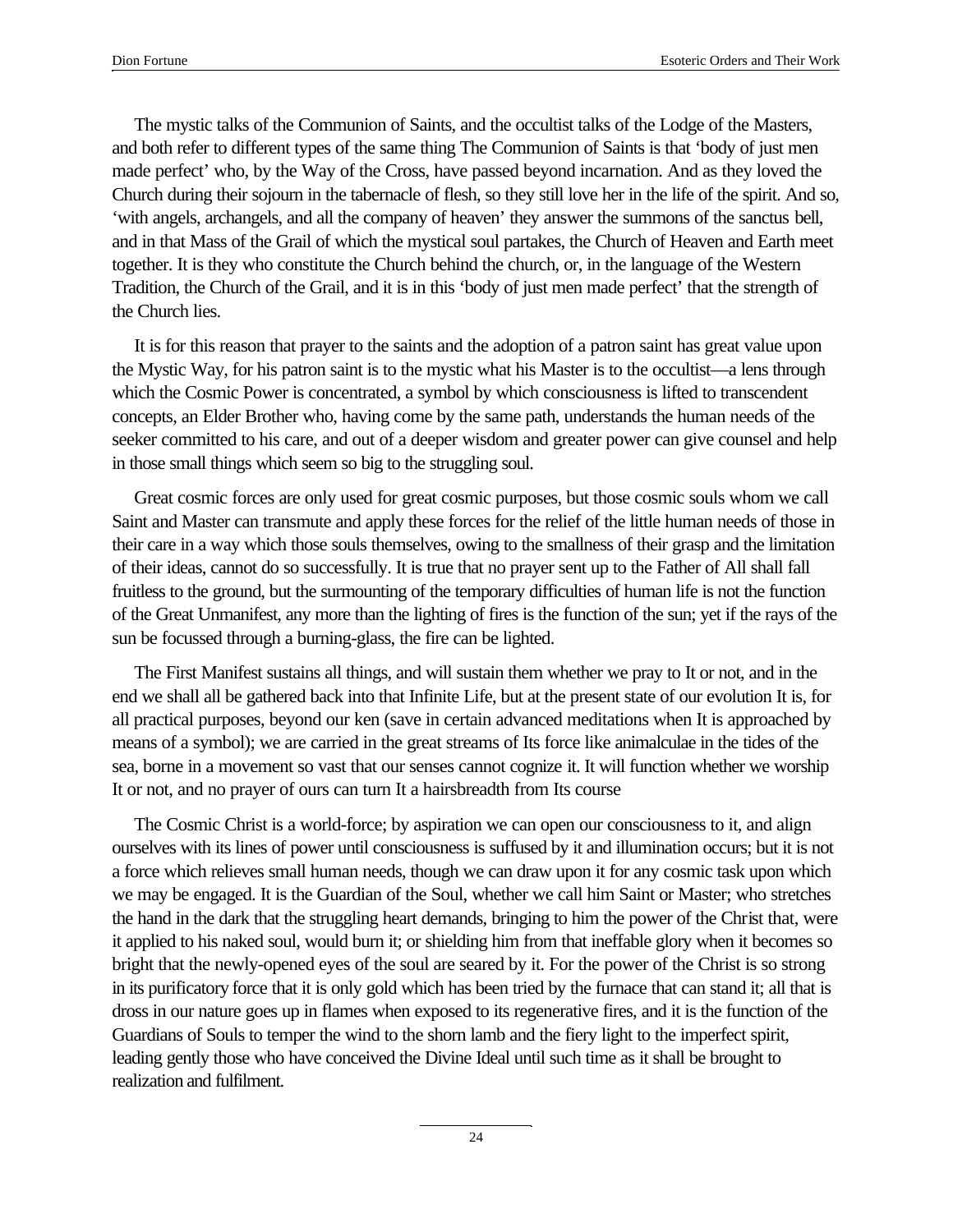The mystic talks of the Communion of Saints, and the occultist talks of the Lodge of the Masters, and both refer to different types of the same thing The Communion of Saints is that 'body of just men made perfect' who, by the Way of the Cross, have passed beyond incarnation. And as they loved the Church during their sojourn in the tabernacle of flesh, so they still love her in the life of the spirit. And so, 'with angels, archangels, and all the company of heaven' they answer the summons of the sanctus bell, and in that Mass of the Grail of which the mystical soul partakes, the Church of Heaven and Earth meet together. It is they who constitute the Church behind the church, or, in the language of the Western Tradition, the Church of the Grail, and it is in this 'body of just men made perfect' that the strength of the Church lies.

It is for this reason that prayer to the saints and the adoption of a patron saint has great value upon the Mystic Way, for his patron saint is to the mystic what his Master is to the occultist—a lens through which the Cosmic Power is concentrated, a symbol by which consciousness is lifted to transcendent concepts, an Elder Brother who, having come by the same path, understands the human needs of the seeker committed to his care, and out of a deeper wisdom and greater power can give counsel and help in those small things which seem so big to the struggling soul.

Great cosmic forces are only used for great cosmic purposes, but those cosmic souls whom we call Saint and Master can transmute and apply these forces for the relief of the little human needs of those in their care in a way which those souls themselves, owing to the smallness of their grasp and the limitation of their ideas, cannot do so successfully. It is true that no prayer sent up to the Father of All shall fall fruitless to the ground, but the surmounting of the temporary difficulties of human life is not the function of the Great Unmanifest, any more than the lighting of fires is the function of the sun; yet if the rays of the sun be focussed through a burning-glass, the fire can be lighted.

The First Manifest sustains all things, and will sustain them whether we pray to It or not, and in the end we shall all be gathered back into that Infinite Life, but at the present state of our evolution It is, for all practical purposes, beyond our ken (save in certain advanced meditations when It is approached by means of a symbol); we are carried in the great streams of Its force like animalculae in the tides of the sea, borne in a movement so vast that our senses cannot cognize it. It will function whether we worship It or not, and no prayer of ours can turn It a hairsbreadth from Its course

The Cosmic Christ is a world-force; by aspiration we can open our consciousness to it, and align ourselves with its lines of power until consciousness is suffused by it and illumination occurs; but it is not a force which relieves small human needs, though we can draw upon it for any cosmic task upon which we may be engaged. It is the Guardian of the Soul, whether we call him Saint or Master; who stretches the hand in the dark that the struggling heart demands, bringing to him the power of the Christ that, were it applied to his naked soul, would burn it; or shielding him from that ineffable glory when it becomes so bright that the newly-opened eyes of the soul are seared by it. For the power of the Christ is so strong in its purificatory force that it is only gold which has been tried by the furnace that can stand it; all that is dross in our nature goes up in flames when exposed to its regenerative fires, and it is the function of the Guardians of Souls to temper the wind to the shorn lamb and the fiery light to the imperfect spirit, leading gently those who have conceived the Divine Ideal until such time as it shall be brought to realization and fulfilment.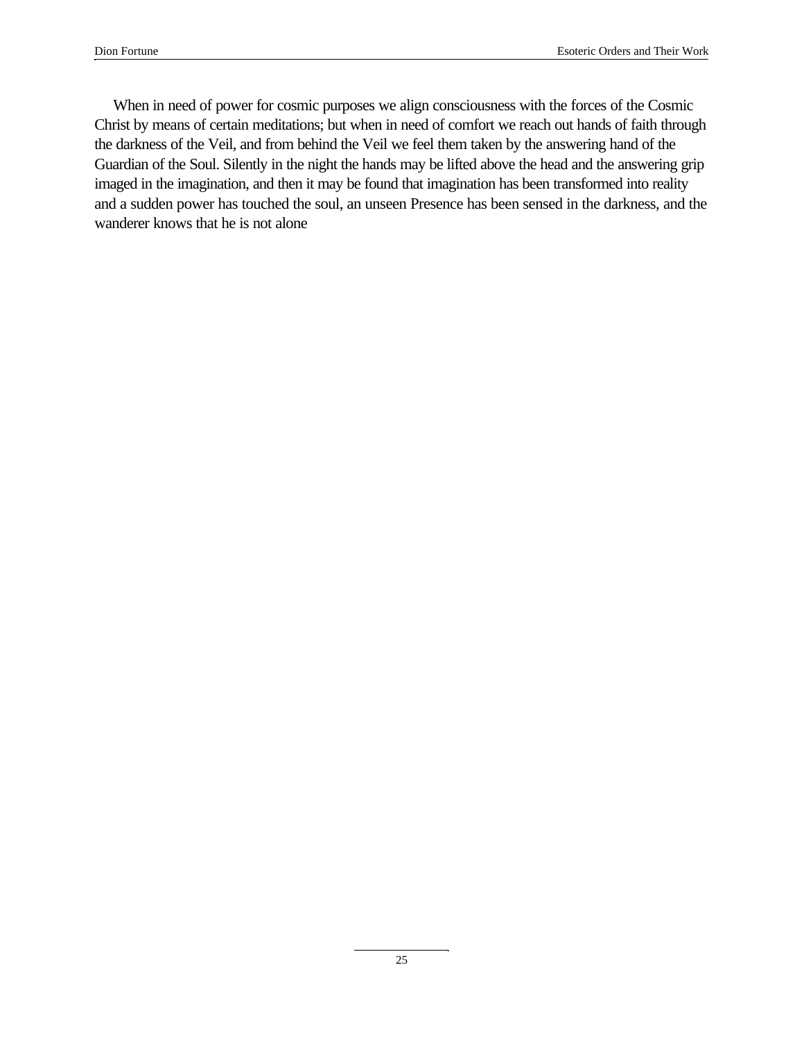When in need of power for cosmic purposes we align consciousness with the forces of the Cosmic Christ by means of certain meditations; but when in need of comfort we reach out hands of faith through the darkness of the Veil, and from behind the Veil we feel them taken by the answering hand of the Guardian of the Soul. Silently in the night the hands may be lifted above the head and the answering grip imaged in the imagination, and then it may be found that imagination has been transformed into reality and a sudden power has touched the soul, an unseen Presence has been sensed in the darkness, and the wanderer knows that he is not alone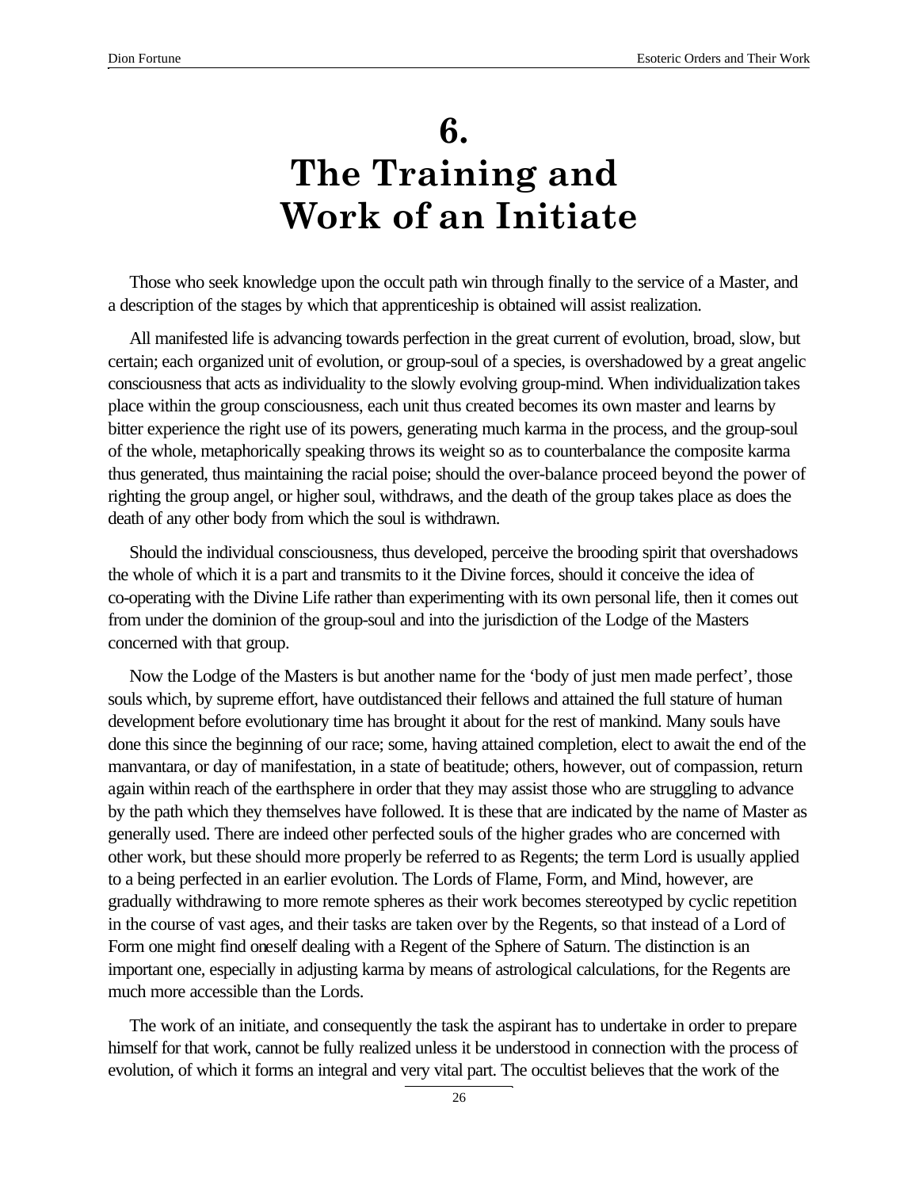# 6. The Training and Work of an Initiate

Those who seek knowledge upon the occult path win through finally to the service of a Master, and a description of the stages by which that apprenticeship is obtained will assist realization.

All manifested life is advancing towards perfection in the great current of evolution, broad, slow, but certain; each organized unit of evolution, or group-soul of a species, is overshadowed by a great angelic consciousness that acts as individuality to the slowly evolving group-mind. When individualization takes place within the group consciousness, each unit thus created becomes its own master and learns by bitter experience the right use of its powers, generating much karma in the process, and the group-soul of the whole, metaphorically speaking throws its weight so as to counterbalance the composite karma thus generated, thus maintaining the racial poise; should the over-balance proceed beyond the power of righting the group angel, or higher soul, withdraws, and the death of the group takes place as does the death of any other body from which the soul is withdrawn.

Should the individual consciousness, thus developed, perceive the brooding spirit that overshadows the whole of which it is a part and transmits to it the Divine forces, should it conceive the idea of co-operating with the Divine Life rather than experimenting with its own personal life, then it comes out from under the dominion of the group-soul and into the jurisdiction of the Lodge of the Masters concerned with that group.

Now the Lodge of the Masters is but another name for the 'body of just men made perfect', those souls which, by supreme effort, have outdistanced their fellows and attained the full stature of human development before evolutionary time has brought it about for the rest of mankind. Many souls have done this since the beginning of our race; some, having attained completion, elect to await the end of the manvantara, or day of manifestation, in a state of beatitude; others, however, out of compassion, return again within reach of the earthsphere in order that they may assist those who are struggling to advance by the path which they themselves have followed. It is these that are indicated by the name of Master as generally used. There are indeed other perfected souls of the higher grades who are concerned with other work, but these should more properly be referred to as Regents; the term Lord is usually applied to a being perfected in an earlier evolution. The Lords of Flame, Form, and Mind, however, are gradually withdrawing to more remote spheres as their work becomes stereotyped by cyclic repetition in the course of vast ages, and their tasks are taken over by the Regents, so that instead of a Lord of Form one might find oneself dealing with a Regent of the Sphere of Saturn. The distinction is an important one, especially in adjusting karma by means of astrological calculations, for the Regents are much more accessible than the Lords.

The work of an initiate, and consequently the task the aspirant has to undertake in order to prepare himself for that work, cannot be fully realized unless it be understood in connection with the process of evolution, of which it forms an integral and very vital part. The occultist believes that the work of the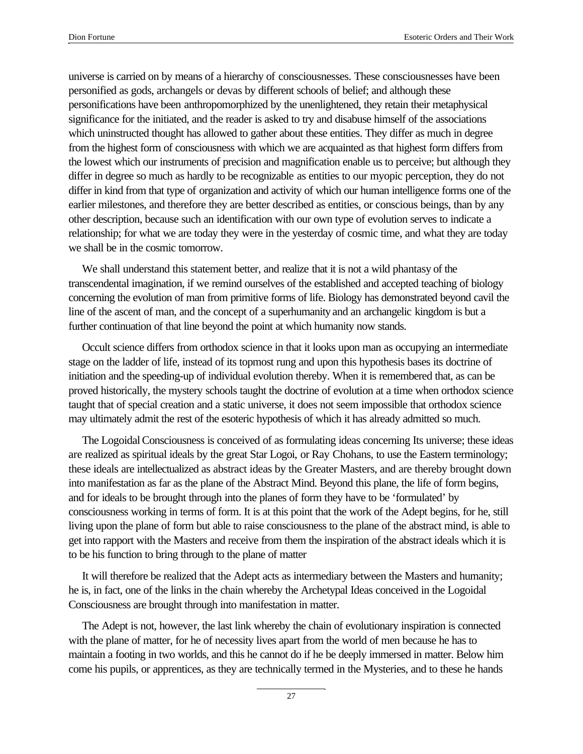universe is carried on by means of a hierarchy of consciousnesses. These consciousnesses have been personified as gods, archangels or devas by different schools of belief; and although these personifications have been anthropomorphized by the unenlightened, they retain their metaphysical significance for the initiated, and the reader is asked to try and disabuse himself of the associations which uninstructed thought has allowed to gather about these entities. They differ as much in degree from the highest form of consciousness with which we are acquainted as that highest form differs from the lowest which our instruments of precision and magnification enable us to perceive; but although they differ in degree so much as hardly to be recognizable as entities to our myopic perception, they do not differ in kind from that type of organization and activity of which our human intelligence forms one of the earlier milestones, and therefore they are better described as entities, or conscious beings, than by any other description, because such an identification with our own type of evolution serves to indicate a relationship; for what we are today they were in the yesterday of cosmic time, and what they are today we shall be in the cosmic tomorrow.

We shall understand this statement better, and realize that it is not a wild phantasy of the transcendental imagination, if we remind ourselves of the established and accepted teaching of biology concerning the evolution of man from primitive forms of life. Biology has demonstrated beyond cavil the line of the ascent of man, and the concept of a superhumanity and an archangelic kingdom is but a further continuation of that line beyond the point at which humanity now stands.

Occult science differs from orthodox science in that it looks upon man as occupying an intermediate stage on the ladder of life, instead of its topmost rung and upon this hypothesis bases its doctrine of initiation and the speeding-up of individual evolution thereby. When it is remembered that, as can be proved historically, the mystery schools taught the doctrine of evolution at a time when orthodox science taught that of special creation and a static universe, it does not seem impossible that orthodox science may ultimately admit the rest of the esoteric hypothesis of which it has already admitted so much.

The Logoidal Consciousness is conceived of as formulating ideas concerning Its universe; these ideas are realized as spiritual ideals by the great Star Logoi, or Ray Chohans, to use the Eastern terminology; these ideals are intellectualized as abstract ideas by the Greater Masters, and are thereby brought down into manifestation as far as the plane of the Abstract Mind. Beyond this plane, the life of form begins, and for ideals to be brought through into the planes of form they have to be 'formulated' by consciousness working in terms of form. It is at this point that the work of the Adept begins, for he, still living upon the plane of form but able to raise consciousness to the plane of the abstract mind, is able to get into rapport with the Masters and receive from them the inspiration of the abstract ideals which it is to be his function to bring through to the plane of matter

It will therefore be realized that the Adept acts as intermediary between the Masters and humanity; he is, in fact, one of the links in the chain whereby the Archetypal Ideas conceived in the Logoidal Consciousness are brought through into manifestation in matter.

The Adept is not, however, the last link whereby the chain of evolutionary inspiration is connected with the plane of matter, for he of necessity lives apart from the world of men because he has to maintain a footing in two worlds, and this he cannot do if he be deeply immersed in matter. Below him come his pupils, or apprentices, as they are technically termed in the Mysteries, and to these he hands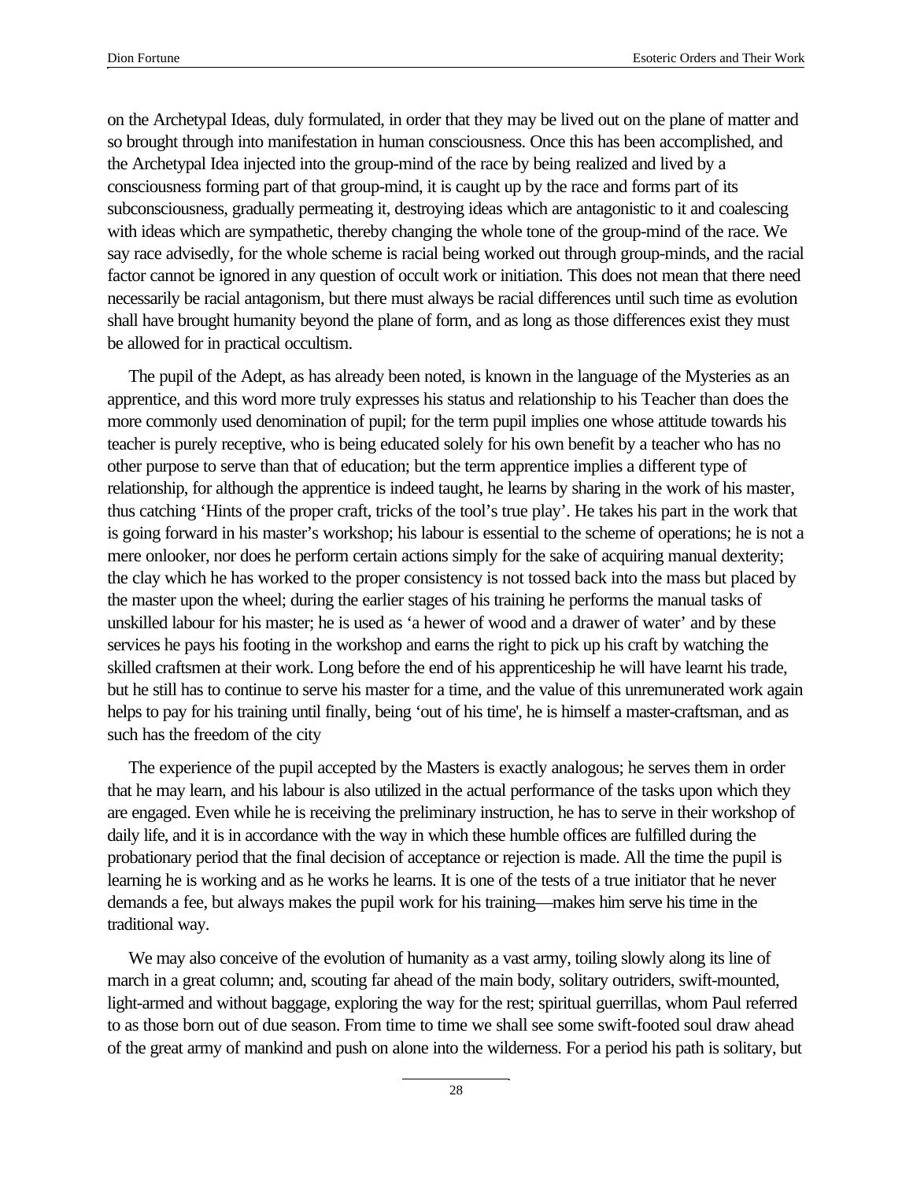on the Archetypal Ideas, duly formulated, in order that they may be lived out on the plane of matter and so brought through into manifestation in human consciousness. Once this has been accomplished, and the Archetypal Idea injected into the group-mind of the race by being realized and lived by a consciousness forming part of that group-mind, it is caught up by the race and forms part of its subconsciousness, gradually permeating it, destroying ideas which are antagonistic to it and coalescing with ideas which are sympathetic, thereby changing the whole tone of the group-mind of the race. We say race advisedly, for the whole scheme is racial being worked out through group-minds, and the racial factor cannot be ignored in any question of occult work or initiation. This does not mean that there need necessarily be racial antagonism, but there must always be racial differences until such time as evolution shall have brought humanity beyond the plane of form, and as long as those differences exist they must be allowed for in practical occultism.

The pupil of the Adept, as has already been noted, is known in the language of the Mysteries as an apprentice, and this word more truly expresses his status and relationship to his Teacher than does the more commonly used denomination of pupil; for the term pupil implies one whose attitude towards his teacher is purely receptive, who is being educated solely for his own benefit by a teacher who has no other purpose to serve than that of education; but the term apprentice implies a different type of relationship, for although the apprentice is indeed taught, he learns by sharing in the work of his master, thus catching 'Hints of the proper craft, tricks of the tool's true play'. He takes his part in the work that is going forward in his master's workshop; his labour is essential to the scheme of operations; he is not a mere onlooker, nor does he perform certain actions simply for the sake of acquiring manual dexterity; the clay which he has worked to the proper consistency is not tossed back into the mass but placed by the master upon the wheel; during the earlier stages of his training he performs the manual tasks of unskilled labour for his master; he is used as 'a hewer of wood and a drawer of water' and by these services he pays his footing in the workshop and earns the right to pick up his craft by watching the skilled craftsmen at their work. Long before the end of his apprenticeship he will have learnt his trade, but he still has to continue to serve his master for a time, and the value of this unremunerated work again helps to pay for his training until finally, being 'out of his time', he is himself a master-craftsman, and as such has the freedom of the city

The experience of the pupil accepted by the Masters is exactly analogous; he serves them in order that he may learn, and his labour is also utilized in the actual performance of the tasks upon which they are engaged. Even while he is receiving the preliminary instruction, he has to serve in their workshop of daily life, and it is in accordance with the way in which these humble offices are fulfilled during the probationary period that the final decision of acceptance or rejection is made. All the time the pupil is learning he is working and as he works he learns. It is one of the tests of a true initiator that he never demands a fee, but always makes the pupil work for his training—makes him serve his time in the traditional way.

We may also conceive of the evolution of humanity as a vast army, toiling slowly along its line of march in a great column; and, scouting far ahead of the main body, solitary outriders, swift-mounted, light-armed and without baggage, exploring the way for the rest; spiritual guerrillas, whom Paul referred to as those born out of due season. From time to time we shall see some swift-footed soul draw ahead of the great army of mankind and push on alone into the wilderness. For a period his path is solitary, but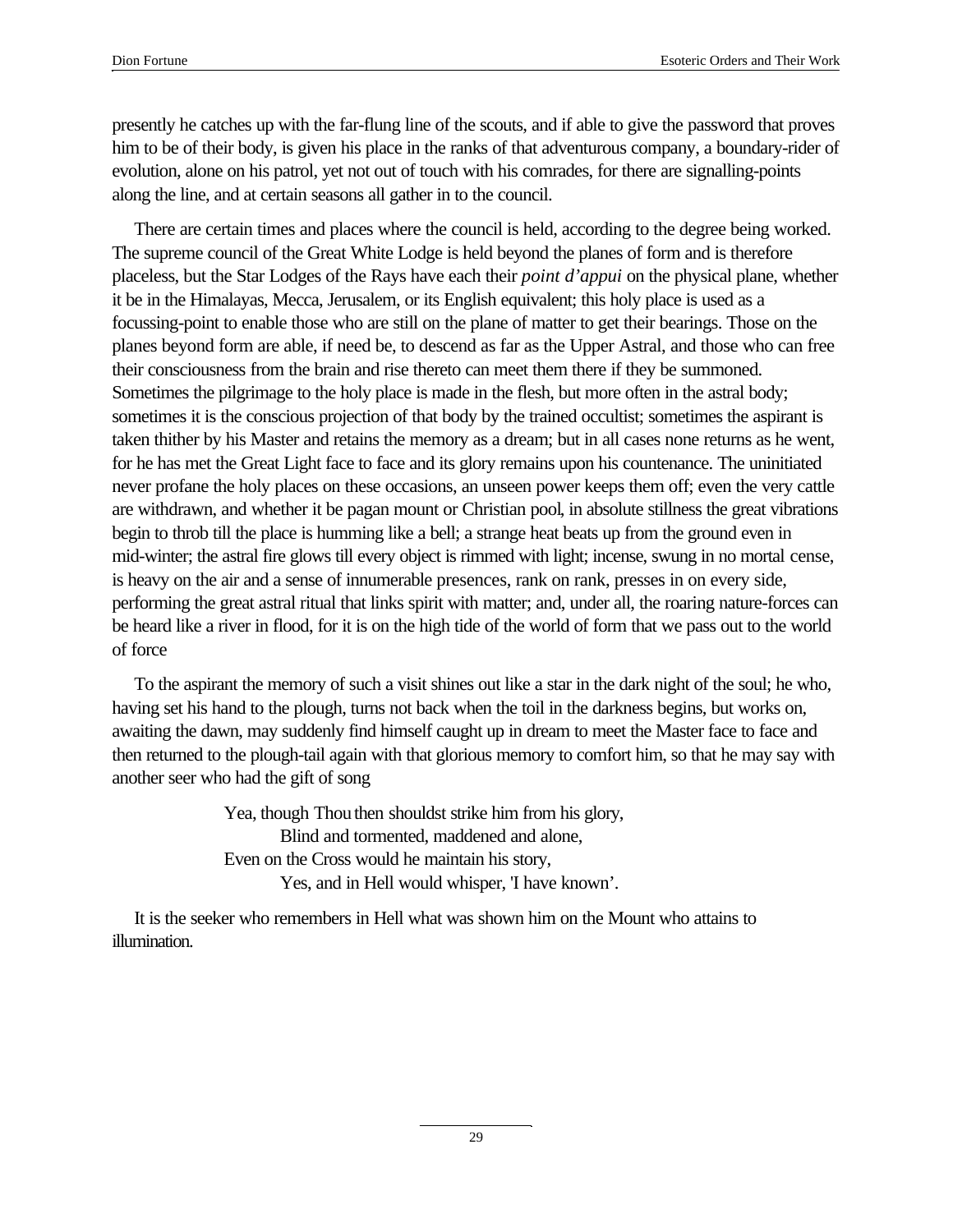presently he catches up with the far-flung line of the scouts, and if able to give the password that proves him to be of their body, is given his place in the ranks of that adventurous company, a boundary-rider of evolution, alone on his patrol, yet not out of touch with his comrades, for there are signalling-points along the line, and at certain seasons all gather in to the council.

There are certain times and places where the council is held, according to the degree being worked. The supreme council of the Great White Lodge is held beyond the planes of form and is therefore placeless, but the Star Lodges of the Rays have each their *point d'appui* on the physical plane, whether it be in the Himalayas, Mecca, Jerusalem, or its English equivalent; this holy place is used as a focussing-point to enable those who are still on the plane of matter to get their bearings. Those on the planes beyond form are able, if need be, to descend as far as the Upper Astral, and those who can free their consciousness from the brain and rise thereto can meet them there if they be summoned. Sometimes the pilgrimage to the holy place is made in the flesh, but more often in the astral body; sometimes it is the conscious projection of that body by the trained occultist; sometimes the aspirant is taken thither by his Master and retains the memory as a dream; but in all cases none returns as he went, for he has met the Great Light face to face and its glory remains upon his countenance. The uninitiated never profane the holy places on these occasions, an unseen power keeps them off; even the very cattle are withdrawn, and whether it be pagan mount or Christian pool, in absolute stillness the great vibrations begin to throb till the place is humming like a bell; a strange heat beats up from the ground even in mid-winter; the astral fire glows till every object is rimmed with light; incense, swung in no mortal cense, is heavy on the air and a sense of innumerable presences, rank on rank, presses in on every side, performing the great astral ritual that links spirit with matter; and, under all, the roaring nature-forces can be heard like a river in flood, for it is on the high tide of the world of form that we pass out to the world of force

To the aspirant the memory of such a visit shines out like a star in the dark night of the soul; he who, having set his hand to the plough, turns not back when the toil in the darkness begins, but works on, awaiting the dawn, may suddenly find himself caught up in dream to meet the Master face to face and then returned to the plough-tail again with that glorious memory to comfort him, so that he may say with another seer who had the gift of song

> Yea, though Thou then shouldst strike him from his glory,
> Blind and tormented, maddened and alone,
> Even on the Cross would he maintain his story,
> Yes, and in Hell would whisper, 'I have known'.

It is the seeker who remembers in Hell what was shown him on the Mount who attains to illumination.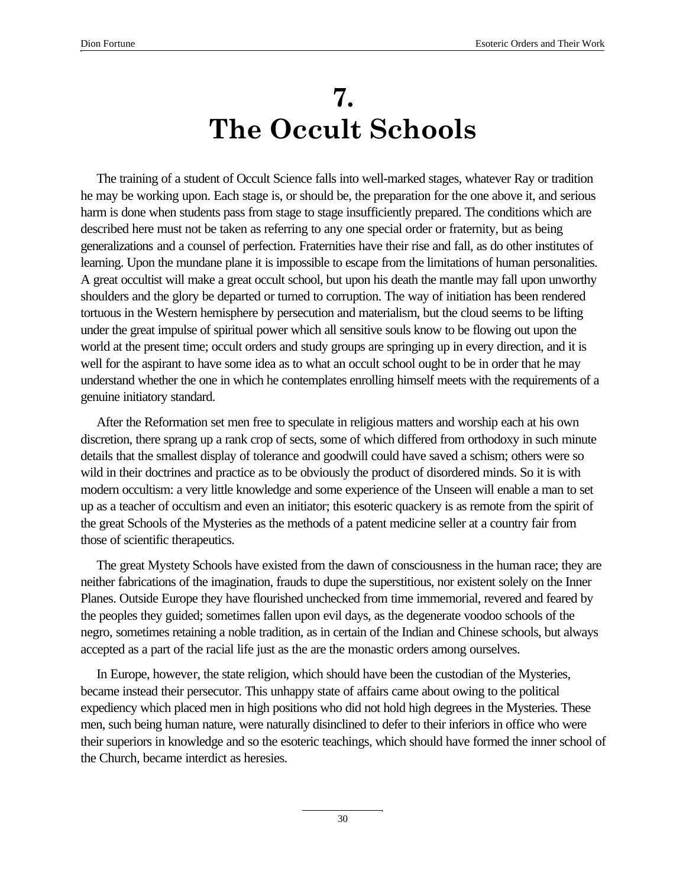# 7.
# The Occult Schools

The training of a student of Occult Science falls into well-marked stages, whatever Ray or tradition he may be working upon. Each stage is, or should be, the preparation for the one above it, and serious harm is done when students pass from stage to stage insufficiently prepared. The conditions which are described here must not be taken as referring to any one special order or fraternity, but as being generalizations and a counsel of perfection. Fraternities have their rise and fall, as do other institutes of learning. Upon the mundane plane it is impossible to escape from the limitations of human personalities. A great occultist will make a great occult school, but upon his death the mantle may fall upon unworthy shoulders and the glory be departed or turned to corruption. The way of initiation has been rendered tortuous in the Western hemisphere by persecution and materialism, but the cloud seems to be lifting under the great impulse of spiritual power which all sensitive souls know to be flowing out upon the world at the present time; occult orders and study groups are springing up in every direction, and it is well for the aspirant to have some idea as to what an occult school ought to be in order that he may understand whether the one in which he contemplates enrolling himself meets with the requirements of a genuine initiatory standard.

After the Reformation set men free to speculate in religious matters and worship each at his own discretion, there sprang up a rank crop of sects, some of which differed from orthodoxy in such minute details that the smallest display of tolerance and goodwill could have saved a schism; others were so wild in their doctrines and practice as to be obviously the product of disordered minds. So it is with modern occultism: a very little knowledge and some experience of the Unseen will enable a man to set up as a teacher of occultism and even an initiator; this esoteric quackery is as remote from the spirit of the great Schools of the Mysteries as the methods of a patent medicine seller at a country fair from those of scientific therapeutics.

The great Mystety Schools have existed from the dawn of consciousness in the human race; they are neither fabrications of the imagination, frauds to dupe the superstitious, nor existent solely on the Inner Planes. Outside Europe they have flourished unchecked from time immemorial, revered and feared by the peoples they guided; sometimes fallen upon evil days, as the degenerate voodoo schools of the negro, sometimes retaining a noble tradition, as in certain of the Indian and Chinese schools, but always accepted as a part of the racial life just as the are the monastic orders among ourselves.

In Europe, however, the state religion, which should have been the custodian of the Mysteries, became instead their persecutor. This unhappy state of affairs came about owing to the political expediency which placed men in high positions who did not hold high degrees in the Mysteries. These men, such being human nature, were naturally disinclined to defer to their inferiors in office who were their superiors in knowledge and so the esoteric teachings, which should have formed the inner school of the Church, became interdict as heresies.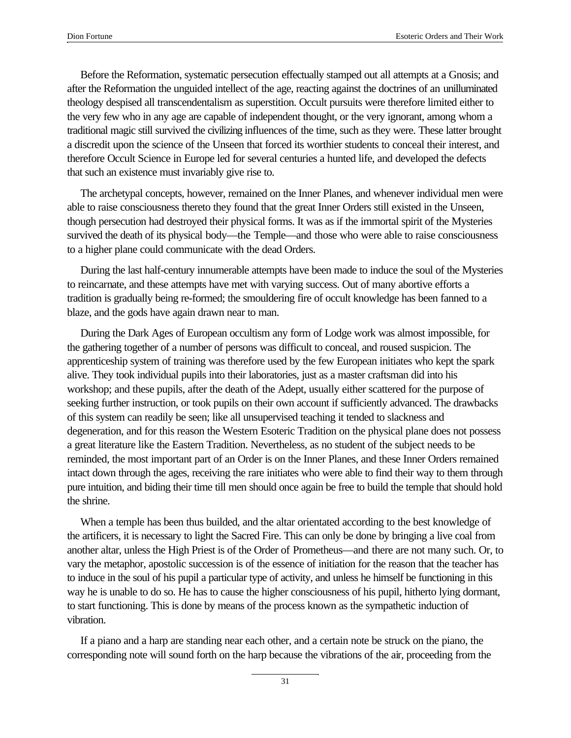Before the Reformation, systematic persecution effectually stamped out all attempts at a Gnosis; and after the Reformation the unguided intellect of the age, reacting against the doctrines of an unilluminated theology despised all transcendentalism as superstition. Occult pursuits were therefore limited either to the very few who in any age are capable of independent thought, or the very ignorant, among whom a traditional magic still survived the civilizing influences of the time, such as they were. These latter brought a discredit upon the science of the Unseen that forced its worthier students to conceal their interest, and therefore Occult Science in Europe led for several centuries a hunted life, and developed the defects that such an existence must invariably give rise to.

The archetypal concepts, however, remained on the Inner Planes, and whenever individual men were able to raise consciousness thereto they found that the great Inner Orders still existed in the Unseen, though persecution had destroyed their physical forms. It was as if the immortal spirit of the Mysteries survived the death of its physical body—the Temple—and those who were able to raise consciousness to a higher plane could communicate with the dead Orders.

During the last half-century innumerable attempts have been made to induce the soul of the Mysteries to reincarnate, and these attempts have met with varying success. Out of many abortive efforts a tradition is gradually being re-formed; the smouldering fire of occult knowledge has been fanned to a blaze, and the gods have again drawn near to man.

During the Dark Ages of European occultism any form of Lodge work was almost impossible, for the gathering together of a number of persons was difficult to conceal, and roused suspicion. The apprenticeship system of training was therefore used by the few European initiates who kept the spark alive. They took individual pupils into their laboratories, just as a master craftsman did into his workshop; and these pupils, after the death of the Adept, usually either scattered for the purpose of seeking further instruction, or took pupils on their own account if sufficiently advanced. The drawbacks of this system can readily be seen; like all unsupervised teaching it tended to slackness and degeneration, and for this reason the Western Esoteric Tradition on the physical plane does not possess a great literature like the Eastern Tradition. Nevertheless, as no student of the subject needs to be reminded, the most important part of an Order is on the Inner Planes, and these Inner Orders remained intact down through the ages, receiving the rare initiates who were able to find their way to them through pure intuition, and biding their time till men should once again be free to build the temple that should hold the shrine.

When a temple has been thus builded, and the altar orientated according to the best knowledge of the artificers, it is necessary to light the Sacred Fire. This can only be done by bringing a live coal from another altar, unless the High Priest is of the Order of Prometheus—and there are not many such. Or, to vary the metaphor, apostolic succession is of the essence of initiation for the reason that the teacher has to induce in the soul of his pupil a particular type of activity, and unless he himself be functioning in this way he is unable to do so. He has to cause the higher consciousness of his pupil, hitherto lying dormant, to start functioning. This is done by means of the process known as the sympathetic induction of vibration.

If a piano and a harp are standing near each other, and a certain note be struck on the piano, the corresponding note will sound forth on the harp because the vibrations of the air, proceeding from the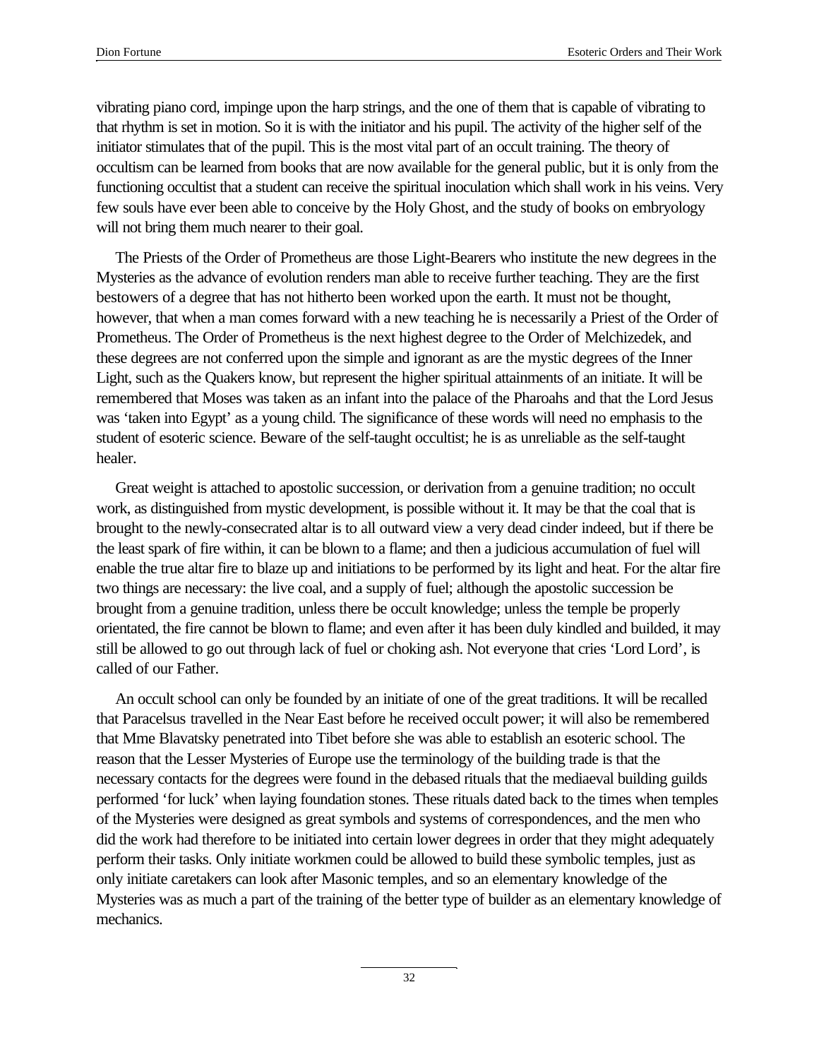vibrating piano cord, impinge upon the harp strings, and the one of them that is capable of vibrating to that rhythm is set in motion. So it is with the initiator and his pupil. The activity of the higher self of the initiator stimulates that of the pupil. This is the most vital part of an occult training. The theory of occultism can be learned from books that are now available for the general public, but it is only from the functioning occultist that a student can receive the spiritual inoculation which shall work in his veins. Very few souls have ever been able to conceive by the Holy Ghost, and the study of books on embryology will not bring them much nearer to their goal.

The Priests of the Order of Prometheus are those Light-Bearers who institute the new degrees in the Mysteries as the advance of evolution renders man able to receive further teaching. They are the first bestowers of a degree that has not hitherto been worked upon the earth. It must not be thought, however, that when a man comes forward with a new teaching he is necessarily a Priest of the Order of Prometheus. The Order of Prometheus is the next highest degree to the Order of Melchizedek, and these degrees are not conferred upon the simple and ignorant as are the mystic degrees of the Inner Light, such as the Quakers know, but represent the higher spiritual attainments of an initiate. It will be remembered that Moses was taken as an infant into the palace of the Pharoahs and that the Lord Jesus was 'taken into Egypt' as a young child. The significance of these words will need no emphasis to the student of esoteric science. Beware of the self-taught occultist; he is as unreliable as the self-taught healer.

Great weight is attached to apostolic succession, or derivation from a genuine tradition; no occult work, as distinguished from mystic development, is possible without it. It may be that the coal that is brought to the newly-consecrated altar is to all outward view a very dead cinder indeed, but if there be the least spark of fire within, it can be blown to a flame; and then a judicious accumulation of fuel will enable the true altar fire to blaze up and initiations to be performed by its light and heat. For the altar fire two things are necessary: the live coal, and a supply of fuel; although the apostolic succession be brought from a genuine tradition, unless there be occult knowledge; unless the temple be properly orientated, the fire cannot be blown to flame; and even after it has been duly kindled and builded, it may still be allowed to go out through lack of fuel or choking ash. Not everyone that cries 'Lord Lord', is called of our Father.

An occult school can only be founded by an initiate of one of the great traditions. It will be recalled that Paracelsus travelled in the Near East before he received occult power; it will also be remembered that Mme Blavatsky penetrated into Tibet before she was able to establish an esoteric school. The reason that the Lesser Mysteries of Europe use the terminology of the building trade is that the necessary contacts for the degrees were found in the debased rituals that the mediaeval building guilds performed 'for luck' when laying foundation stones. These rituals dated back to the times when temples of the Mysteries were designed as great symbols and systems of correspondences, and the men who did the work had therefore to be initiated into certain lower degrees in order that they might adequately perform their tasks. Only initiate workmen could be allowed to build these symbolic temples, just as only initiate caretakers can look after Masonic temples, and so an elementary knowledge of the Mysteries was as much a part of the training of the better type of builder as an elementary knowledge of mechanics.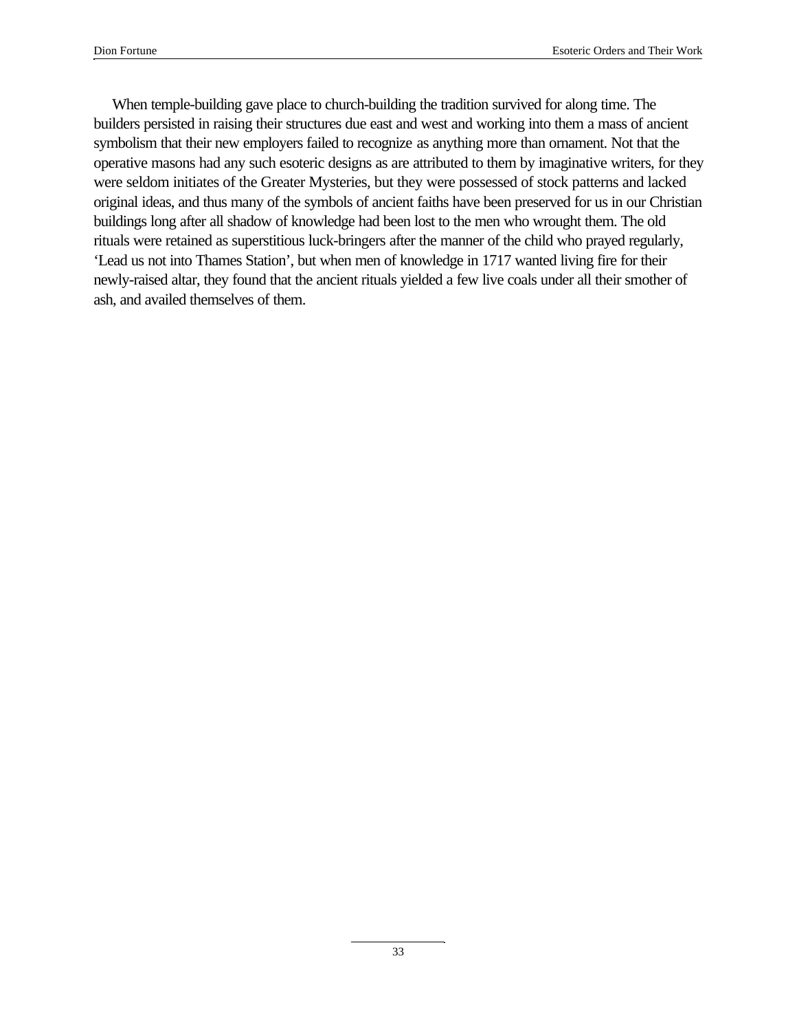When temple-building gave place to church-building the tradition survived for along time. The builders persisted in raising their structures due east and west and working into them a mass of ancient symbolism that their new employers failed to recognize as anything more than ornament. Not that the operative masons had any such esoteric designs as are attributed to them by imaginative writers, for they were seldom initiates of the Greater Mysteries, but they were possessed of stock patterns and lacked original ideas, and thus many of the symbols of ancient faiths have been preserved for us in our Christian buildings long after all shadow of knowledge had been lost to the men who wrought them. The old rituals were retained as superstitious luck-bringers after the manner of the child who prayed regularly, 'Lead us not into Thames Station', but when men of knowledge in 1717 wanted living fire for their newly-raised altar, they found that the ancient rituals yielded a few live coals under all their smother of ash, and availed themselves of them.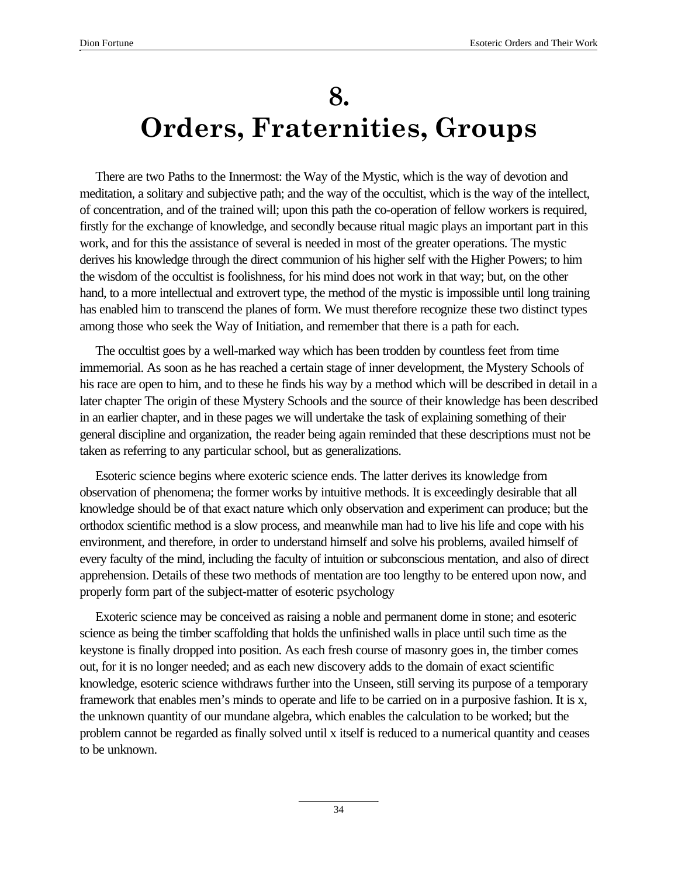# 8.
# Orders, Fraternities, Groups

There are two Paths to the Innermost: the Way of the Mystic, which is the way of devotion and meditation, a solitary and subjective path; and the way of the occultist, which is the way of the intellect, of concentration, and of the trained will; upon this path the co-operation of fellow workers is required, firstly for the exchange of knowledge, and secondly because ritual magic plays an important part in this work, and for this the assistance of several is needed in most of the greater operations. The mystic derives his knowledge through the direct communion of his higher self with the Higher Powers; to him the wisdom of the occultist is foolishness, for his mind does not work in that way; but, on the other hand, to a more intellectual and extrovert type, the method of the mystic is impossible until long training has enabled him to transcend the planes of form. We must therefore recognize these two distinct types among those who seek the Way of Initiation, and remember that there is a path for each.

The occultist goes by a well-marked way which has been trodden by countless feet from time immemorial. As soon as he has reached a certain stage of inner development, the Mystery Schools of his race are open to him, and to these he finds his way by a method which will be described in detail in a later chapter The origin of these Mystery Schools and the source of their knowledge has been described in an earlier chapter, and in these pages we will undertake the task of explaining something of their general discipline and organization, the reader being again reminded that these descriptions must not be taken as referring to any particular school, but as generalizations.

Esoteric science begins where exoteric science ends. The latter derives its knowledge from observation of phenomena; the former works by intuitive methods. It is exceedingly desirable that all knowledge should be of that exact nature which only observation and experiment can produce; but the orthodox scientific method is a slow process, and meanwhile man had to live his life and cope with his environment, and therefore, in order to understand himself and solve his problems, availed himself of every faculty of the mind, including the faculty of intuition or subconscious mentation, and also of direct apprehension. Details of these two methods of mentation are too lengthy to be entered upon now, and properly form part of the subject-matter of esoteric psychology

Exoteric science may be conceived as raising a noble and permanent dome in stone; and esoteric science as being the timber scaffolding that holds the unfinished walls in place until such time as the keystone is finally dropped into position. As each fresh course of masonry goes in, the timber comes out, for it is no longer needed; and as each new discovery adds to the domain of exact scientific knowledge, esoteric science withdraws further into the Unseen, still serving its purpose of a temporary framework that enables men's minds to operate and life to be carried on in a purposive fashion. It is x, the unknown quantity of our mundane algebra, which enables the calculation to be worked; but the problem cannot be regarded as finally solved until x itself is reduced to a numerical quantity and ceases to be unknown.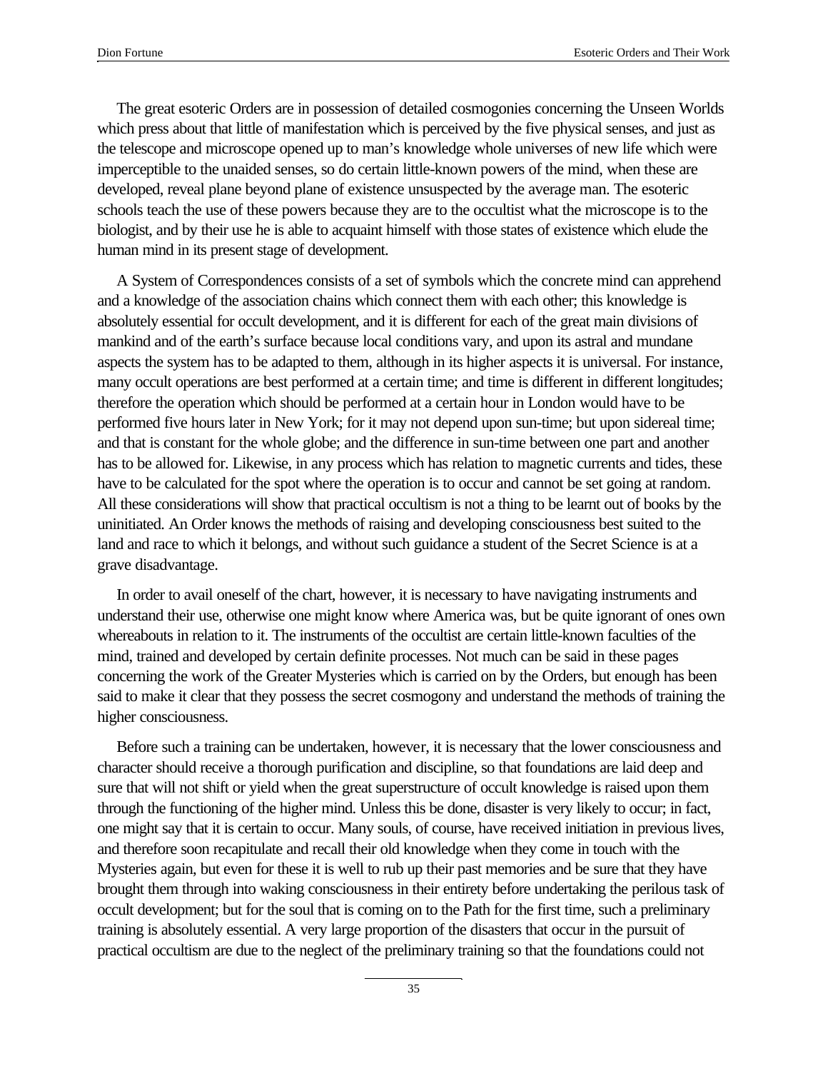The great esoteric Orders are in possession of detailed cosmogonies concerning the Unseen Worlds which press about that little of manifestation which is perceived by the five physical senses, and just as the telescope and microscope opened up to man's knowledge whole universes of new life which were imperceptible to the unaided senses, so do certain little-known powers of the mind, when these are developed, reveal plane beyond plane of existence unsuspected by the average man. The esoteric schools teach the use of these powers because they are to the occultist what the microscope is to the biologist, and by their use he is able to acquaint himself with those states of existence which elude the human mind in its present stage of development.

A System of Correspondences consists of a set of symbols which the concrete mind can apprehend and a knowledge of the association chains which connect them with each other; this knowledge is absolutely essential for occult development, and it is different for each of the great main divisions of mankind and of the earth's surface because local conditions vary, and upon its astral and mundane aspects the system has to be adapted to them, although in its higher aspects it is universal. For instance, many occult operations are best performed at a certain time; and time is different in different longitudes; therefore the operation which should be performed at a certain hour in London would have to be performed five hours later in New York; for it may not depend upon sun-time; but upon sidereal time; and that is constant for the whole globe; and the difference in sun-time between one part and another has to be allowed for. Likewise, in any process which has relation to magnetic currents and tides, these have to be calculated for the spot where the operation is to occur and cannot be set going at random. All these considerations will show that practical occultism is not a thing to be learnt out of books by the uninitiated. An Order knows the methods of raising and developing consciousness best suited to the land and race to which it belongs, and without such guidance a student of the Secret Science is at a grave disadvantage.

In order to avail oneself of the chart, however, it is necessary to have navigating instruments and understand their use, otherwise one might know where America was, but be quite ignorant of ones own whereabouts in relation to it. The instruments of the occultist are certain little-known faculties of the mind, trained and developed by certain definite processes. Not much can be said in these pages concerning the work of the Greater Mysteries which is carried on by the Orders, but enough has been said to make it clear that they possess the secret cosmogony and understand the methods of training the higher consciousness.

Before such a training can be undertaken, however, it is necessary that the lower consciousness and character should receive a thorough purification and discipline, so that foundations are laid deep and sure that will not shift or yield when the great superstructure of occult knowledge is raised upon them through the functioning of the higher mind. Unless this be done, disaster is very likely to occur; in fact, one might say that it is certain to occur. Many souls, of course, have received initiation in previous lives, and therefore soon recapitulate and recall their old knowledge when they come in touch with the Mysteries again, but even for these it is well to rub up their past memories and be sure that they have brought them through into waking consciousness in their entirety before undertaking the perilous task of occult development; but for the soul that is coming on to the Path for the first time, such a preliminary training is absolutely essential. A very large proportion of the disasters that occur in the pursuit of practical occultism are due to the neglect of the preliminary training so that the foundations could not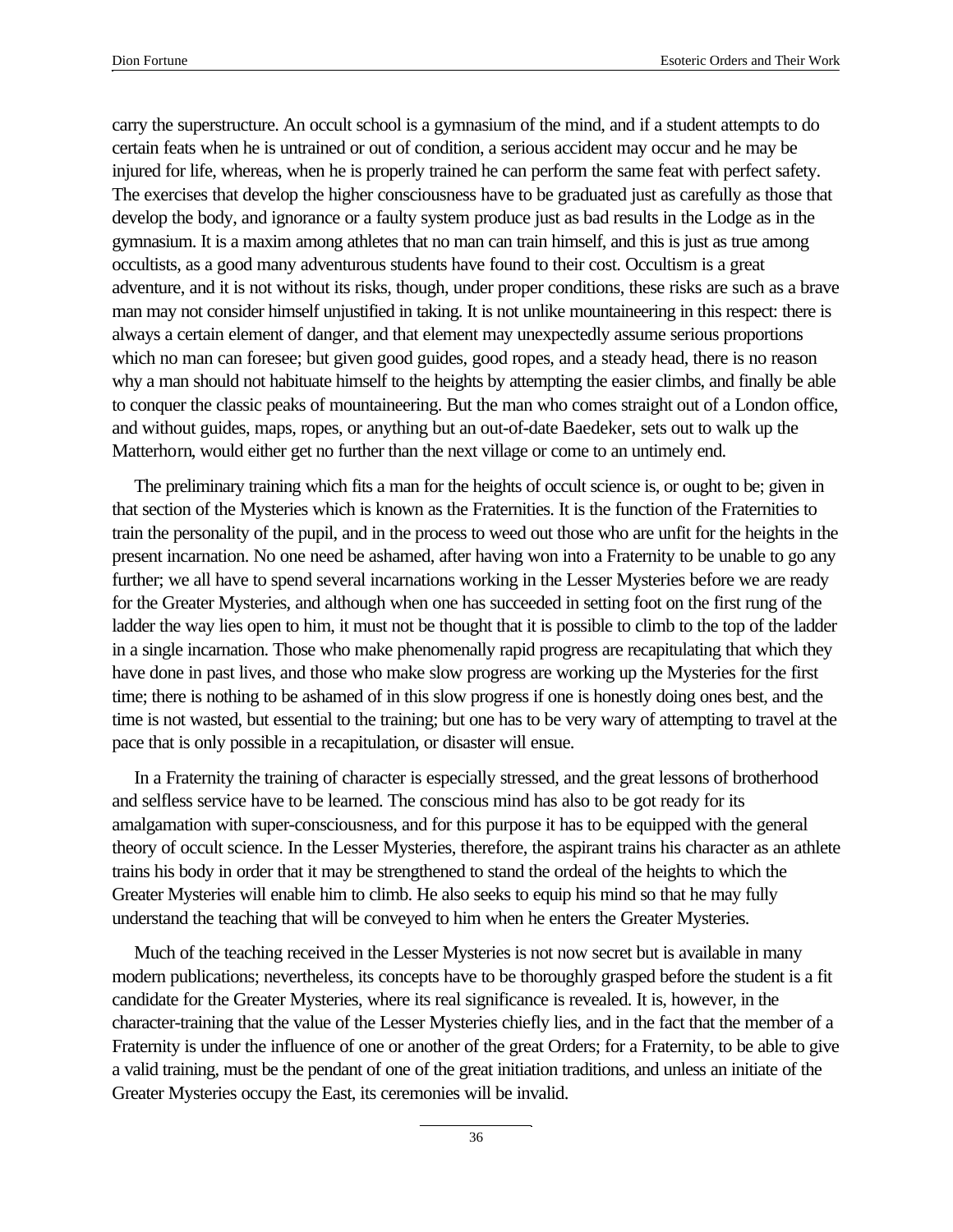carry the superstructure. An occult school is a gymnasium of the mind, and if a student attempts to do certain feats when he is untrained or out of condition, a serious accident may occur and he may be injured for life, whereas, when he is properly trained he can perform the same feat with perfect safety. The exercises that develop the higher consciousness have to be graduated just as carefully as those that develop the body, and ignorance or a faulty system produce just as bad results in the Lodge as in the gymnasium. It is a maxim among athletes that no man can train himself, and this is just as true among occultists, as a good many adventurous students have found to their cost. Occultism is a great adventure, and it is not without its risks, though, under proper conditions, these risks are such as a brave man may not consider himself unjustified in taking. It is not unlike mountaineering in this respect: there is always a certain element of danger, and that element may unexpectedly assume serious proportions which no man can foresee; but given good guides, good ropes, and a steady head, there is no reason why a man should not habituate himself to the heights by attempting the easier climbs, and finally be able to conquer the classic peaks of mountaineering. But the man who comes straight out of a London office, and without guides, maps, ropes, or anything but an out-of-date Baedeker, sets out to walk up the Matterhorn, would either get no further than the next village or come to an untimely end.

The preliminary training which fits a man for the heights of occult science is, or ought to be; given in that section of the Mysteries which is known as the Fraternities. It is the function of the Fraternities to train the personality of the pupil, and in the process to weed out those who are unfit for the heights in the present incarnation. No one need be ashamed, after having won into a Fraternity to be unable to go any further; we all have to spend several incarnations working in the Lesser Mysteries before we are ready for the Greater Mysteries, and although when one has succeeded in setting foot on the first rung of the ladder the way lies open to him, it must not be thought that it is possible to climb to the top of the ladder in a single incarnation. Those who make phenomenally rapid progress are recapitulating that which they have done in past lives, and those who make slow progress are working up the Mysteries for the first time; there is nothing to be ashamed of in this slow progress if one is honestly doing ones best, and the time is not wasted, but essential to the training; but one has to be very wary of attempting to travel at the pace that is only possible in a recapitulation, or disaster will ensue.

In a Fraternity the training of character is especially stressed, and the great lessons of brotherhood and selfless service have to be learned. The conscious mind has also to be got ready for its amalgamation with super-consciousness, and for this purpose it has to be equipped with the general theory of occult science. In the Lesser Mysteries, therefore, the aspirant trains his character as an athlete trains his body in order that it may be strengthened to stand the ordeal of the heights to which the Greater Mysteries will enable him to climb. He also seeks to equip his mind so that he may fully understand the teaching that will be conveyed to him when he enters the Greater Mysteries.

Much of the teaching received in the Lesser Mysteries is not now secret but is available in many modern publications; nevertheless, its concepts have to be thoroughly grasped before the student is a fit candidate for the Greater Mysteries, where its real significance is revealed. It is, however, in the character-training that the value of the Lesser Mysteries chiefly lies, and in the fact that the member of a Fraternity is under the influence of one or another of the great Orders; for a Fraternity, to be able to give a valid training, must be the pendant of one of the great initiation traditions, and unless an initiate of the Greater Mysteries occupy the East, its ceremonies will be invalid.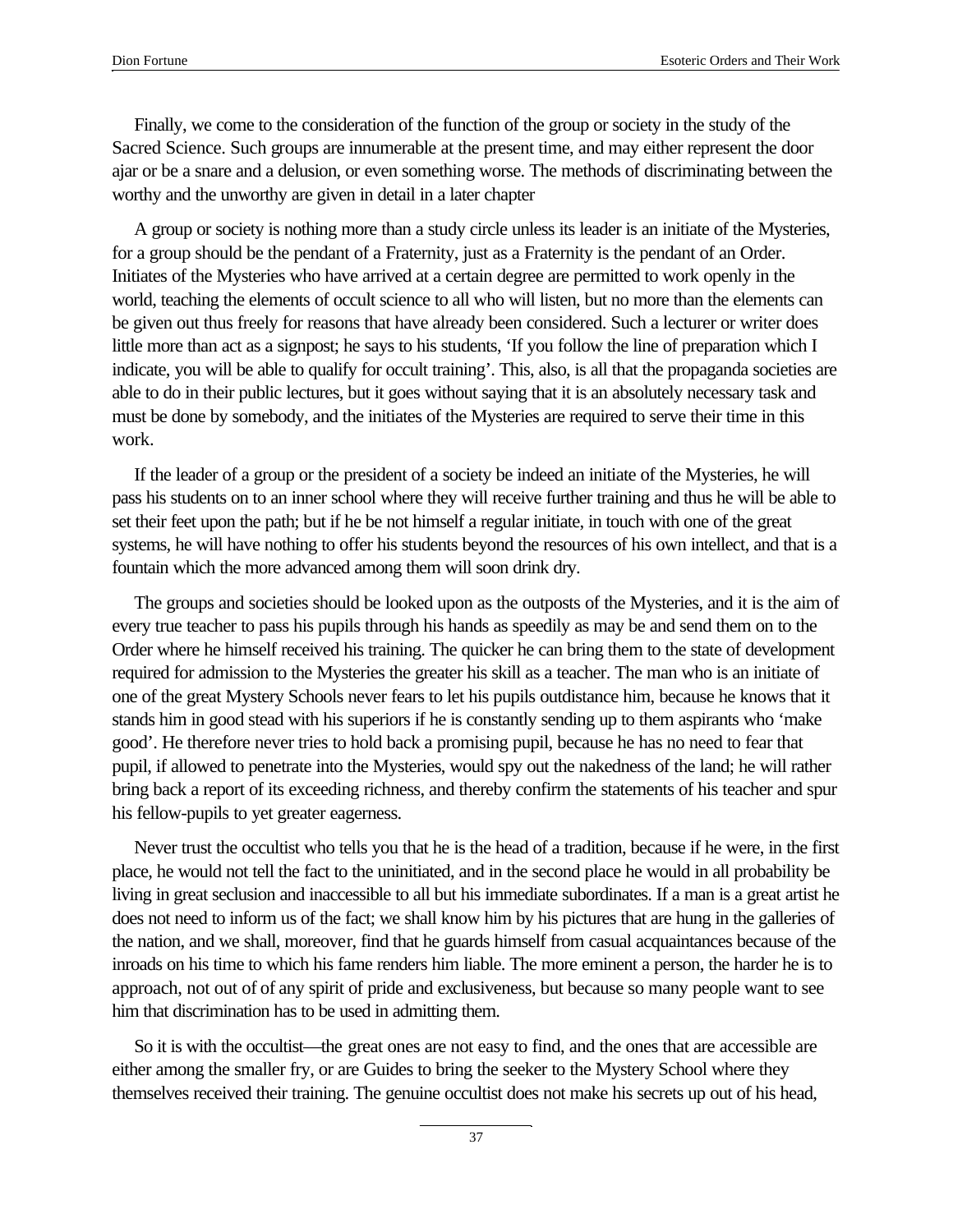Finally, we come to the consideration of the function of the group or society in the study of the Sacred Science. Such groups are innumerable at the present time, and may either represent the door ajar or be a snare and a delusion, or even something worse. The methods of discriminating between the worthy and the unworthy are given in detail in a later chapter

A group or society is nothing more than a study circle unless its leader is an initiate of the Mysteries, for a group should be the pendant of a Fraternity, just as a Fraternity is the pendant of an Order. Initiates of the Mysteries who have arrived at a certain degree are permitted to work openly in the world, teaching the elements of occult science to all who will listen, but no more than the elements can be given out thus freely for reasons that have already been considered. Such a lecturer or writer does little more than act as a signpost; he says to his students, 'If you follow the line of preparation which I indicate, you will be able to qualify for occult training'. This, also, is all that the propaganda societies are able to do in their public lectures, but it goes without saying that it is an absolutely necessary task and must be done by somebody, and the initiates of the Mysteries are required to serve their time in this work.

If the leader of a group or the president of a society be indeed an initiate of the Mysteries, he will pass his students on to an inner school where they will receive further training and thus he will be able to set their feet upon the path; but if he be not himself a regular initiate, in touch with one of the great systems, he will have nothing to offer his students beyond the resources of his own intellect, and that is a fountain which the more advanced among them will soon drink dry.

The groups and societies should be looked upon as the outposts of the Mysteries, and it is the aim of every true teacher to pass his pupils through his hands as speedily as may be and send them on to the Order where he himself received his training. The quicker he can bring them to the state of development required for admission to the Mysteries the greater his skill as a teacher. The man who is an initiate of one of the great Mystery Schools never fears to let his pupils outdistance him, because he knows that it stands him in good stead with his superiors if he is constantly sending up to them aspirants who 'make good'. He therefore never tries to hold back a promising pupil, because he has no need to fear that pupil, if allowed to penetrate into the Mysteries, would spy out the nakedness of the land; he will rather bring back a report of its exceeding richness, and thereby confirm the statements of his teacher and spur his fellow-pupils to yet greater eagerness.

Never trust the occultist who tells you that he is the head of a tradition, because if he were, in the first place, he would not tell the fact to the uninitiated, and in the second place he would in all probability be living in great seclusion and inaccessible to all but his immediate subordinates. If a man is a great artist he does not need to inform us of the fact; we shall know him by his pictures that are hung in the galleries of the nation, and we shall, moreover, find that he guards himself from casual acquaintances because of the inroads on his time to which his fame renders him liable. The more eminent a person, the harder he is to approach, not out of of any spirit of pride and exclusiveness, but because so many people want to see him that discrimination has to be used in admitting them.

So it is with the occultist—the great ones are not easy to find, and the ones that are accessible are either among the smaller fry, or are Guides to bring the seeker to the Mystery School where they themselves received their training. The genuine occultist does not make his secrets up out of his head,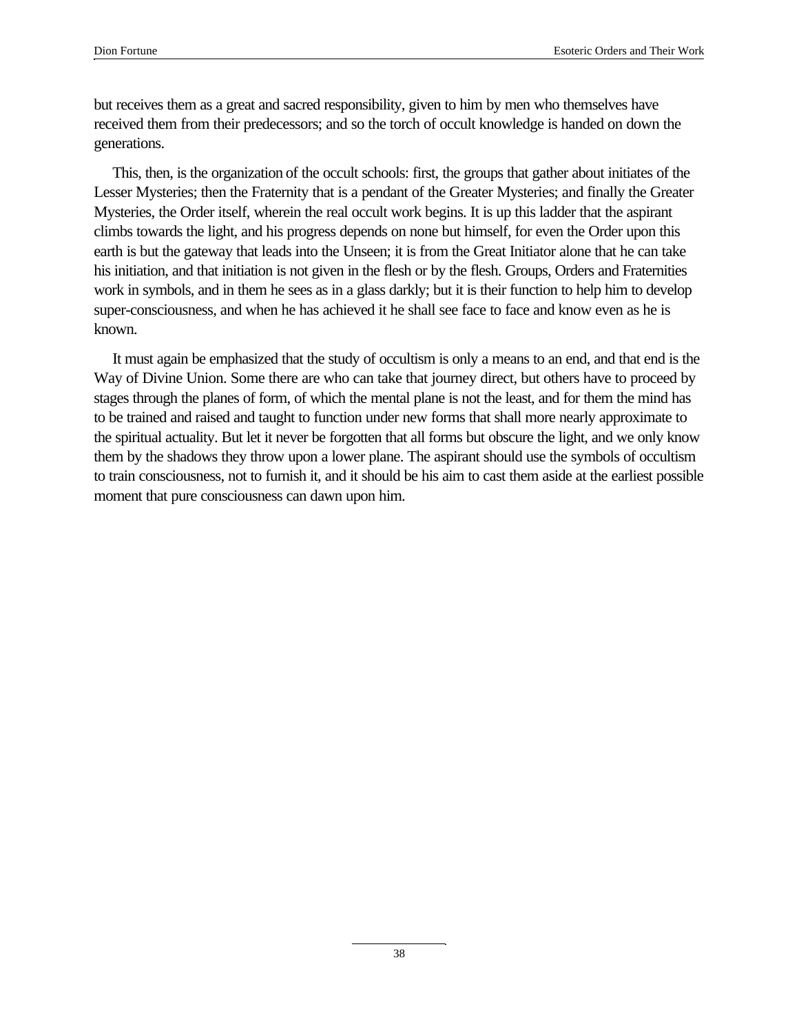but receives them as a great and sacred responsibility, given to him by men who themselves have received them from their predecessors; and so the torch of occult knowledge is handed on down the generations.

This, then, is the organization of the occult schools: first, the groups that gather about initiates of the Lesser Mysteries; then the Fraternity that is a pendant of the Greater Mysteries; and finally the Greater Mysteries, the Order itself, wherein the real occult work begins. It is up this ladder that the aspirant climbs towards the light, and his progress depends on none but himself, for even the Order upon this earth is but the gateway that leads into the Unseen; it is from the Great Initiator alone that he can take his initiation, and that initiation is not given in the flesh or by the flesh. Groups, Orders and Fraternities work in symbols, and in them he sees as in a glass darkly; but it is their function to help him to develop super-consciousness, and when he has achieved it he shall see face to face and know even as he is known.

It must again be emphasized that the study of occultism is only a means to an end, and that end is the Way of Divine Union. Some there are who can take that journey direct, but others have to proceed by stages through the planes of form, of which the mental plane is not the least, and for them the mind has to be trained and raised and taught to function under new forms that shall more nearly approximate to the spiritual actuality. But let it never be forgotten that all forms but obscure the light, and we only know them by the shadows they throw upon a lower plane. The aspirant should use the symbols of occultism to train consciousness, not to furnish it, and it should be his aim to cast them aside at the earliest possible moment that pure consciousness can dawn upon him.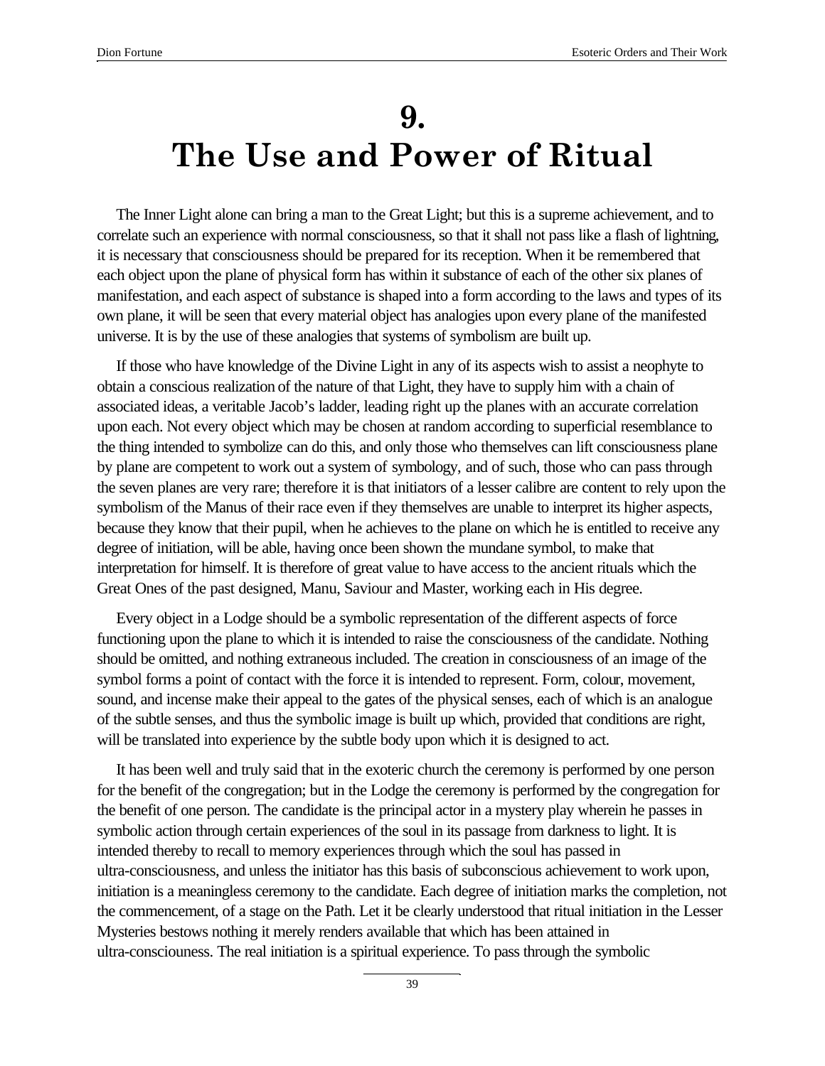# 9. The Use and Power of Ritual

The Inner Light alone can bring a man to the Great Light; but this is a supreme achievement, and to correlate such an experience with normal consciousness, so that it shall not pass like a flash of lightning, it is necessary that consciousness should be prepared for its reception. When it be remembered that each object upon the plane of physical form has within it substance of each of the other six planes of manifestation, and each aspect of substance is shaped into a form according to the laws and types of its own plane, it will be seen that every material object has analogies upon every plane of the manifested universe. It is by the use of these analogies that systems of symbolism are built up.

If those who have knowledge of the Divine Light in any of its aspects wish to assist a neophyte to obtain a conscious realization of the nature of that Light, they have to supply him with a chain of associated ideas, a veritable Jacob's ladder, leading right up the planes with an accurate correlation upon each. Not every object which may be chosen at random according to superficial resemblance to the thing intended to symbolize can do this, and only those who themselves can lift consciousness plane by plane are competent to work out a system of symbology, and of such, those who can pass through the seven planes are very rare; therefore it is that initiators of a lesser calibre are content to rely upon the symbolism of the Manus of their race even if they themselves are unable to interpret its higher aspects, because they know that their pupil, when he achieves to the plane on which he is entitled to receive any degree of initiation, will be able, having once been shown the mundane symbol, to make that interpretation for himself. It is therefore of great value to have access to the ancient rituals which the Great Ones of the past designed, Manu, Saviour and Master, working each in His degree.

Every object in a Lodge should be a symbolic representation of the different aspects of force functioning upon the plane to which it is intended to raise the consciousness of the candidate. Nothing should be omitted, and nothing extraneous included. The creation in consciousness of an image of the symbol forms a point of contact with the force it is intended to represent. Form, colour, movement, sound, and incense make their appeal to the gates of the physical senses, each of which is an analogue of the subtle senses, and thus the symbolic image is built up which, provided that conditions are right, will be translated into experience by the subtle body upon which it is designed to act.

It has been well and truly said that in the exoteric church the ceremony is performed by one person for the benefit of the congregation; but in the Lodge the ceremony is performed by the congregation for the benefit of one person. The candidate is the principal actor in a mystery play wherein he passes in symbolic action through certain experiences of the soul in its passage from darkness to light. It is intended thereby to recall to memory experiences through which the soul has passed in ultra-consciousness, and unless the initiator has this basis of subconscious achievement to work upon, initiation is a meaningless ceremony to the candidate. Each degree of initiation marks the completion, not the commencement, of a stage on the Path. Let it be clearly understood that ritual initiation in the Lesser Mysteries bestows nothing it merely renders available that which has been attained in ultra-consciouness. The real initiation is a spiritual experience. To pass through the symbolic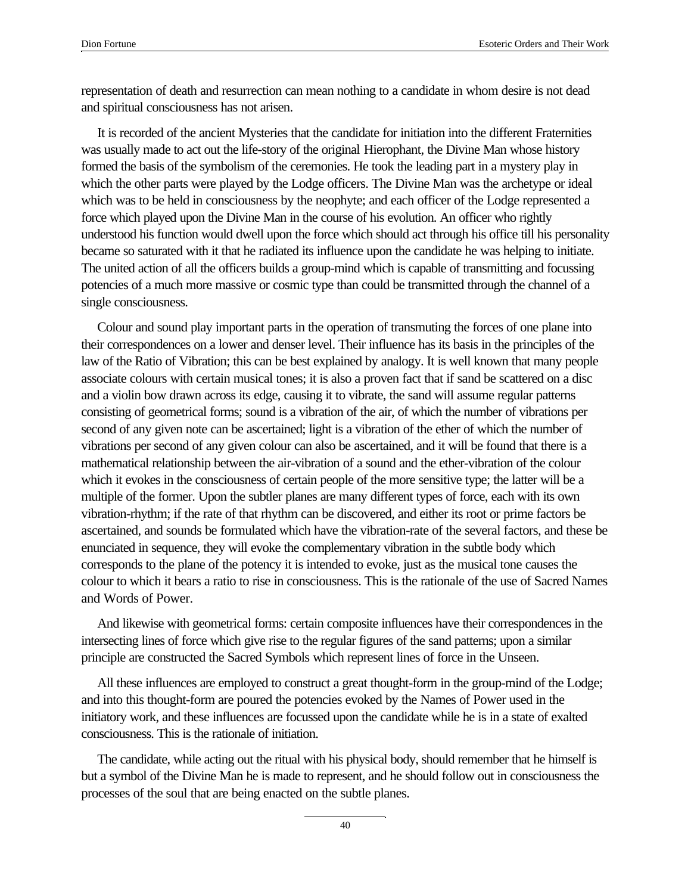representation of death and resurrection can mean nothing to a candidate in whom desire is not dead and spiritual consciousness has not arisen.

It is recorded of the ancient Mysteries that the candidate for initiation into the different Fraternities was usually made to act out the life-story of the original Hierophant, the Divine Man whose history formed the basis of the symbolism of the ceremonies. He took the leading part in a mystery play in which the other parts were played by the Lodge officers. The Divine Man was the archetype or ideal which was to be held in consciousness by the neophyte; and each officer of the Lodge represented a force which played upon the Divine Man in the course of his evolution. An officer who rightly understood his function would dwell upon the force which should act through his office till his personality became so saturated with it that he radiated its influence upon the candidate he was helping to initiate. The united action of all the officers builds a group-mind which is capable of transmitting and focussing potencies of a much more massive or cosmic type than could be transmitted through the channel of a single consciousness.

Colour and sound play important parts in the operation of transmuting the forces of one plane into their correspondences on a lower and denser level. Their influence has its basis in the principles of the law of the Ratio of Vibration; this can be best explained by analogy. It is well known that many people associate colours with certain musical tones; it is also a proven fact that if sand be scattered on a disc and a violin bow drawn across its edge, causing it to vibrate, the sand will assume regular patterns consisting of geometrical forms; sound is a vibration of the air, of which the number of vibrations per second of any given note can be ascertained; light is a vibration of the ether of which the number of vibrations per second of any given colour can also be ascertained, and it will be found that there is a mathematical relationship between the air-vibration of a sound and the ether-vibration of the colour which it evokes in the consciousness of certain people of the more sensitive type; the latter will be a multiple of the former. Upon the subtler planes are many different types of force, each with its own vibration-rhythm; if the rate of that rhythm can be discovered, and either its root or prime factors be ascertained, and sounds be formulated which have the vibration-rate of the several factors, and these be enunciated in sequence, they will evoke the complementary vibration in the subtle body which corresponds to the plane of the potency it is intended to evoke, just as the musical tone causes the colour to which it bears a ratio to rise in consciousness. This is the rationale of the use of Sacred Names and Words of Power.

And likewise with geometrical forms: certain composite influences have their correspondences in the intersecting lines of force which give rise to the regular figures of the sand patterns; upon a similar principle are constructed the Sacred Symbols which represent lines of force in the Unseen.

All these influences are employed to construct a great thought-form in the group-mind of the Lodge; and into this thought-form are poured the potencies evoked by the Names of Power used in the initiatory work, and these influences are focussed upon the candidate while he is in a state of exalted consciousness. This is the rationale of initiation.

The candidate, while acting out the ritual with his physical body, should remember that he himself is but a symbol of the Divine Man he is made to represent, and he should follow out in consciousness the processes of the soul that are being enacted on the subtle planes.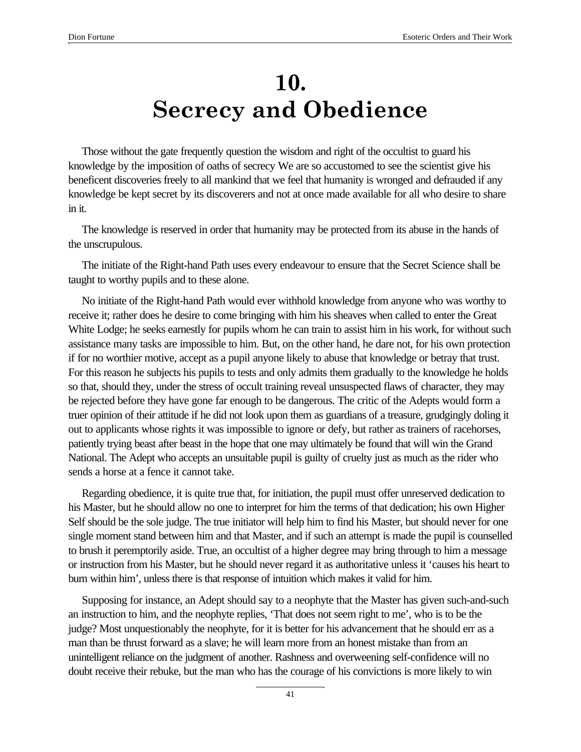# 10. Secrecy and Obedience

Those without the gate frequently question the wisdom and right of the occultist to guard his knowledge by the imposition of oaths of secrecy We are so accustomed to see the scientist give his beneficent discoveries freely to all mankind that we feel that humanity is wronged and defrauded if any knowledge be kept secret by its discoverers and not at once made available for all who desire to share in it.

The knowledge is reserved in order that humanity may be protected from its abuse in the hands of the unscrupulous.

The initiate of the Right-hand Path uses every endeavour to ensure that the Secret Science shall be taught to worthy pupils and to these alone.

No initiate of the Right-hand Path would ever withhold knowledge from anyone who was worthy to receive it; rather does he desire to come bringing with him his sheaves when called to enter the Great White Lodge; he seeks earnestly for pupils whom he can train to assist him in his work, for without such assistance many tasks are impossible to him. But, on the other hand, he dare not, for his own protection if for no worthier motive, accept as a pupil anyone likely to abuse that knowledge or betray that trust. For this reason he subjects his pupils to tests and only admits them gradually to the knowledge he holds so that, should they, under the stress of occult training reveal unsuspected flaws of character, they may be rejected before they have gone far enough to be dangerous. The critic of the Adepts would form a truer opinion of their attitude if he did not look upon them as guardians of a treasure, grudgingly doling it out to applicants whose rights it was impossible to ignore or defy, but rather as trainers of racehorses, patiently trying beast after beast in the hope that one may ultimately be found that will win the Grand National. The Adept who accepts an unsuitable pupil is guilty of cruelty just as much as the rider who sends a horse at a fence it cannot take.

Regarding obedience, it is quite true that, for initiation, the pupil must offer unreserved dedication to his Master, but he should allow no one to interpret for him the terms of that dedication; his own Higher Self should be the sole judge. The true initiator will help him to find his Master, but should never for one single moment stand between him and that Master, and if such an attempt is made the pupil is counselled to brush it peremptorily aside. True, an occultist of a higher degree may bring through to him a message or instruction from his Master, but he should never regard it as authoritative unless it 'causes his heart to burn within him', unless there is that response of intuition which makes it valid for him.

Supposing for instance, an Adept should say to a neophyte that the Master has given such-and-such an instruction to him, and the neophyte replies, 'That does not seem right to me', who is to be the judge? Most unquestionably the neophyte, for it is better for his advancement that he should err as a man than be thrust forward as a slave; he will learn more from an honest mistake than from an unintelligent reliance on the judgment of another. Rashness and overweening self-confidence will no doubt receive their rebuke, but the man who has the courage of his convictions is more likely to win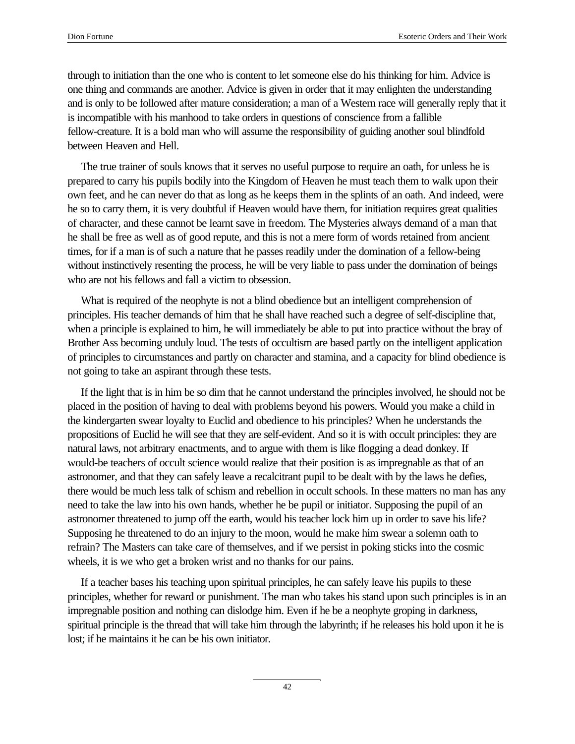through to initiation than the one who is content to let someone else do his thinking for him. Advice is one thing and commands are another. Advice is given in order that it may enlighten the understanding and is only to be followed after mature consideration; a man of a Western race will generally reply that it is incompatible with his manhood to take orders in questions of conscience from a fallible fellow-creature. It is a bold man who will assume the responsibility of guiding another soul blindfold between Heaven and Hell.

The true trainer of souls knows that it serves no useful purpose to require an oath, for unless he is prepared to carry his pupils bodily into the Kingdom of Heaven he must teach them to walk upon their own feet, and he can never do that as long as he keeps them in the splints of an oath. And indeed, were he so to carry them, it is very doubtful if Heaven would have them, for initiation requires great qualities of character, and these cannot be learnt save in freedom. The Mysteries always demand of a man that he shall be free as well as of good repute, and this is not a mere form of words retained from ancient times, for if a man is of such a nature that he passes readily under the domination of a fellow-being without instinctively resenting the process, he will be very liable to pass under the domination of beings who are not his fellows and fall a victim to obsession.

What is required of the neophyte is not a blind obedience but an intelligent comprehension of principles. His teacher demands of him that he shall have reached such a degree of self-discipline that, when a principle is explained to him, he will immediately be able to put into practice without the bray of Brother Ass becoming unduly loud. The tests of occultism are based partly on the intelligent application of principles to circumstances and partly on character and stamina, and a capacity for blind obedience is not going to take an aspirant through these tests.

If the light that is in him be so dim that he cannot understand the principles involved, he should not be placed in the position of having to deal with problems beyond his powers. Would you make a child in the kindergarten swear loyalty to Euclid and obedience to his principles? When he understands the propositions of Euclid he will see that they are self-evident. And so it is with occult principles: they are natural laws, not arbitrary enactments, and to argue with them is like flogging a dead donkey. If would-be teachers of occult science would realize that their position is as impregnable as that of an astronomer, and that they can safely leave a recalcitrant pupil to be dealt with by the laws he defies, there would be much less talk of schism and rebellion in occult schools. In these matters no man has any need to take the law into his own hands, whether he be pupil or initiator. Supposing the pupil of an astronomer threatened to jump off the earth, would his teacher lock him up in order to save his life? Supposing he threatened to do an injury to the moon, would he make him swear a solemn oath to refrain? The Masters can take care of themselves, and if we persist in poking sticks into the cosmic wheels, it is we who get a broken wrist and no thanks for our pains.

If a teacher bases his teaching upon spiritual principles, he can safely leave his pupils to these principles, whether for reward or punishment. The man who takes his stand upon such principles is in an impregnable position and nothing can dislodge him. Even if he be a neophyte groping in darkness, spiritual principle is the thread that will take him through the labyrinth; if he releases his hold upon it he is lost; if he maintains it he can be his own initiator.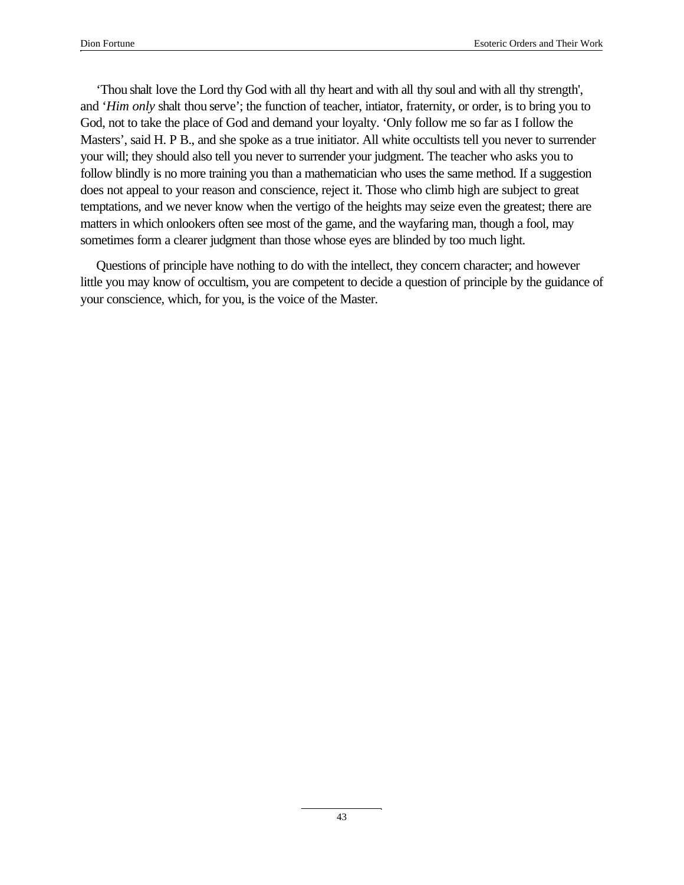'Thou shalt love the Lord thy God with all thy heart and with all thy soul and with all thy strength', and '*Him only* shalt thou serve'; the function of teacher, intiator, fraternity, or order, is to bring you to God, not to take the place of God and demand your loyalty. 'Only follow me so far as I follow the Masters', said H. P B., and she spoke as a true initiator. All white occultists tell you never to surrender your will; they should also tell you never to surrender your judgment. The teacher who asks you to follow blindly is no more training you than a mathematician who uses the same method. If a suggestion does not appeal to your reason and conscience, reject it. Those who climb high are subject to great temptations, and we never know when the vertigo of the heights may seize even the greatest; there are matters in which onlookers often see most of the game, and the wayfaring man, though a fool, may sometimes form a clearer judgment than those whose eyes are blinded by too much light.

Questions of principle have nothing to do with the intellect, they concern character; and however little you may know of occultism, you are competent to decide a question of principle by the guidance of your conscience, which, for you, is the voice of the Master.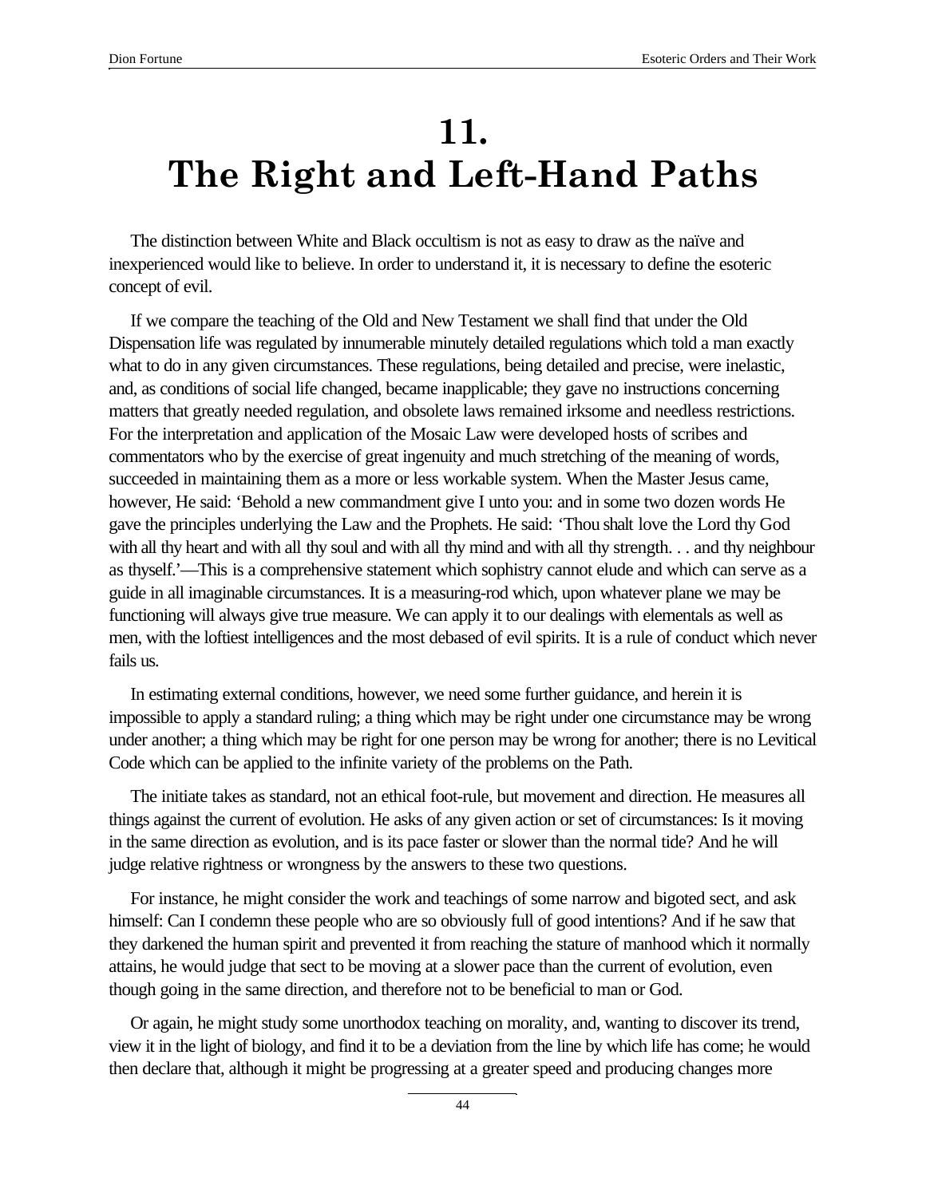# 11. The Right and Left-Hand Paths

The distinction between White and Black occultism is not as easy to draw as the naïve and inexperienced would like to believe. In order to understand it, it is necessary to define the esoteric concept of evil.

If we compare the teaching of the Old and New Testament we shall find that under the Old Dispensation life was regulated by innumerable minutely detailed regulations which told a man exactly what to do in any given circumstances. These regulations, being detailed and precise, were inelastic, and, as conditions of social life changed, became inapplicable; they gave no instructions concerning matters that greatly needed regulation, and obsolete laws remained irksome and needless restrictions. For the interpretation and application of the Mosaic Law were developed hosts of scribes and commentators who by the exercise of great ingenuity and much stretching of the meaning of words, succeeded in maintaining them as a more or less workable system. When the Master Jesus came, however, He said: 'Behold a new commandment give I unto you: and in some two dozen words He gave the principles underlying the Law and the Prophets. He said: 'Thou shalt love the Lord thy God with all thy heart and with all thy soul and with all thy mind and with all thy strength. . . and thy neighbour as thyself.'—This is a comprehensive statement which sophistry cannot elude and which can serve as a guide in all imaginable circumstances. It is a measuring-rod which, upon whatever plane we may be functioning will always give true measure. We can apply it to our dealings with elementals as well as men, with the loftiest intelligences and the most debased of evil spirits. It is a rule of conduct which never fails us.

In estimating external conditions, however, we need some further guidance, and herein it is impossible to apply a standard ruling; a thing which may be right under one circumstance may be wrong under another; a thing which may be right for one person may be wrong for another; there is no Levitical Code which can be applied to the infinite variety of the problems on the Path.

The initiate takes as standard, not an ethical foot-rule, but movement and direction. He measures all things against the current of evolution. He asks of any given action or set of circumstances: Is it moving in the same direction as evolution, and is its pace faster or slower than the normal tide? And he will judge relative rightness or wrongness by the answers to these two questions.

For instance, he might consider the work and teachings of some narrow and bigoted sect, and ask himself: Can I condemn these people who are so obviously full of good intentions? And if he saw that they darkened the human spirit and prevented it from reaching the stature of manhood which it normally attains, he would judge that sect to be moving at a slower pace than the current of evolution, even though going in the same direction, and therefore not to be beneficial to man or God.

Or again, he might study some unorthodox teaching on morality, and, wanting to discover its trend, view it in the light of biology, and find it to be a deviation from the line by which life has come; he would then declare that, although it might be progressing at a greater speed and producing changes more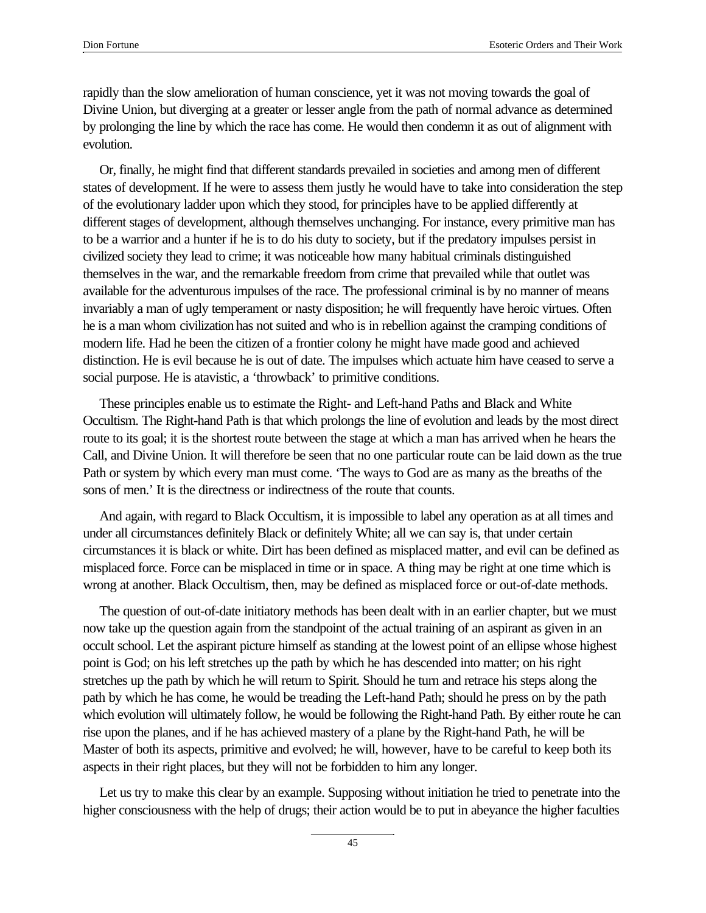rapidly than the slow amelioration of human conscience, yet it was not moving towards the goal of Divine Union, but diverging at a greater or lesser angle from the path of normal advance as determined by prolonging the line by which the race has come. He would then condemn it as out of alignment with evolution.

Or, finally, he might find that different standards prevailed in societies and among men of different states of development. If he were to assess them justly he would have to take into consideration the step of the evolutionary ladder upon which they stood, for principles have to be applied differently at different stages of development, although themselves unchanging. For instance, every primitive man has to be a warrior and a hunter if he is to do his duty to society, but if the predatory impulses persist in civilized society they lead to crime; it was noticeable how many habitual criminals distinguished themselves in the war, and the remarkable freedom from crime that prevailed while that outlet was available for the adventurous impulses of the race. The professional criminal is by no manner of means invariably a man of ugly temperament or nasty disposition; he will frequently have heroic virtues. Often he is a man whom civilization has not suited and who is in rebellion against the cramping conditions of modern life. Had he been the citizen of a frontier colony he might have made good and achieved distinction. He is evil because he is out of date. The impulses which actuate him have ceased to serve a social purpose. He is atavistic, a 'throwback' to primitive conditions.

These principles enable us to estimate the Right- and Left-hand Paths and Black and White Occultism. The Right-hand Path is that which prolongs the line of evolution and leads by the most direct route to its goal; it is the shortest route between the stage at which a man has arrived when he hears the Call, and Divine Union. It will therefore be seen that no one particular route can be laid down as the true Path or system by which every man must come. 'The ways to God are as many as the breaths of the sons of men.' It is the directness or indirectness of the route that counts.

And again, with regard to Black Occultism, it is impossible to label any operation as at all times and under all circumstances definitely Black or definitely White; all we can say is, that under certain circumstances it is black or white. Dirt has been defined as misplaced matter, and evil can be defined as misplaced force. Force can be misplaced in time or in space. A thing may be right at one time which is wrong at another. Black Occultism, then, may be defined as misplaced force or out-of-date methods.

The question of out-of-date initiatory methods has been dealt with in an earlier chapter, but we must now take up the question again from the standpoint of the actual training of an aspirant as given in an occult school. Let the aspirant picture himself as standing at the lowest point of an ellipse whose highest point is God; on his left stretches up the path by which he has descended into matter; on his right stretches up the path by which he will return to Spirit. Should he turn and retrace his steps along the path by which he has come, he would be treading the Left-hand Path; should he press on by the path which evolution will ultimately follow, he would be following the Right-hand Path. By either route he can rise upon the planes, and if he has achieved mastery of a plane by the Right-hand Path, he will be Master of both its aspects, primitive and evolved; he will, however, have to be careful to keep both its aspects in their right places, but they will not be forbidden to him any longer.

Let us try to make this clear by an example. Supposing without initiation he tried to penetrate into the higher consciousness with the help of drugs; their action would be to put in abeyance the higher faculties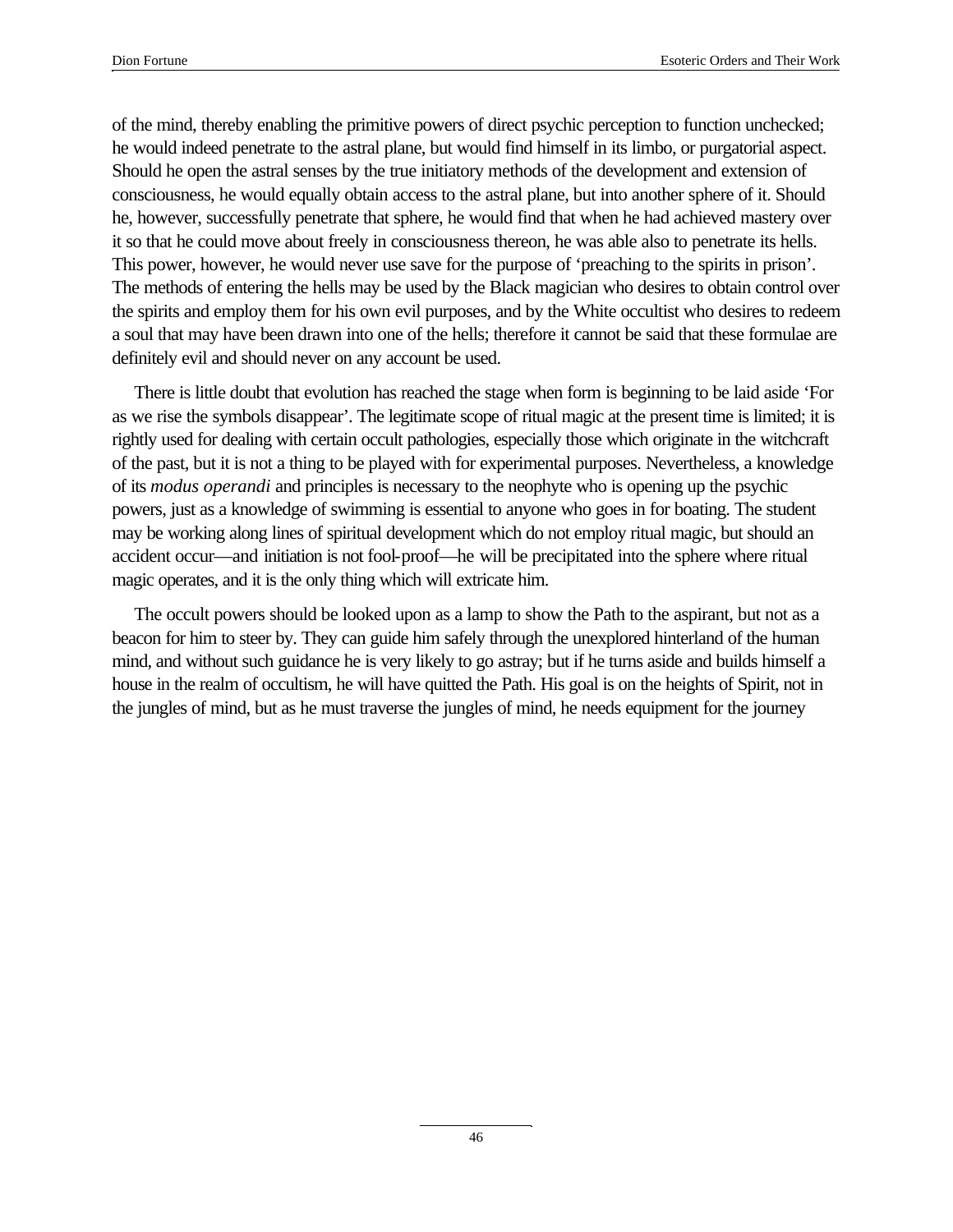of the mind, thereby enabling the primitive powers of direct psychic perception to function unchecked; he would indeed penetrate to the astral plane, but would find himself in its limbo, or purgatorial aspect. Should he open the astral senses by the true initiatory methods of the development and extension of consciousness, he would equally obtain access to the astral plane, but into another sphere of it. Should he, however, successfully penetrate that sphere, he would find that when he had achieved mastery over it so that he could move about freely in consciousness thereon, he was able also to penetrate its hells. This power, however, he would never use save for the purpose of 'preaching to the spirits in prison'. The methods of entering the hells may be used by the Black magician who desires to obtain control over the spirits and employ them for his own evil purposes, and by the White occultist who desires to redeem a soul that may have been drawn into one of the hells; therefore it cannot be said that these formulae are definitely evil and should never on any account be used.

There is little doubt that evolution has reached the stage when form is beginning to be laid aside 'For as we rise the symbols disappear'. The legitimate scope of ritual magic at the present time is limited; it is rightly used for dealing with certain occult pathologies, especially those which originate in the witchcraft of the past, but it is not a thing to be played with for experimental purposes. Nevertheless, a knowledge of its *modus operandi* and principles is necessary to the neophyte who is opening up the psychic powers, just as a knowledge of swimming is essential to anyone who goes in for boating. The student may be working along lines of spiritual development which do not employ ritual magic, but should an accident occur—and initiation is not fool-proof—he will be precipitated into the sphere where ritual magic operates, and it is the only thing which will extricate him.

The occult powers should be looked upon as a lamp to show the Path to the aspirant, but not as a beacon for him to steer by. They can guide him safely through the unexplored hinterland of the human mind, and without such guidance he is very likely to go astray; but if he turns aside and builds himself a house in the realm of occultism, he will have quitted the Path. His goal is on the heights of Spirit, not in the jungles of mind, but as he must traverse the jungles of mind, he needs equipment for the journey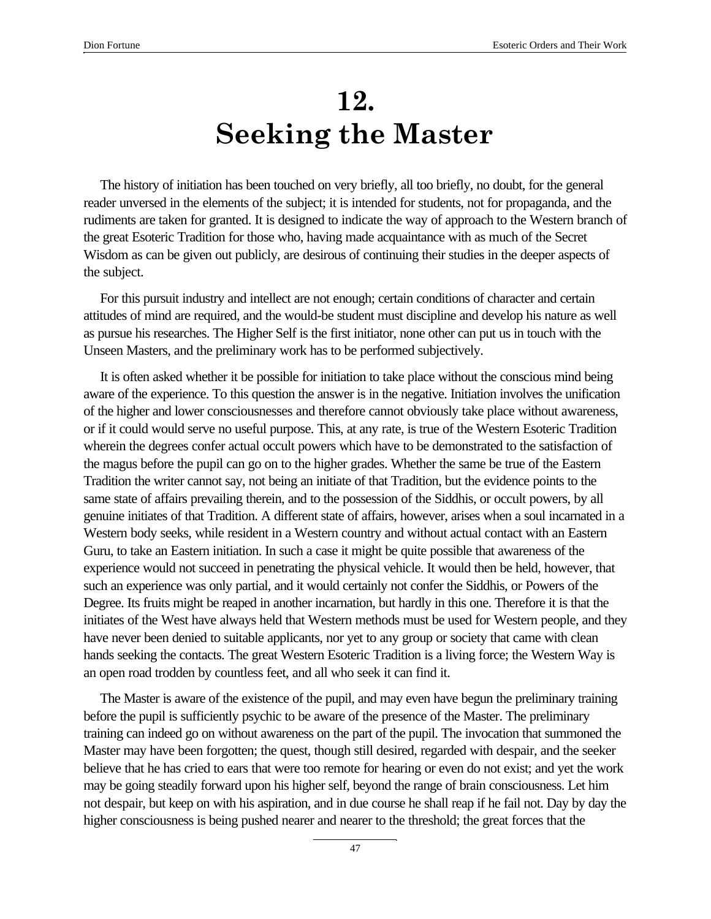# 12. Seeking the Master

The history of initiation has been touched on very briefly, all too briefly, no doubt, for the general reader unversed in the elements of the subject; it is intended for students, not for propaganda, and the rudiments are taken for granted. It is designed to indicate the way of approach to the Western branch of the great Esoteric Tradition for those who, having made acquaintance with as much of the Secret Wisdom as can be given out publicly, are desirous of continuing their studies in the deeper aspects of the subject.

For this pursuit industry and intellect are not enough; certain conditions of character and certain attitudes of mind are required, and the would-be student must discipline and develop his nature as well as pursue his researches. The Higher Self is the first initiator, none other can put us in touch with the Unseen Masters, and the preliminary work has to be performed subjectively.

It is often asked whether it be possible for initiation to take place without the conscious mind being aware of the experience. To this question the answer is in the negative. Initiation involves the unification of the higher and lower consciousnesses and therefore cannot obviously take place without awareness, or if it could would serve no useful purpose. This, at any rate, is true of the Western Esoteric Tradition wherein the degrees confer actual occult powers which have to be demonstrated to the satisfaction of the magus before the pupil can go on to the higher grades. Whether the same be true of the Eastern Tradition the writer cannot say, not being an initiate of that Tradition, but the evidence points to the same state of affairs prevailing therein, and to the possession of the Siddhis, or occult powers, by all genuine initiates of that Tradition. A different state of affairs, however, arises when a soul incarnated in a Western body seeks, while resident in a Western country and without actual contact with an Eastern Guru, to take an Eastern initiation. In such a case it might be quite possible that awareness of the experience would not succeed in penetrating the physical vehicle. It would then be held, however, that such an experience was only partial, and it would certainly not confer the Siddhis, or Powers of the Degree. Its fruits might be reaped in another incarnation, but hardly in this one. Therefore it is that the initiates of the West have always held that Western methods must be used for Western people, and they have never been denied to suitable applicants, nor yet to any group or society that came with clean hands seeking the contacts. The great Western Esoteric Tradition is a living force; the Western Way is an open road trodden by countless feet, and all who seek it can find it.

The Master is aware of the existence of the pupil, and may even have begun the preliminary training before the pupil is sufficiently psychic to be aware of the presence of the Master. The preliminary training can indeed go on without awareness on the part of the pupil. The invocation that summoned the Master may have been forgotten; the quest, though still desired, regarded with despair, and the seeker believe that he has cried to ears that were too remote for hearing or even do not exist; and yet the work may be going steadily forward upon his higher self, beyond the range of brain consciousness. Let him not despair, but keep on with his aspiration, and in due course he shall reap if he fail not. Day by day the higher consciousness is being pushed nearer and nearer to the threshold; the great forces that the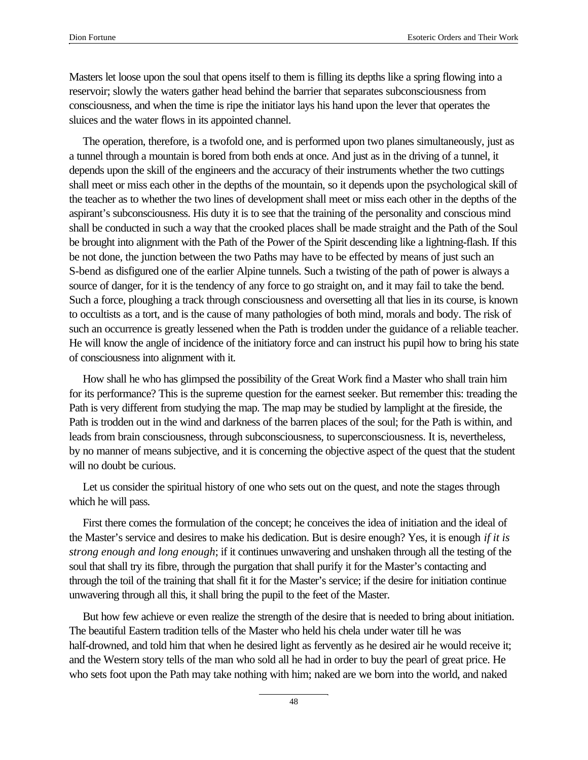Masters let loose upon the soul that opens itself to them is filling its depths like a spring flowing into a reservoir; slowly the waters gather head behind the barrier that separates subconsciousness from consciousness, and when the time is ripe the initiator lays his hand upon the lever that operates the sluices and the water flows in its appointed channel.

The operation, therefore, is a twofold one, and is performed upon two planes simultaneously, just as a tunnel through a mountain is bored from both ends at once. And just as in the driving of a tunnel, it depends upon the skill of the engineers and the accuracy of their instruments whether the two cuttings shall meet or miss each other in the depths of the mountain, so it depends upon the psychological skill of the teacher as to whether the two lines of development shall meet or miss each other in the depths of the aspirant's subconsciousness. His duty it is to see that the training of the personality and conscious mind shall be conducted in such a way that the crooked places shall be made straight and the Path of the Soul be brought into alignment with the Path of the Power of the Spirit descending like a lightning-flash. If this be not done, the junction between the two Paths may have to be effected by means of just such an S-bend as disfigured one of the earlier Alpine tunnels. Such a twisting of the path of power is always a source of danger, for it is the tendency of any force to go straight on, and it may fail to take the bend. Such a force, ploughing a track through consciousness and oversetting all that lies in its course, is known to occultists as a tort, and is the cause of many pathologies of both mind, morals and body. The risk of such an occurrence is greatly lessened when the Path is trodden under the guidance of a reliable teacher. He will know the angle of incidence of the initiatory force and can instruct his pupil how to bring his state of consciousness into alignment with it.

How shall he who has glimpsed the possibility of the Great Work find a Master who shall train him for its performance? This is the supreme question for the earnest seeker. But remember this: treading the Path is very different from studying the map. The map may be studied by lamplight at the fireside, the Path is trodden out in the wind and darkness of the barren places of the soul; for the Path is within, and leads from brain consciousness, through subconsciousness, to superconsciousness. It is, nevertheless, by no manner of means subjective, and it is concerning the objective aspect of the quest that the student will no doubt be curious.

Let us consider the spiritual history of one who sets out on the quest, and note the stages through which he will pass.

First there comes the formulation of the concept; he conceives the idea of initiation and the ideal of the Master's service and desires to make his dedication. But is desire enough? Yes, it is enough *if it is strong enough and long enough*; if it continues unwavering and unshaken through all the testing of the soul that shall try its fibre, through the purgation that shall purify it for the Master's contacting and through the toil of the training that shall fit it for the Master's service; if the desire for initiation continue unwavering through all this, it shall bring the pupil to the feet of the Master.

But how few achieve or even realize the strength of the desire that is needed to bring about initiation. The beautiful Eastern tradition tells of the Master who held his chela under water till he was half-drowned, and told him that when he desired light as fervently as he desired air he would receive it; and the Western story tells of the man who sold all he had in order to buy the pearl of great price. He who sets foot upon the Path may take nothing with him; naked are we born into the world, and naked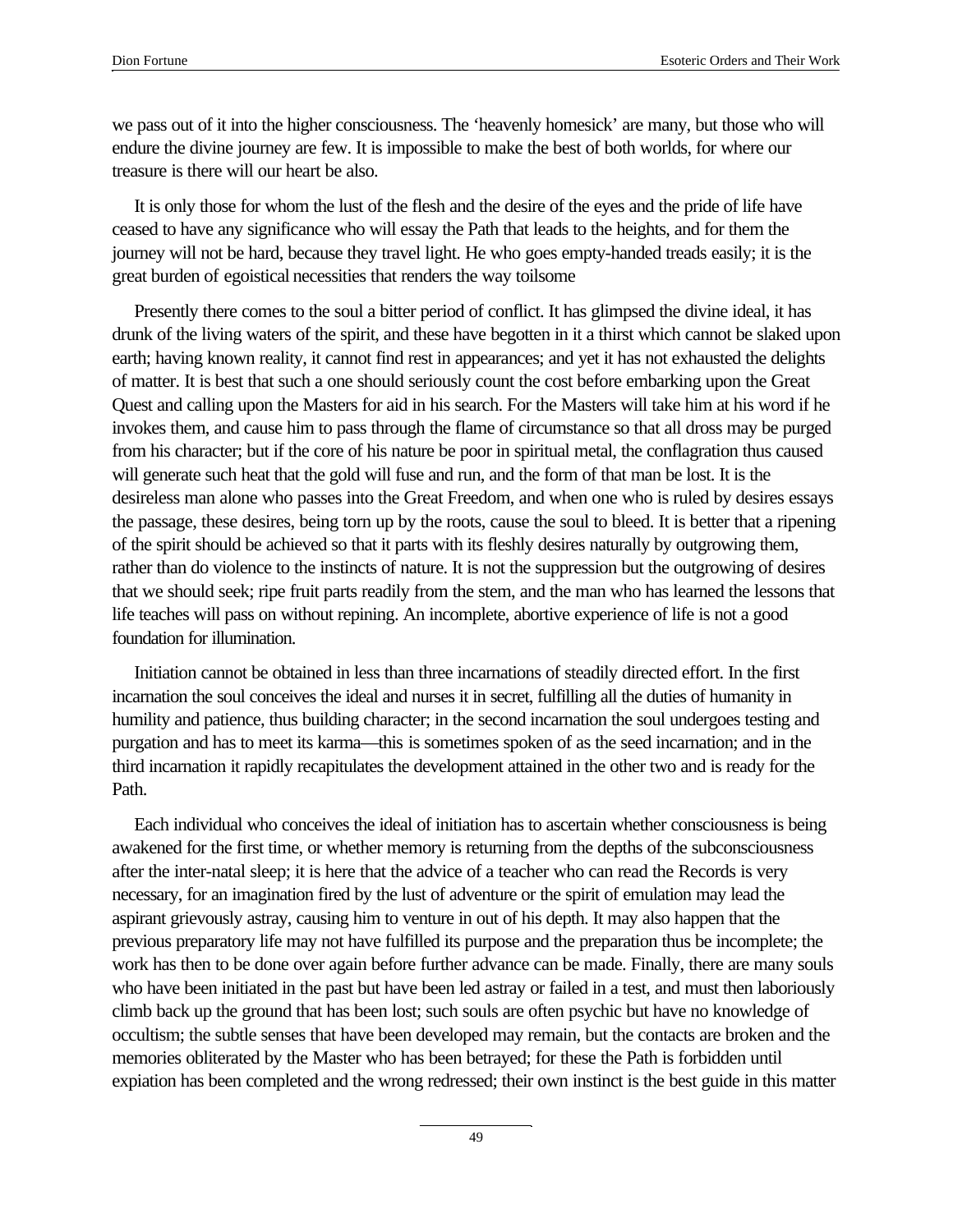we pass out of it into the higher consciousness. The 'heavenly homesick' are many, but those who will endure the divine journey are few. It is impossible to make the best of both worlds, for where our treasure is there will our heart be also.

It is only those for whom the lust of the flesh and the desire of the eyes and the pride of life have ceased to have any significance who will essay the Path that leads to the heights, and for them the journey will not be hard, because they travel light. He who goes empty-handed treads easily; it is the great burden of egoistical necessities that renders the way toilsome

Presently there comes to the soul a bitter period of conflict. It has glimpsed the divine ideal, it has drunk of the living waters of the spirit, and these have begotten in it a thirst which cannot be slaked upon earth; having known reality, it cannot find rest in appearances; and yet it has not exhausted the delights of matter. It is best that such a one should seriously count the cost before embarking upon the Great Quest and calling upon the Masters for aid in his search. For the Masters will take him at his word if he invokes them, and cause him to pass through the flame of circumstance so that all dross may be purged from his character; but if the core of his nature be poor in spiritual metal, the conflagration thus caused will generate such heat that the gold will fuse and run, and the form of that man be lost. It is the desireless man alone who passes into the Great Freedom, and when one who is ruled by desires essays the passage, these desires, being torn up by the roots, cause the soul to bleed. It is better that a ripening of the spirit should be achieved so that it parts with its fleshly desires naturally by outgrowing them, rather than do violence to the instincts of nature. It is not the suppression but the outgrowing of desires that we should seek; ripe fruit parts readily from the stem, and the man who has learned the lessons that life teaches will pass on without repining. An incomplete, abortive experience of life is not a good foundation for illumination.

Initiation cannot be obtained in less than three incarnations of steadily directed effort. In the first incarnation the soul conceives the ideal and nurses it in secret, fulfilling all the duties of humanity in humility and patience, thus building character; in the second incarnation the soul undergoes testing and purgation and has to meet its karma—this is sometimes spoken of as the seed incarnation; and in the third incarnation it rapidly recapitulates the development attained in the other two and is ready for the Path.

Each individual who conceives the ideal of initiation has to ascertain whether consciousness is being awakened for the first time, or whether memory is returning from the depths of the subconsciousness after the inter-natal sleep; it is here that the advice of a teacher who can read the Records is very necessary, for an imagination fired by the lust of adventure or the spirit of emulation may lead the aspirant grievously astray, causing him to venture in out of his depth. It may also happen that the previous preparatory life may not have fulfilled its purpose and the preparation thus be incomplete; the work has then to be done over again before further advance can be made. Finally, there are many souls who have been initiated in the past but have been led astray or failed in a test, and must then laboriously climb back up the ground that has been lost; such souls are often psychic but have no knowledge of occultism; the subtle senses that have been developed may remain, but the contacts are broken and the memories obliterated by the Master who has been betrayed; for these the Path is forbidden until expiation has been completed and the wrong redressed; their own instinct is the best guide in this matter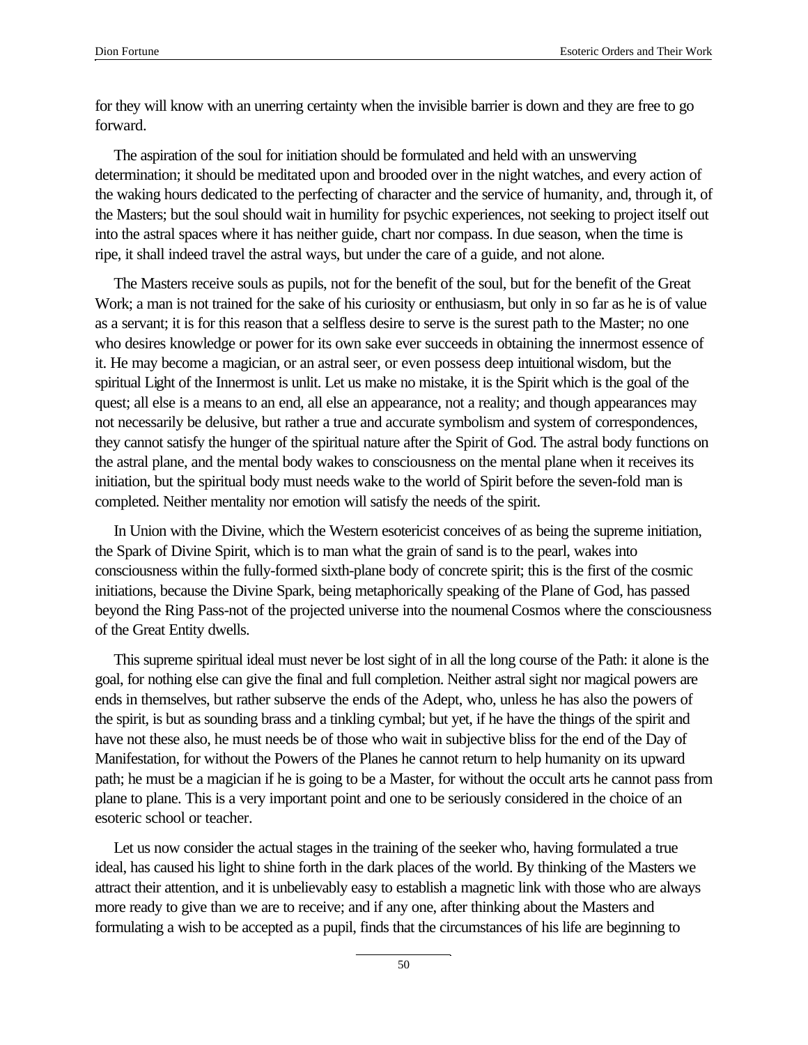for they will know with an unerring certainty when the invisible barrier is down and they are free to go forward.

The aspiration of the soul for initiation should be formulated and held with an unswerving determination; it should be meditated upon and brooded over in the night watches, and every action of the waking hours dedicated to the perfecting of character and the service of humanity, and, through it, of the Masters; but the soul should wait in humility for psychic experiences, not seeking to project itself out into the astral spaces where it has neither guide, chart nor compass. In due season, when the time is ripe, it shall indeed travel the astral ways, but under the care of a guide, and not alone.

The Masters receive souls as pupils, not for the benefit of the soul, but for the benefit of the Great Work; a man is not trained for the sake of his curiosity or enthusiasm, but only in so far as he is of value as a servant; it is for this reason that a selfless desire to serve is the surest path to the Master; no one who desires knowledge or power for its own sake ever succeeds in obtaining the innermost essence of it. He may become a magician, or an astral seer, or even possess deep intuitional wisdom, but the spiritual Light of the Innermost is unlit. Let us make no mistake, it is the Spirit which is the goal of the quest; all else is a means to an end, all else an appearance, not a reality; and though appearances may not necessarily be delusive, but rather a true and accurate symbolism and system of correspondences, they cannot satisfy the hunger of the spiritual nature after the Spirit of God. The astral body functions on the astral plane, and the mental body wakes to consciousness on the mental plane when it receives its initiation, but the spiritual body must needs wake to the world of Spirit before the seven-fold man is completed. Neither mentality nor emotion will satisfy the needs of the spirit.

In Union with the Divine, which the Western esotericist conceives of as being the supreme initiation, the Spark of Divine Spirit, which is to man what the grain of sand is to the pearl, wakes into consciousness within the fully-formed sixth-plane body of concrete spirit; this is the first of the cosmic initiations, because the Divine Spark, being metaphorically speaking of the Plane of God, has passed beyond the Ring Pass-not of the projected universe into the noumenal Cosmos where the consciousness of the Great Entity dwells.

This supreme spiritual ideal must never be lost sight of in all the long course of the Path: it alone is the goal, for nothing else can give the final and full completion. Neither astral sight nor magical powers are ends in themselves, but rather subserve the ends of the Adept, who, unless he has also the powers of the spirit, is but as sounding brass and a tinkling cymbal; but yet, if he have the things of the spirit and have not these also, he must needs be of those who wait in subjective bliss for the end of the Day of Manifestation, for without the Powers of the Planes he cannot return to help humanity on its upward path; he must be a magician if he is going to be a Master, for without the occult arts he cannot pass from plane to plane. This is a very important point and one to be seriously considered in the choice of an esoteric school or teacher.

Let us now consider the actual stages in the training of the seeker who, having formulated a true ideal, has caused his light to shine forth in the dark places of the world. By thinking of the Masters we attract their attention, and it is unbelievably easy to establish a magnetic link with those who are always more ready to give than we are to receive; and if any one, after thinking about the Masters and formulating a wish to be accepted as a pupil, finds that the circumstances of his life are beginning to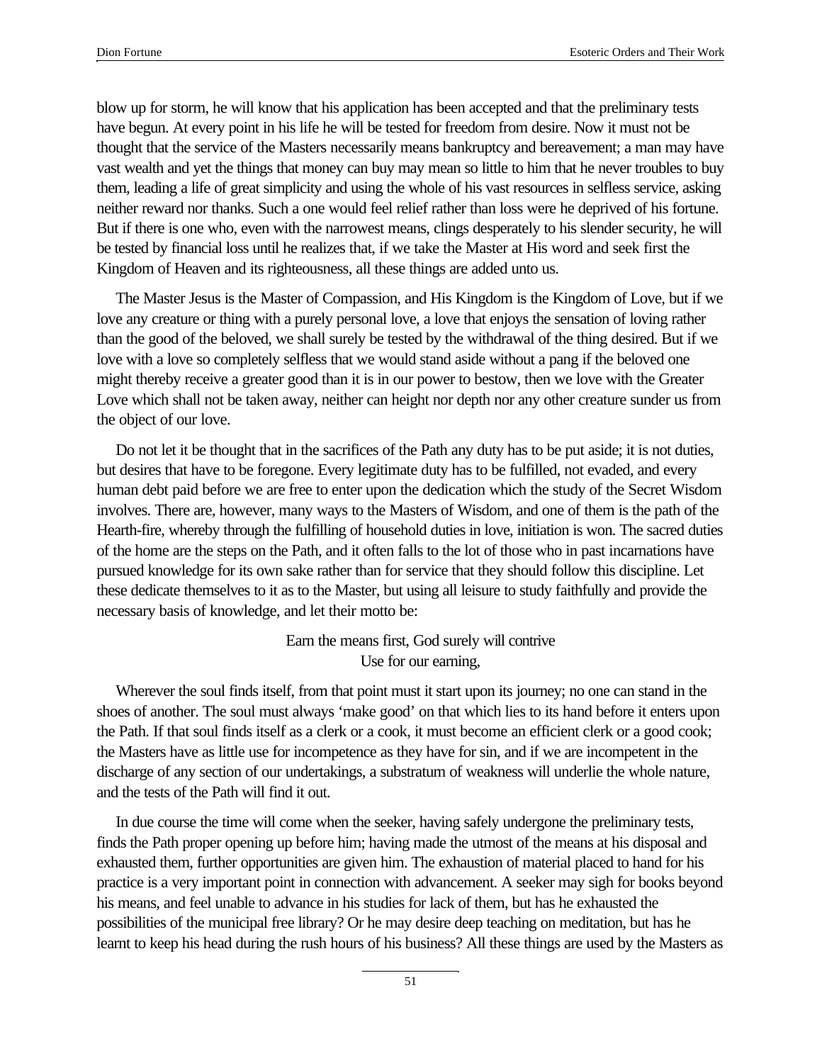blow up for storm, he will know that his application has been accepted and that the preliminary tests have begun. At every point in his life he will be tested for freedom from desire. Now it must not be thought that the service of the Masters necessarily means bankruptcy and bereavement; a man may have vast wealth and yet the things that money can buy may mean so little to him that he never troubles to buy them, leading a life of great simplicity and using the whole of his vast resources in selfless service, asking neither reward nor thanks. Such a one would feel relief rather than loss were he deprived of his fortune. But if there is one who, even with the narrowest means, clings desperately to his slender security, he will be tested by financial loss until he realizes that, if we take the Master at His word and seek first the Kingdom of Heaven and its righteousness, all these things are added unto us.

The Master Jesus is the Master of Compassion, and His Kingdom is the Kingdom of Love, but if we love any creature or thing with a purely personal love, a love that enjoys the sensation of loving rather than the good of the beloved, we shall surely be tested by the withdrawal of the thing desired. But if we love with a love so completely selfless that we would stand aside without a pang if the beloved one might thereby receive a greater good than it is in our power to bestow, then we love with the Greater Love which shall not be taken away, neither can height nor depth nor any other creature sunder us from the object of our love.

Do not let it be thought that in the sacrifices of the Path any duty has to be put aside; it is not duties, but desires that have to be foregone. Every legitimate duty has to be fulfilled, not evaded, and every human debt paid before we are free to enter upon the dedication which the study of the Secret Wisdom involves. There are, however, many ways to the Masters of Wisdom, and one of them is the path of the Hearth-fire, whereby through the fulfilling of household duties in love, initiation is won. The sacred duties of the home are the steps on the Path, and it often falls to the lot of those who in past incarnations have pursued knowledge for its own sake rather than for service that they should follow this discipline. Let these dedicate themselves to it as to the Master, but using all leisure to study faithfully and provide the necessary basis of knowledge, and let their motto be:

Earn the means first, God surely will contrive
Use for our earning,

Wherever the soul finds itself, from that point must it start upon its journey; no one can stand in the shoes of another. The soul must always 'make good' on that which lies to its hand before it enters upon the Path. If that soul finds itself as a clerk or a cook, it must become an efficient clerk or a good cook; the Masters have as little use for incompetence as they have for sin, and if we are incompetent in the discharge of any section of our undertakings, a substratum of weakness will underlie the whole nature, and the tests of the Path will find it out.

In due course the time will come when the seeker, having safely undergone the preliminary tests, finds the Path proper opening up before him; having made the utmost of the means at his disposal and exhausted them, further opportunities are given him. The exhaustion of material placed to hand for his practice is a very important point in connection with advancement. A seeker may sigh for books beyond his means, and feel unable to advance in his studies for lack of them, but has he exhausted the possibilities of the municipal free library? Or he may desire deep teaching on meditation, but has he learnt to keep his head during the rush hours of his business? All these things are used by the Masters as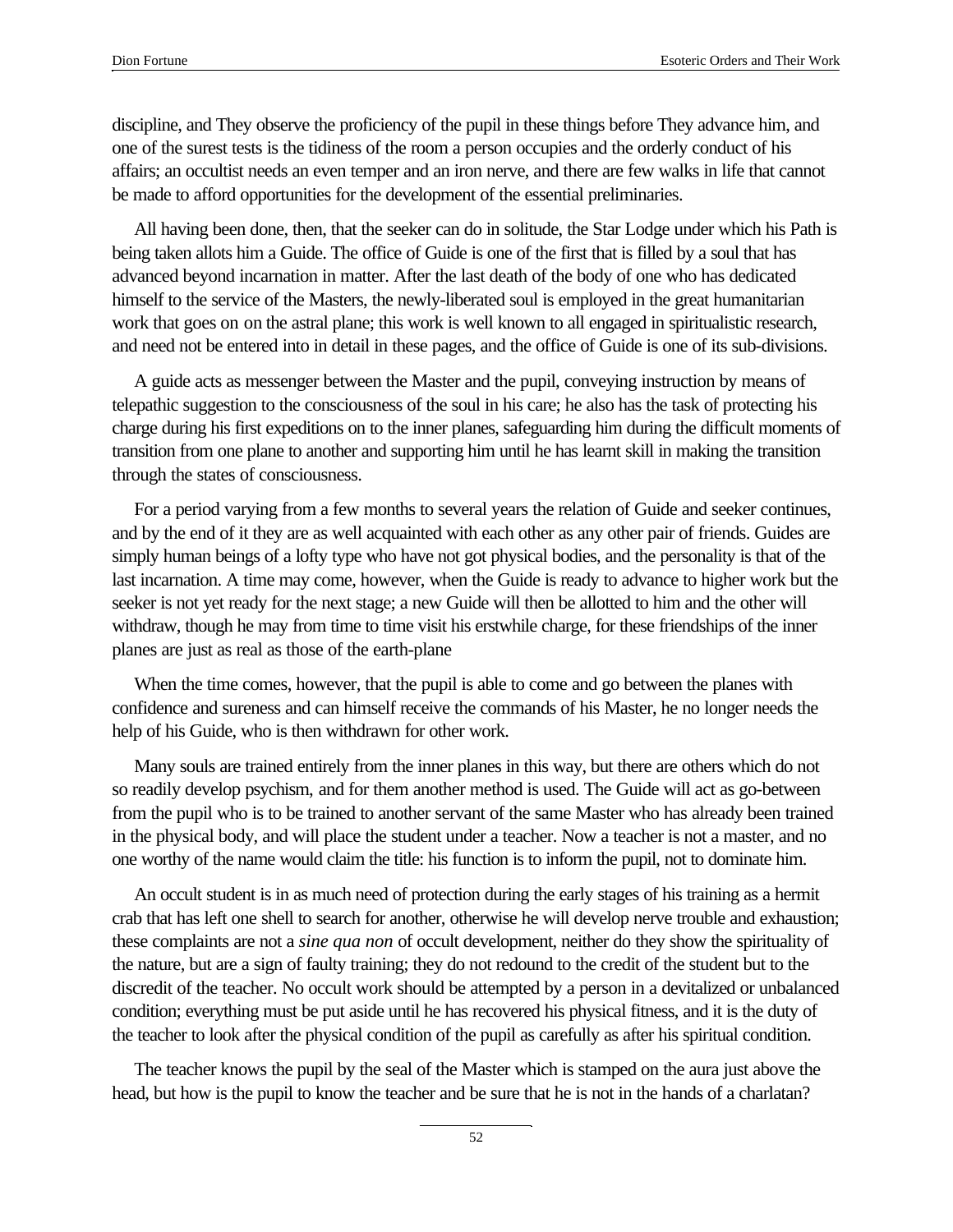discipline, and They observe the proficiency of the pupil in these things before They advance him, and one of the surest tests is the tidiness of the room a person occupies and the orderly conduct of his affairs; an occultist needs an even temper and an iron nerve, and there are few walks in life that cannot be made to afford opportunities for the development of the essential preliminaries.

All having been done, then, that the seeker can do in solitude, the Star Lodge under which his Path is being taken allots him a Guide. The office of Guide is one of the first that is filled by a soul that has advanced beyond incarnation in matter. After the last death of the body of one who has dedicated himself to the service of the Masters, the newly-liberated soul is employed in the great humanitarian work that goes on on the astral plane; this work is well known to all engaged in spiritualistic research, and need not be entered into in detail in these pages, and the office of Guide is one of its sub-divisions.

A guide acts as messenger between the Master and the pupil, conveying instruction by means of telepathic suggestion to the consciousness of the soul in his care; he also has the task of protecting his charge during his first expeditions on to the inner planes, safeguarding him during the difficult moments of transition from one plane to another and supporting him until he has learnt skill in making the transition through the states of consciousness.

For a period varying from a few months to several years the relation of Guide and seeker continues, and by the end of it they are as well acquainted with each other as any other pair of friends. Guides are simply human beings of a lofty type who have not got physical bodies, and the personality is that of the last incarnation. A time may come, however, when the Guide is ready to advance to higher work but the seeker is not yet ready for the next stage; a new Guide will then be allotted to him and the other will withdraw, though he may from time to time visit his erstwhile charge, for these friendships of the inner planes are just as real as those of the earth-plane

When the time comes, however, that the pupil is able to come and go between the planes with confidence and sureness and can himself receive the commands of his Master, he no longer needs the help of his Guide, who is then withdrawn for other work.

Many souls are trained entirely from the inner planes in this way, but there are others which do not so readily develop psychism, and for them another method is used. The Guide will act as go-between from the pupil who is to be trained to another servant of the same Master who has already been trained in the physical body, and will place the student under a teacher. Now a teacher is not a master, and no one worthy of the name would claim the title: his function is to inform the pupil, not to dominate him.

An occult student is in as much need of protection during the early stages of his training as a hermit crab that has left one shell to search for another, otherwise he will develop nerve trouble and exhaustion; these complaints are not a *sine qua non* of occult development, neither do they show the spirituality of the nature, but are a sign of faulty training; they do not redound to the credit of the student but to the discredit of the teacher. No occult work should be attempted by a person in a devitalized or unbalanced condition; everything must be put aside until he has recovered his physical fitness, and it is the duty of the teacher to look after the physical condition of the pupil as carefully as after his spiritual condition.

The teacher knows the pupil by the seal of the Master which is stamped on the aura just above the head, but how is the pupil to know the teacher and be sure that he is not in the hands of a charlatan?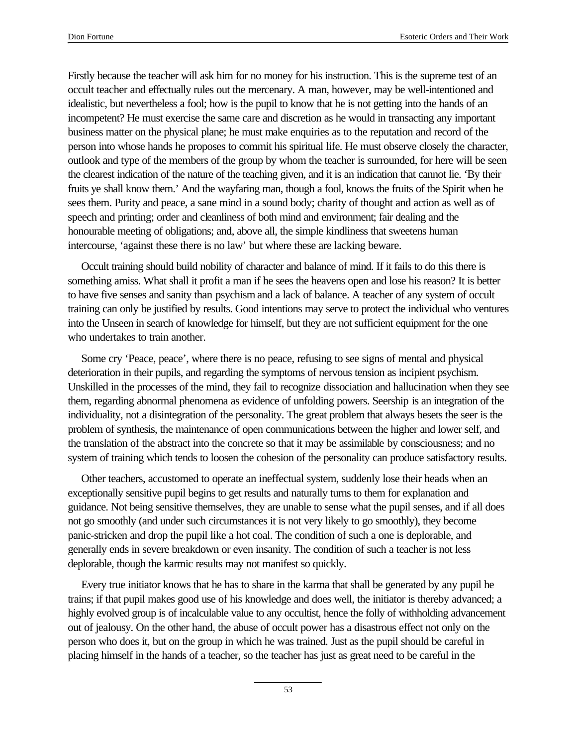Firstly because the teacher will ask him for no money for his instruction. This is the supreme test of an occult teacher and effectually rules out the mercenary. A man, however, may be well-intentioned and idealistic, but nevertheless a fool; how is the pupil to know that he is not getting into the hands of an incompetent? He must exercise the same care and discretion as he would in transacting any important business matter on the physical plane; he must make enquiries as to the reputation and record of the person into whose hands he proposes to commit his spiritual life. He must observe closely the character, outlook and type of the members of the group by whom the teacher is surrounded, for here will be seen the clearest indication of the nature of the teaching given, and it is an indication that cannot lie. 'By their fruits ye shall know them.' And the wayfaring man, though a fool, knows the fruits of the Spirit when he sees them. Purity and peace, a sane mind in a sound body; charity of thought and action as well as of speech and printing; order and cleanliness of both mind and environment; fair dealing and the honourable meeting of obligations; and, above all, the simple kindliness that sweetens human intercourse, 'against these there is no law' but where these are lacking beware.

Occult training should build nobility of character and balance of mind. If it fails to do this there is something amiss. What shall it profit a man if he sees the heavens open and lose his reason? It is better to have five senses and sanity than psychism and a lack of balance. A teacher of any system of occult training can only be justified by results. Good intentions may serve to protect the individual who ventures into the Unseen in search of knowledge for himself, but they are not sufficient equipment for the one who undertakes to train another.

Some cry 'Peace, peace', where there is no peace, refusing to see signs of mental and physical deterioration in their pupils, and regarding the symptoms of nervous tension as incipient psychism. Unskilled in the processes of the mind, they fail to recognize dissociation and hallucination when they see them, regarding abnormal phenomena as evidence of unfolding powers. Seership is an integration of the individuality, not a disintegration of the personality. The great problem that always besets the seer is the problem of synthesis, the maintenance of open communications between the higher and lower self, and the translation of the abstract into the concrete so that it may be assimilable by consciousness; and no system of training which tends to loosen the cohesion of the personality can produce satisfactory results.

Other teachers, accustomed to operate an ineffectual system, suddenly lose their heads when an exceptionally sensitive pupil begins to get results and naturally turns to them for explanation and guidance. Not being sensitive themselves, they are unable to sense what the pupil senses, and if all does not go smoothly (and under such circumstances it is not very likely to go smoothly), they become panic-stricken and drop the pupil like a hot coal. The condition of such a one is deplorable, and generally ends in severe breakdown or even insanity. The condition of such a teacher is not less deplorable, though the karmic results may not manifest so quickly.

Every true initiator knows that he has to share in the karma that shall be generated by any pupil he trains; if that pupil makes good use of his knowledge and does well, the initiator is thereby advanced; a highly evolved group is of incalculable value to any occultist, hence the folly of withholding advancement out of jealousy. On the other hand, the abuse of occult power has a disastrous effect not only on the person who does it, but on the group in which he was trained. Just as the pupil should be careful in placing himself in the hands of a teacher, so the teacher has just as great need to be careful in the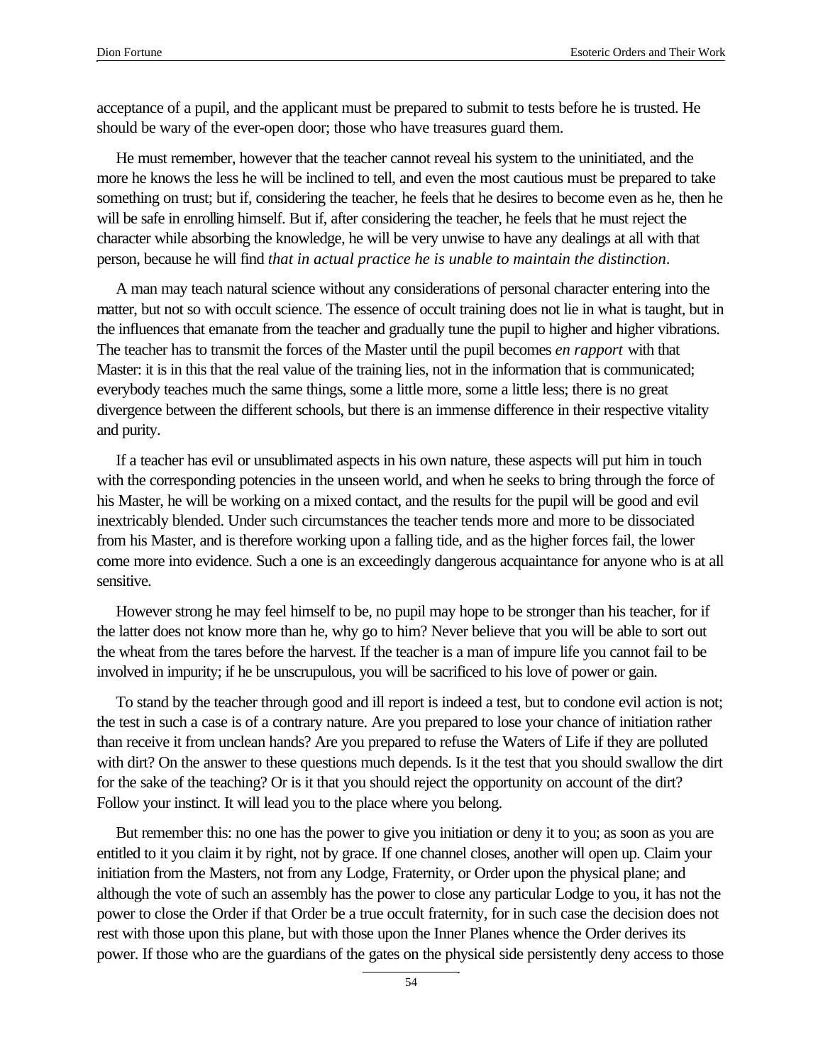acceptance of a pupil, and the applicant must be prepared to submit to tests before he is trusted. He should be wary of the ever-open door; those who have treasures guard them.

He must remember, however that the teacher cannot reveal his system to the uninitiated, and the more he knows the less he will be inclined to tell, and even the most cautious must be prepared to take something on trust; but if, considering the teacher, he feels that he desires to become even as he, then he will be safe in enrolling himself. But if, after considering the teacher, he feels that he must reject the character while absorbing the knowledge, he will be very unwise to have any dealings at all with that person, because he will find *that in actual practice he is unable to maintain the distinction*.

A man may teach natural science without any considerations of personal character entering into the matter, but not so with occult science. The essence of occult training does not lie in what is taught, but in the influences that emanate from the teacher and gradually tune the pupil to higher and higher vibrations. The teacher has to transmit the forces of the Master until the pupil becomes *en rapport* with that Master: it is in this that the real value of the training lies, not in the information that is communicated; everybody teaches much the same things, some a little more, some a little less; there is no great divergence between the different schools, but there is an immense difference in their respective vitality and purity.

If a teacher has evil or unsublimated aspects in his own nature, these aspects will put him in touch with the corresponding potencies in the unseen world, and when he seeks to bring through the force of his Master, he will be working on a mixed contact, and the results for the pupil will be good and evil inextricably blended. Under such circumstances the teacher tends more and more to be dissociated from his Master, and is therefore working upon a falling tide, and as the higher forces fail, the lower come more into evidence. Such a one is an exceedingly dangerous acquaintance for anyone who is at all sensitive.

However strong he may feel himself to be, no pupil may hope to be stronger than his teacher, for if the latter does not know more than he, why go to him? Never believe that you will be able to sort out the wheat from the tares before the harvest. If the teacher is a man of impure life you cannot fail to be involved in impurity; if he be unscrupulous, you will be sacrificed to his love of power or gain.

To stand by the teacher through good and ill report is indeed a test, but to condone evil action is not; the test in such a case is of a contrary nature. Are you prepared to lose your chance of initiation rather than receive it from unclean hands? Are you prepared to refuse the Waters of Life if they are polluted with dirt? On the answer to these questions much depends. Is it the test that you should swallow the dirt for the sake of the teaching? Or is it that you should reject the opportunity on account of the dirt? Follow your instinct. It will lead you to the place where you belong.

But remember this: no one has the power to give you initiation or deny it to you; as soon as you are entitled to it you claim it by right, not by grace. If one channel closes, another will open up. Claim your initiation from the Masters, not from any Lodge, Fraternity, or Order upon the physical plane; and although the vote of such an assembly has the power to close any particular Lodge to you, it has not the power to close the Order if that Order be a true occult fraternity, for in such case the decision does not rest with those upon this plane, but with those upon the Inner Planes whence the Order derives its power. If those who are the guardians of the gates on the physical side persistently deny access to those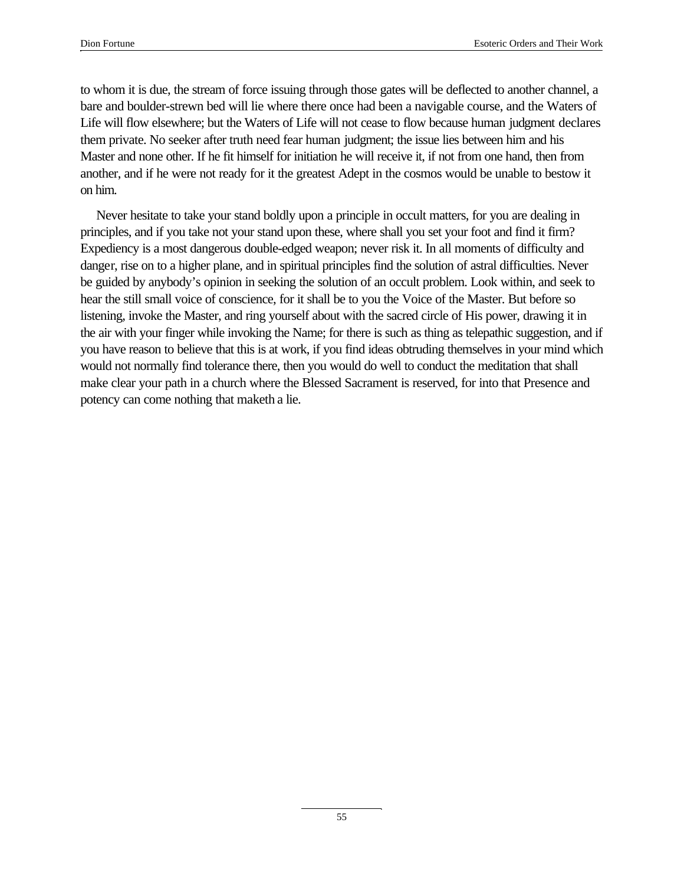to whom it is due, the stream of force issuing through those gates will be deflected to another channel, a bare and boulder-strewn bed will lie where there once had been a navigable course, and the Waters of Life will flow elsewhere; but the Waters of Life will not cease to flow because human judgment declares them private. No seeker after truth need fear human judgment; the issue lies between him and his Master and none other. If he fit himself for initiation he will receive it, if not from one hand, then from another, and if he were not ready for it the greatest Adept in the cosmos would be unable to bestow it on him.

Never hesitate to take your stand boldly upon a principle in occult matters, for you are dealing in principles, and if you take not your stand upon these, where shall you set your foot and find it firm? Expediency is a most dangerous double-edged weapon; never risk it. In all moments of difficulty and danger, rise on to a higher plane, and in spiritual principles find the solution of astral difficulties. Never be guided by anybody's opinion in seeking the solution of an occult problem. Look within, and seek to hear the still small voice of conscience, for it shall be to you the Voice of the Master. But before so listening, invoke the Master, and ring yourself about with the sacred circle of His power, drawing it in the air with your finger while invoking the Name; for there is such as thing as telepathic suggestion, and if you have reason to believe that this is at work, if you find ideas obtruding themselves in your mind which would not normally find tolerance there, then you would do well to conduct the meditation that shall make clear your path in a church where the Blessed Sacrament is reserved, for into that Presence and potency can come nothing that maketh a lie.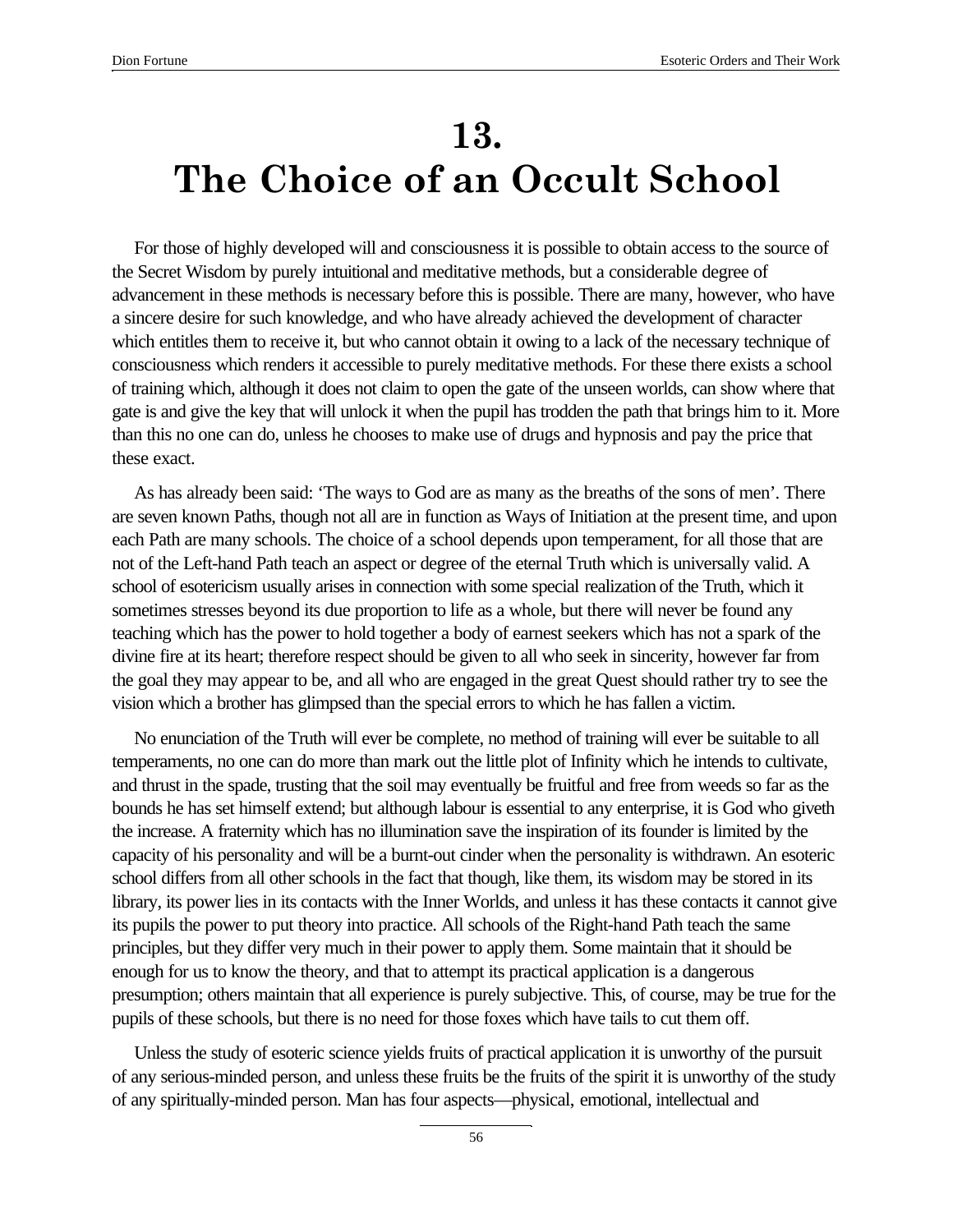# 13.
# The Choice of an Occult School

For those of highly developed will and consciousness it is possible to obtain access to the source of the Secret Wisdom by purely intuitional and meditative methods, but a considerable degree of advancement in these methods is necessary before this is possible. There are many, however, who have a sincere desire for such knowledge, and who have already achieved the development of character which entitles them to receive it, but who cannot obtain it owing to a lack of the necessary technique of consciousness which renders it accessible to purely meditative methods. For these there exists a school of training which, although it does not claim to open the gate of the unseen worlds, can show where that gate is and give the key that will unlock it when the pupil has trodden the path that brings him to it. More than this no one can do, unless he chooses to make use of drugs and hypnosis and pay the price that these exact.

As has already been said: 'The ways to God are as many as the breaths of the sons of men'. There are seven known Paths, though not all are in function as Ways of Initiation at the present time, and upon each Path are many schools. The choice of a school depends upon temperament, for all those that are not of the Left-hand Path teach an aspect or degree of the eternal Truth which is universally valid. A school of esotericism usually arises in connection with some special realization of the Truth, which it sometimes stresses beyond its due proportion to life as a whole, but there will never be found any teaching which has the power to hold together a body of earnest seekers which has not a spark of the divine fire at its heart; therefore respect should be given to all who seek in sincerity, however far from the goal they may appear to be, and all who are engaged in the great Quest should rather try to see the vision which a brother has glimpsed than the special errors to which he has fallen a victim.

No enunciation of the Truth will ever be complete, no method of training will ever be suitable to all temperaments, no one can do more than mark out the little plot of Infinity which he intends to cultivate, and thrust in the spade, trusting that the soil may eventually be fruitful and free from weeds so far as the bounds he has set himself extend; but although labour is essential to any enterprise, it is God who giveth the increase. A fraternity which has no illumination save the inspiration of its founder is limited by the capacity of his personality and will be a burnt-out cinder when the personality is withdrawn. An esoteric school differs from all other schools in the fact that though, like them, its wisdom may be stored in its library, its power lies in its contacts with the Inner Worlds, and unless it has these contacts it cannot give its pupils the power to put theory into practice. All schools of the Right-hand Path teach the same principles, but they differ very much in their power to apply them. Some maintain that it should be enough for us to know the theory, and that to attempt its practical application is a dangerous presumption; others maintain that all experience is purely subjective. This, of course, may be true for the pupils of these schools, but there is no need for those foxes which have tails to cut them off.

Unless the study of esoteric science yields fruits of practical application it is unworthy of the pursuit of any serious-minded person, and unless these fruits be the fruits of the spirit it is unworthy of the study of any spiritually-minded person. Man has four aspects—physical, emotional, intellectual and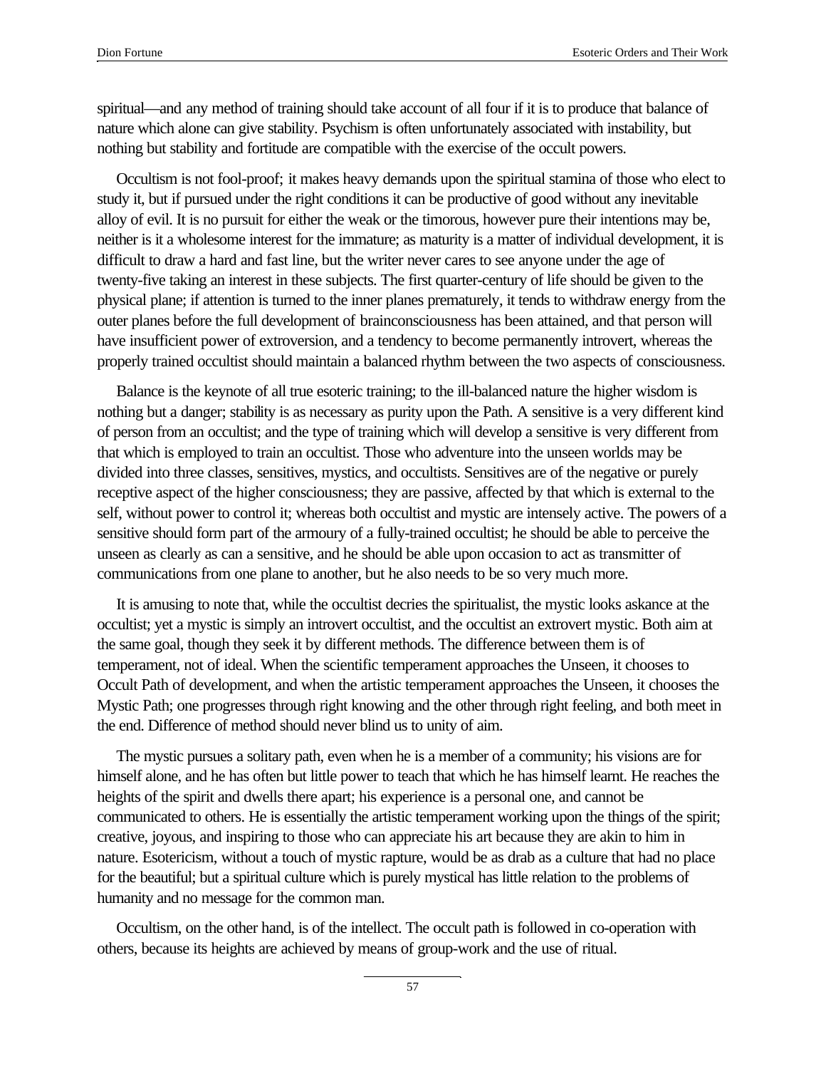spiritual—and any method of training should take account of all four if it is to produce that balance of nature which alone can give stability. Psychism is often unfortunately associated with instability, but nothing but stability and fortitude are compatible with the exercise of the occult powers.

Occultism is not fool-proof; it makes heavy demands upon the spiritual stamina of those who elect to study it, but if pursued under the right conditions it can be productive of good without any inevitable alloy of evil. It is no pursuit for either the weak or the timorous, however pure their intentions may be, neither is it a wholesome interest for the immature; as maturity is a matter of individual development, it is difficult to draw a hard and fast line, but the writer never cares to see anyone under the age of twenty-five taking an interest in these subjects. The first quarter-century of life should be given to the physical plane; if attention is turned to the inner planes prematurely, it tends to withdraw energy from the outer planes before the full development of brainconsciousness has been attained, and that person will have insufficient power of extroversion, and a tendency to become permanently introvert, whereas the properly trained occultist should maintain a balanced rhythm between the two aspects of consciousness.

Balance is the keynote of all true esoteric training; to the ill-balanced nature the higher wisdom is nothing but a danger; stability is as necessary as purity upon the Path. A sensitive is a very different kind of person from an occultist; and the type of training which will develop a sensitive is very different from that which is employed to train an occultist. Those who adventure into the unseen worlds may be divided into three classes, sensitives, mystics, and occultists. Sensitives are of the negative or purely receptive aspect of the higher consciousness; they are passive, affected by that which is external to the self, without power to control it; whereas both occultist and mystic are intensely active. The powers of a sensitive should form part of the armoury of a fully-trained occultist; he should be able to perceive the unseen as clearly as can a sensitive, and he should be able upon occasion to act as transmitter of communications from one plane to another, but he also needs to be so very much more.

It is amusing to note that, while the occultist decries the spiritualist, the mystic looks askance at the occultist; yet a mystic is simply an introvert occultist, and the occultist an extrovert mystic. Both aim at the same goal, though they seek it by different methods. The difference between them is of temperament, not of ideal. When the scientific temperament approaches the Unseen, it chooses to Occult Path of development, and when the artistic temperament approaches the Unseen, it chooses the Mystic Path; one progresses through right knowing and the other through right feeling, and both meet in the end. Difference of method should never blind us to unity of aim.

The mystic pursues a solitary path, even when he is a member of a community; his visions are for himself alone, and he has often but little power to teach that which he has himself learnt. He reaches the heights of the spirit and dwells there apart; his experience is a personal one, and cannot be communicated to others. He is essentially the artistic temperament working upon the things of the spirit; creative, joyous, and inspiring to those who can appreciate his art because they are akin to him in nature. Esotericism, without a touch of mystic rapture, would be as drab as a culture that had no place for the beautiful; but a spiritual culture which is purely mystical has little relation to the problems of humanity and no message for the common man.

Occultism, on the other hand, is of the intellect. The occult path is followed in co-operation with others, because its heights are achieved by means of group-work and the use of ritual.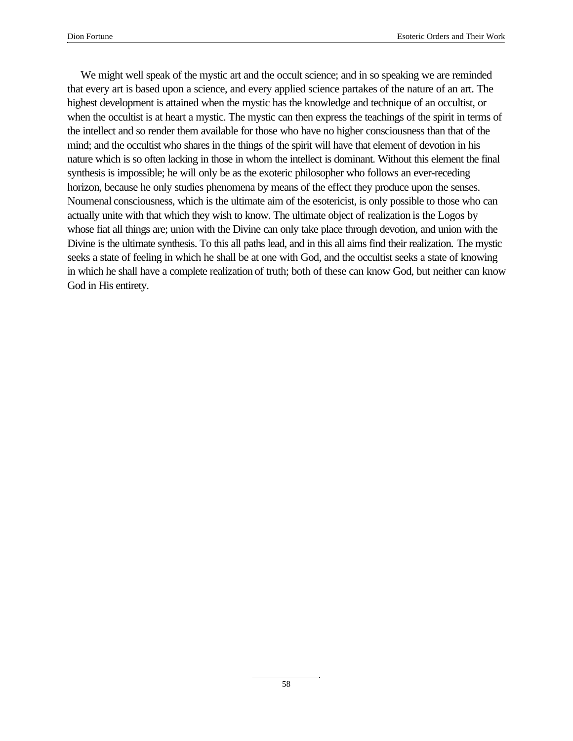We might well speak of the mystic art and the occult science; and in so speaking we are reminded that every art is based upon a science, and every applied science partakes of the nature of an art. The highest development is attained when the mystic has the knowledge and technique of an occultist, or when the occultist is at heart a mystic. The mystic can then express the teachings of the spirit in terms of the intellect and so render them available for those who have no higher consciousness than that of the mind; and the occultist who shares in the things of the spirit will have that element of devotion in his nature which is so often lacking in those in whom the intellect is dominant. Without this element the final synthesis is impossible; he will only be as the exoteric philosopher who follows an ever-receding horizon, because he only studies phenomena by means of the effect they produce upon the senses. Noumenal consciousness, which is the ultimate aim of the esotericist, is only possible to those who can actually unite with that which they wish to know. The ultimate object of realization is the Logos by whose fiat all things are; union with the Divine can only take place through devotion, and union with the Divine is the ultimate synthesis. To this all paths lead, and in this all aims find their realization. The mystic seeks a state of feeling in which he shall be at one with God, and the occultist seeks a state of knowing in which he shall have a complete realization of truth; both of these can know God, but neither can know God in His entirety.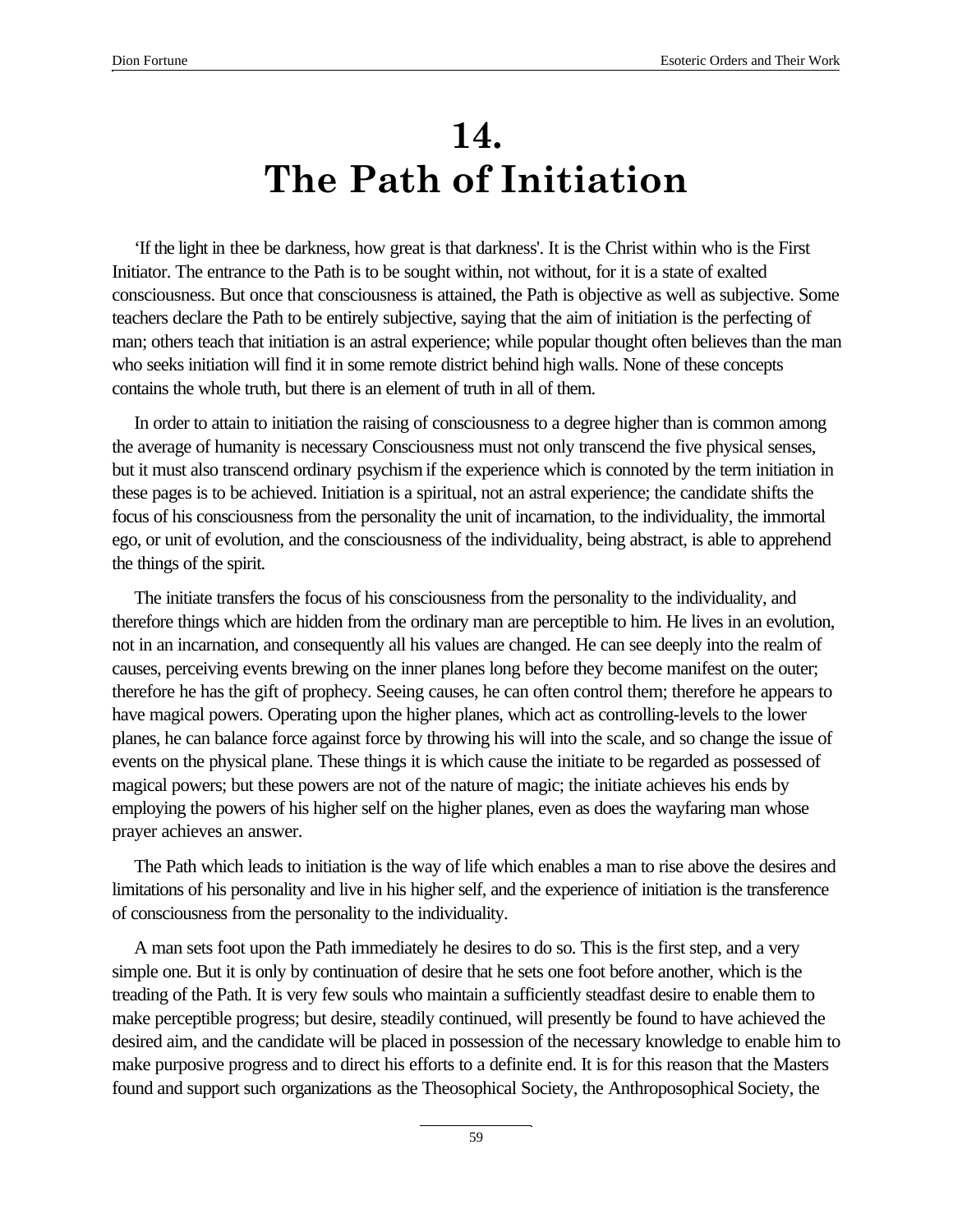# 14. The Path of Initiation

'If the light in thee be darkness, how great is that darkness'. It is the Christ within who is the First Initiator. The entrance to the Path is to be sought within, not without, for it is a state of exalted consciousness. But once that consciousness is attained, the Path is objective as well as subjective. Some teachers declare the Path to be entirely subjective, saying that the aim of initiation is the perfecting of man; others teach that initiation is an astral experience; while popular thought often believes than the man who seeks initiation will find it in some remote district behind high walls. None of these concepts contains the whole truth, but there is an element of truth in all of them.

In order to attain to initiation the raising of consciousness to a degree higher than is common among the average of humanity is necessary Consciousness must not only transcend the five physical senses, but it must also transcend ordinary psychism if the experience which is connoted by the term initiation in these pages is to be achieved. Initiation is a spiritual, not an astral experience; the candidate shifts the focus of his consciousness from the personality the unit of incarnation, to the individuality, the immortal ego, or unit of evolution, and the consciousness of the individuality, being abstract, is able to apprehend the things of the spirit.

The initiate transfers the focus of his consciousness from the personality to the individuality, and therefore things which are hidden from the ordinary man are perceptible to him. He lives in an evolution, not in an incarnation, and consequently all his values are changed. He can see deeply into the realm of causes, perceiving events brewing on the inner planes long before they become manifest on the outer; therefore he has the gift of prophecy. Seeing causes, he can often control them; therefore he appears to have magical powers. Operating upon the higher planes, which act as controlling-levels to the lower planes, he can balance force against force by throwing his will into the scale, and so change the issue of events on the physical plane. These things it is which cause the initiate to be regarded as possessed of magical powers; but these powers are not of the nature of magic; the initiate achieves his ends by employing the powers of his higher self on the higher planes, even as does the wayfaring man whose prayer achieves an answer.

The Path which leads to initiation is the way of life which enables a man to rise above the desires and limitations of his personality and live in his higher self, and the experience of initiation is the transference of consciousness from the personality to the individuality.

A man sets foot upon the Path immediately he desires to do so. This is the first step, and a very simple one. But it is only by continuation of desire that he sets one foot before another, which is the treading of the Path. It is very few souls who maintain a sufficiently steadfast desire to enable them to make perceptible progress; but desire, steadily continued, will presently be found to have achieved the desired aim, and the candidate will be placed in possession of the necessary knowledge to enable him to make purposive progress and to direct his efforts to a definite end. It is for this reason that the Masters found and support such organizations as the Theosophical Society, the Anthroposophical Society, the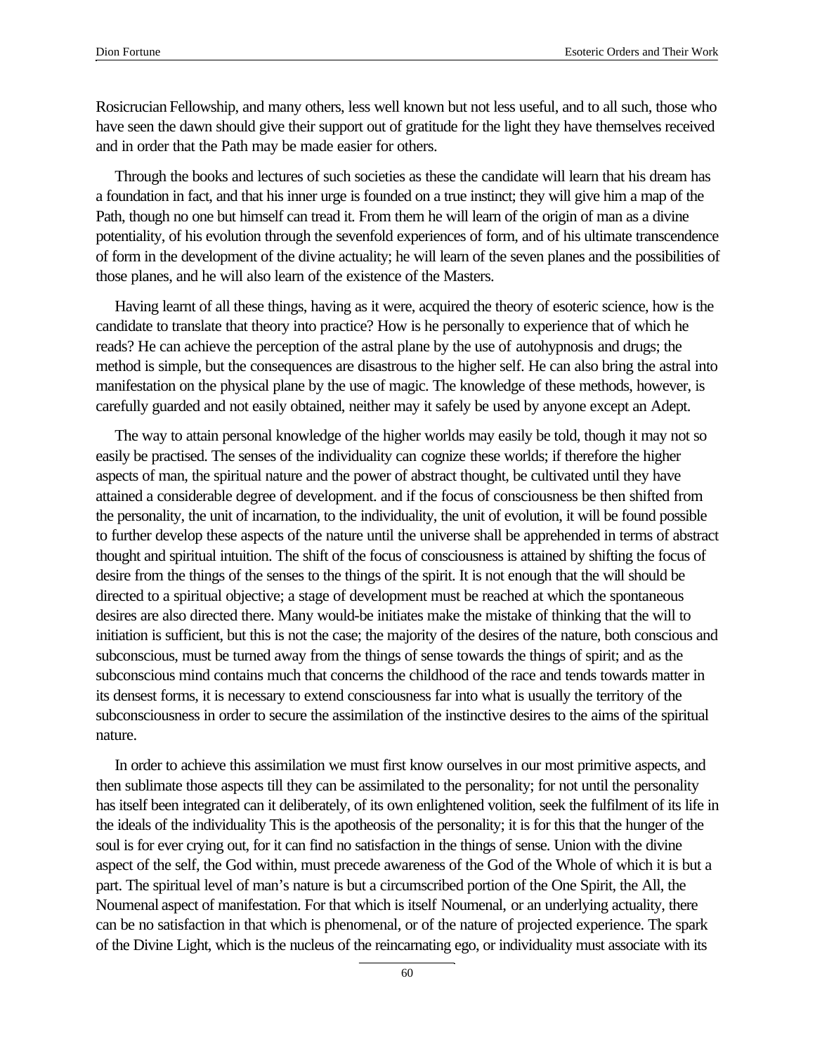Rosicrucian Fellowship, and many others, less well known but not less useful, and to all such, those who have seen the dawn should give their support out of gratitude for the light they have themselves received and in order that the Path may be made easier for others.

Through the books and lectures of such societies as these the candidate will learn that his dream has a foundation in fact, and that his inner urge is founded on a true instinct; they will give him a map of the Path, though no one but himself can tread it. From them he will learn of the origin of man as a divine potentiality, of his evolution through the sevenfold experiences of form, and of his ultimate transcendence of form in the development of the divine actuality; he will learn of the seven planes and the possibilities of those planes, and he will also learn of the existence of the Masters.

Having learnt of all these things, having as it were, acquired the theory of esoteric science, how is the candidate to translate that theory into practice? How is he personally to experience that of which he reads? He can achieve the perception of the astral plane by the use of autohypnosis and drugs; the method is simple, but the consequences are disastrous to the higher self. He can also bring the astral into manifestation on the physical plane by the use of magic. The knowledge of these methods, however, is carefully guarded and not easily obtained, neither may it safely be used by anyone except an Adept.

The way to attain personal knowledge of the higher worlds may easily be told, though it may not so easily be practised. The senses of the individuality can cognize these worlds; if therefore the higher aspects of man, the spiritual nature and the power of abstract thought, be cultivated until they have attained a considerable degree of development. and if the focus of consciousness be then shifted from the personality, the unit of incarnation, to the individuality, the unit of evolution, it will be found possible to further develop these aspects of the nature until the universe shall be apprehended in terms of abstract thought and spiritual intuition. The shift of the focus of consciousness is attained by shifting the focus of desire from the things of the senses to the things of the spirit. It is not enough that the will should be directed to a spiritual objective; a stage of development must be reached at which the spontaneous desires are also directed there. Many would-be initiates make the mistake of thinking that the will to initiation is sufficient, but this is not the case; the majority of the desires of the nature, both conscious and subconscious, must be turned away from the things of sense towards the things of spirit; and as the subconscious mind contains much that concerns the childhood of the race and tends towards matter in its densest forms, it is necessary to extend consciousness far into what is usually the territory of the subconsciousness in order to secure the assimilation of the instinctive desires to the aims of the spiritual nature.

In order to achieve this assimilation we must first know ourselves in our most primitive aspects, and then sublimate those aspects till they can be assimilated to the personality; for not until the personality has itself been integrated can it deliberately, of its own enlightened volition, seek the fulfilment of its life in the ideals of the individuality This is the apotheosis of the personality; it is for this that the hunger of the soul is for ever crying out, for it can find no satisfaction in the things of sense. Union with the divine aspect of the self, the God within, must precede awareness of the God of the Whole of which it is but a part. The spiritual level of man's nature is but a circumscribed portion of the One Spirit, the All, the Noumenal aspect of manifestation. For that which is itself Noumenal, or an underlying actuality, there can be no satisfaction in that which is phenomenal, or of the nature of projected experience. The spark of the Divine Light, which is the nucleus of the reincarnating ego, or individuality must associate with its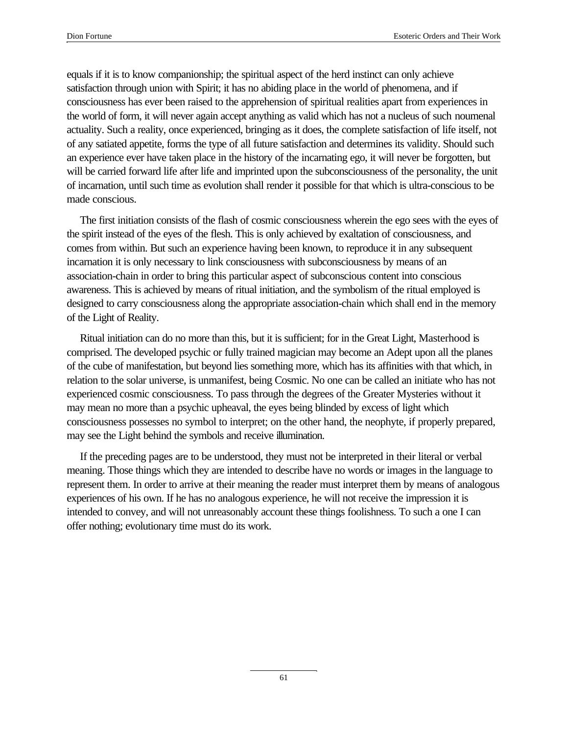equals if it is to know companionship; the spiritual aspect of the herd instinct can only achieve satisfaction through union with Spirit; it has no abiding place in the world of phenomena, and if consciousness has ever been raised to the apprehension of spiritual realities apart from experiences in the world of form, it will never again accept anything as valid which has not a nucleus of such noumenal actuality. Such a reality, once experienced, bringing as it does, the complete satisfaction of life itself, not of any satiated appetite, forms the type of all future satisfaction and determines its validity. Should such an experience ever have taken place in the history of the incarnating ego, it will never be forgotten, but will be carried forward life after life and imprinted upon the subconsciousness of the personality, the unit of incarnation, until such time as evolution shall render it possible for that which is ultra-conscious to be made conscious.

The first initiation consists of the flash of cosmic consciousness wherein the ego sees with the eyes of the spirit instead of the eyes of the flesh. This is only achieved by exaltation of consciousness, and comes from within. But such an experience having been known, to reproduce it in any subsequent incarnation it is only necessary to link consciousness with subconsciousness by means of an association-chain in order to bring this particular aspect of subconscious content into conscious awareness. This is achieved by means of ritual initiation, and the symbolism of the ritual employed is designed to carry consciousness along the appropriate association-chain which shall end in the memory of the Light of Reality.

Ritual initiation can do no more than this, but it is sufficient; for in the Great Light, Masterhood is comprised. The developed psychic or fully trained magician may become an Adept upon all the planes of the cube of manifestation, but beyond lies something more, which has its affinities with that which, in relation to the solar universe, is unmanifest, being Cosmic. No one can be called an initiate who has not experienced cosmic consciousness. To pass through the degrees of the Greater Mysteries without it may mean no more than a psychic upheaval, the eyes being blinded by excess of light which consciousness possesses no symbol to interpret; on the other hand, the neophyte, if properly prepared, may see the Light behind the symbols and receive illumination.

If the preceding pages are to be understood, they must not be interpreted in their literal or verbal meaning. Those things which they are intended to describe have no words or images in the language to represent them. In order to arrive at their meaning the reader must interpret them by means of analogous experiences of his own. If he has no analogous experience, he will not receive the impression it is intended to convey, and will not unreasonably account these things foolishness. To such a one I can offer nothing; evolutionary time must do its work.